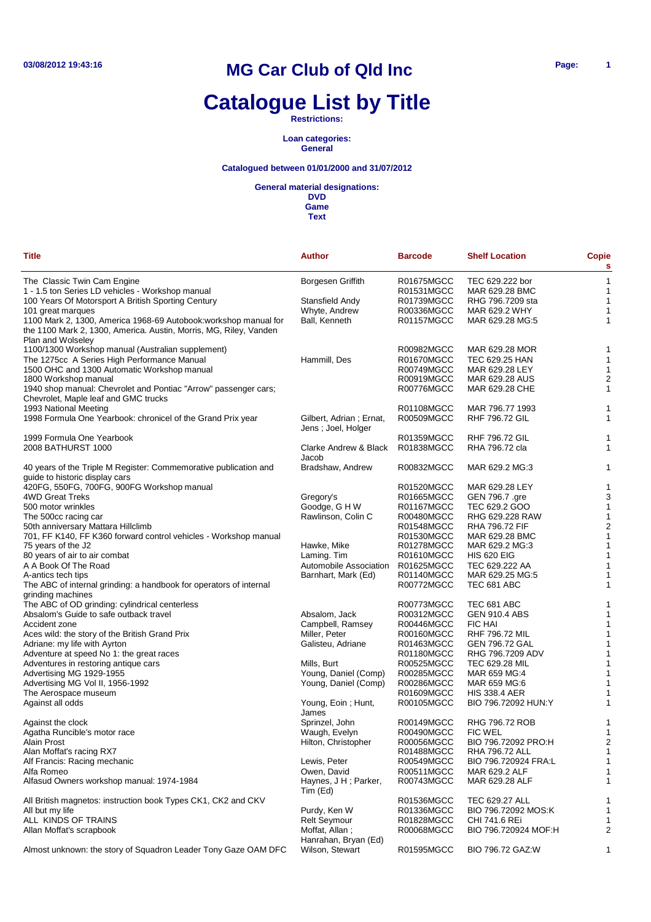# MG Car Club of Qld Inc

# Catalogue List by Title

**Restrictions:**

**Loan categories:**
**General**

**Catalogued between 01/01/2000 and 31/07/2012**

**General material designations:**
**DVD**
**Game**
**Text**

| Title | Author | Barcode | Shelf Location | Copies |
|---|---|---|---|---|
| The Classic Twin Cam Engine | Borgesen Griffith | R01675MGCC | TEC 629.222 bor | 1 |
| 1 - 1.5 ton Series LD vehicles - Workshop manual | | R01531MGCC | MAR 629.28 BMC | 1 |
| 100 Years Of Motorsport A British Sporting Century | Stansfield Andy | R01739MGCC | RHG 796.7209 sta | 1 |
| 101 great marques | Whyte, Andrew | R00336MGCC | MAR 629.2 WHY | 1 |
| 1100 Mark 2, 1300, America 1968-69 Autobook:workshop manual for the 1100 Mark 2, 1300, America. Austin, Morris, MG, Riley, Vanden Plan and Wolseley | Ball, Kenneth | R01157MGCC | MAR 629.28 MG:5 | 1 |
| 1100/1300 Workshop manual (Australian supplement) | | R00982MGCC | MAR 629.28 MOR | 1 |
| The 1275cc A Series High Performance Manual | Hammill, Des | R01670MGCC | TEC 629.25 HAN | 1 |
| 1500 OHC and 1300 Automatic Workshop manual | | R00749MGCC | MAR 629.28 LEY | 1 |
| 1800 Workshop manual | | R00919MGCC | MAR 629.28 AUS | 2 |
| 1940 shop manual: Chevrolet and Pontiac "Arrow" passenger cars; Chevrolet, Maple leaf and GMC trucks | | R00776MGCC | MAR 629.28 CHE | 1 |
| 1993 National Meeting | | R01108MGCC | MAR 796.77 1993 | 1 |
| 1998 Formula One Yearbook: chronicel of the Grand Prix year | Gilbert, Adrian ; Ernat, Jens ; Joel, Holger | R00509MGCC | RHF 796.72 GIL | 1 |
| 1999 Formula One Yearbook | | R01359MGCC | RHF 796.72 GIL | 1 |
| 2008 BATHURST 1000 | Clarke Andrew & Black Jacob | R01838MGCC | RHA 796.72 cla | 1 |
| 40 years of the Triple M Register: Commemorative publication and guide to historic display cars | Bradshaw, Andrew | R00832MGCC | MAR 629.2 MG:3 | 1 |
| 420FG, 550FG, 700FG, 900FG Workshop manual | | R01520MGCC | MAR 629.28 LEY | 1 |
| 4WD Great Treks | Gregory's | R01665MGCC | GEN 796.7 .gre | 3 |
| 500 motor wrinkles | Goodge, G H W | R01167MGCC | TEC 629.2 GOO | 1 |
| The 500cc racing car | Rawlinson, Colin C | R00480MGCC | RHG 629.228 RAW | 1 |
| 50th anniversary Mattara Hillclimb | | R01548MGCC | RHA 796.72 FIF | 2 |
| 701, FF K140, FF K360 forward control vehicles - Workshop manual | | R01530MGCC | MAR 629.28 BMC | 1 |
| 75 years of the J2 | Hawke, Mike | R01278MGCC | MAR 629.2 MG:3 | 1 |
| 80 years of air to air combat | Laming. Tim | R01610MGCC | HIS 620 EIG | 1 |
| A A Book Of The Road | Automobile Association | R01625MGCC | TEC 629.222 AA | 1 |
| A-antics tech tips | Barnhart, Mark (Ed) | R01140MGCC | MAR 629.25 MG:5 | 1 |
| The ABC of internal grinding: a handbook for operators of internal grinding machines | | R00772MGCC | TEC 681 ABC | 1 |
| The ABC of OD grinding: cylindrical centerless | | R00773MGCC | TEC 681 ABC | 1 |
| Absalom's Guide to safe outback travel | Absalom, Jack | R00312MGCC | GEN 910.4 ABS | 1 |
| Accident zone | Campbell, Ramsey | R00446MGCC | FIC HAI | 1 |
| Aces wild: the story of the British Grand Prix | Miller, Peter | R00160MGCC | RHF 796.72 MIL | 1 |
| Adriane: my life with Ayrton | Galisteu, Adriane | R01463MGCC | GEN 796.72 GAL | 1 |
| Adventure at speed No 1: the great races | | R01180MGCC | RHG 796.7209 ADV | 1 |
| Adventures in restoring antique cars | Mills, Burt | R00525MGCC | TEC 629.28 MIL | 1 |
| Advertising MG 1929-1955 | Young, Daniel (Comp) | R00285MGCC | MAR 659 MG:4 | 1 |
| Advertising MG Vol II, 1956-1992 | Young, Daniel (Comp) | R00286MGCC | MAR 659 MG:6 | 1 |
| The Aerospace museum | | R01609MGCC | HIS 338.4 AER | 1 |
| Against all odds | Young, Eoin ; Hunt, James | R00105MGCC | BIO 796.72092 HUN:Y | 1 |
| Against the clock | Sprinzel, John | R00149MGCC | RHG 796.72 ROB | 1 |
| Agatha Runcible's motor race | Waugh, Evelyn | R00490MGCC | FIC WEL | 1 |
| Alain Prost | Hilton, Christopher | R00056MGCC | BIO 796.72092 PRO:H | 2 |
| Alan Moffat's racing RX7 | | R01488MGCC | RHA 796.72 ALL | 1 |
| Alf Francis: Racing mechanic | Lewis, Peter | R00549MGCC | BIO 796.720924 FRA:L | 1 |
| Alfa Romeo | Owen, David | R00511MGCC | MAR 629.2 ALF | 1 |
| Alfasud Owners workshop manual: 1974-1984 | Haynes, J H ; Parker, Tim (Ed) | R00743MGCC | MAR 629.28 ALF | 1 |
| All British magnetos: instruction book Types CK1, CK2 and CKV | | R01536MGCC | TEC 629.27 ALL | 1 |
| All but my life | Purdy, Ken W | R01336MGCC | BIO 796.72092 MOS:K | 1 |
| ALL KINDS OF TRAINS | Relt Seymour | R01828MGCC | CHI 741.6 REi | 1 |
| Allan Moffat's scrapbook | Moffat, Allan ; Hanrahan, Bryan (Ed) | R00068MGCC | BIO 796.720924 MOF:H | 2 |
| Almost unknown: the story of Squadron Leader Tony Gaze OAM DFC | Wilson, Stewart | R01595MGCC | BIO 796.72 GAZ:W | 1 |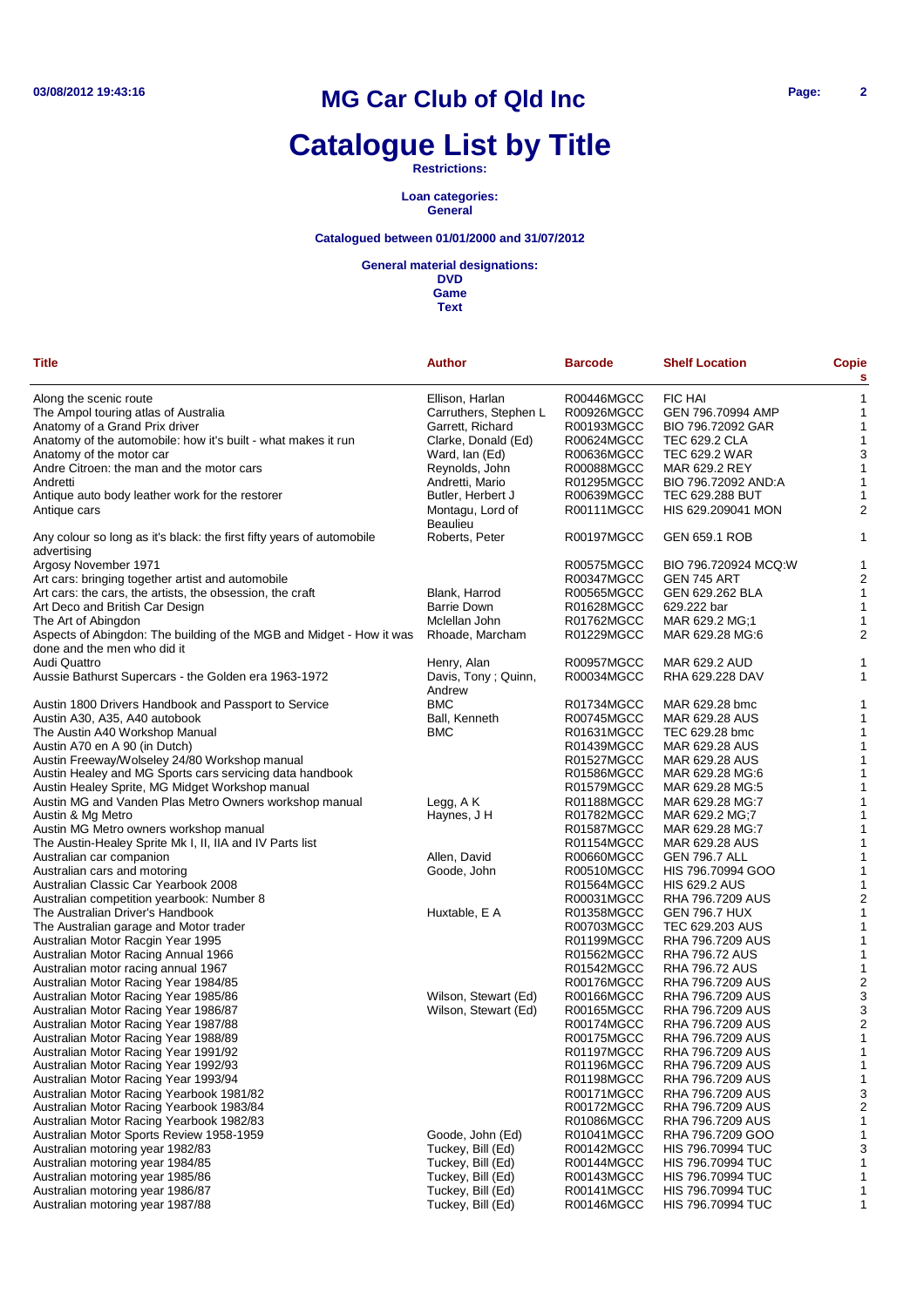# MG Car Club of Qld Inc

# Catalogue List by Title

**Restrictions:**

**Loan categories:**
**General**

**Catalogued between 01/01/2000 and 31/07/2012**

**General material designations:**
**DVD**
**Game**
**Text**

| Title | Author | Barcode | Shelf Location | Copies |
|---|---|---|---|---|
| Along the scenic route | Ellison, Harlan | R00446MGCC | FIC HAI | 1 |
| The Ampol touring atlas of Australia | Carruthers, Stephen L | R00926MGCC | GEN 796.70994 AMP | 1 |
| Anatomy of a Grand Prix driver | Garrett, Richard | R00193MGCC | BIO 796.72092 GAR | 1 |
| Anatomy of the automobile: how it's built - what makes it run | Clarke, Donald (Ed) | R00624MGCC | TEC 629.2 CLA | 1 |
| Anatomy of the motor car | Ward, Ian (Ed) | R00636MGCC | TEC 629.2 WAR | 3 |
| Andre Citroen: the man and the motor cars | Reynolds, John | R00088MGCC | MAR 629.2 REY | 1 |
| Andretti | Andretti, Mario | R01295MGCC | BIO 796.72092 AND:A | 1 |
| Antique auto body leather work for the restorer | Butler, Herbert J | R00639MGCC | TEC 629.288 BUT | 1 |
| Antique cars | Montagu, Lord of Beaulieu | R00111MGCC | HIS 629.209041 MON | 2 |
| Any colour so long as it's black: the first fifty years of automobile advertising | Roberts, Peter | R00197MGCC | GEN 659.1 ROB | 1 |
| Argosy November 1971 | | R00575MGCC | BIO 796.720924 MCQ:W | 1 |
| Art cars: bringing together artist and automobile | | R00347MGCC | GEN 745 ART | 2 |
| Art cars: the cars, the artists, the obsession, the craft | Blank, Harrod | R00565MGCC | GEN 629.262 BLA | 1 |
| Art Deco and British Car Design | Barrie Down | R01628MGCC | 629.222 bar | 1 |
| The Art of Abingdon | Mclellan John | R01762MGCC | MAR 629.2 MG;1 | 1 |
| Aspects of Abingdon: The building of the MGB and Midget - How it was done and the men who did it | Rhoade, Marcham | R01229MGCC | MAR 629.28 MG:6 | 2 |
| Audi Quattro | Henry, Alan | R00957MGCC | MAR 629.2 AUD | 1 |
| Aussie Bathurst Supercars - the Golden era 1963-1972 | Davis, Tony ; Quinn, Andrew | R00034MGCC | RHA 629.228 DAV | 1 |
| Austin 1800 Drivers Handbook and Passport to Service | BMC | R01734MGCC | MAR 629.28 bmc | 1 |
| Austin A30, A35, A40 autobook | Ball, Kenneth | R00745MGCC | MAR 629.28 AUS | 1 |
| The Austin A40 Workshop Manual | BMC | R01631MGCC | TEC 629.28 bmc | 1 |
| Austin A70 en A 90 (in Dutch) | | R01439MGCC | MAR 629.28 AUS | 1 |
| Austin Freeway/Wolseley 24/80 Workshop manual | | R01527MGCC | MAR 629.28 AUS | 1 |
| Austin Healey and MG Sports cars servicing data handbook | | R01586MGCC | MAR 629.28 MG:6 | 1 |
| Austin Healey Sprite, MG Midget Workshop manual | | R01579MGCC | MAR 629.28 MG:5 | 1 |
| Austin MG and Vanden Plas Metro Owners workshop manual | Legg, A K | R01188MGCC | MAR 629.28 MG:7 | 1 |
| Austin & Mg Metro | Haynes, J H | R01782MGCC | MAR 629.2 MG;7 | 1 |
| Austin MG Metro owners workshop manual | | R01587MGCC | MAR 629.28 MG:7 | 1 |
| The Austin-Healey Sprite Mk I, II, IIA and IV Parts list | | R01154MGCC | MAR 629.28 AUS | 1 |
| Australian car companion | Allen, David | R00660MGCC | GEN 796.7 ALL | 1 |
| Australian cars and motoring | Goode, John | R00510MGCC | HIS 796.70994 GOO | 1 |
| Australian Classic Car Yearbook 2008 | | R01564MGCC | HIS 629.2 AUS | 1 |
| Australian competition yearbook: Number 8 | | R00031MGCC | RHA 796.7209 AUS | 2 |
| The Australian Driver's Handbook | Huxtable, E A | R01358MGCC | GEN 796.7 HUX | 1 |
| The Australian garage and Motor trader | | R00703MGCC | TEC 629.203 AUS | 1 |
| Australian Motor Racgin Year 1995 | | R01199MGCC | RHA 796.7209 AUS | 1 |
| Australian Motor Racing Annual 1966 | | R01562MGCC | RHA 796.72 AUS | 1 |
| Australian motor racing annual 1967 | | R01542MGCC | RHA 796.72 AUS | 1 |
| Australian Motor Racing Year 1984/85 | | R00176MGCC | RHA 796.7209 AUS | 2 |
| Australian Motor Racing Year 1985/86 | Wilson, Stewart (Ed) | R00166MGCC | RHA 796.7209 AUS | 3 |
| Australian Motor Racing Year 1986/87 | Wilson, Stewart (Ed) | R00165MGCC | RHA 796.7209 AUS | 3 |
| Australian Motor Racing Year 1987/88 | | R00174MGCC | RHA 796.7209 AUS | 2 |
| Australian Motor Racing Year 1988/89 | | R00175MGCC | RHA 796.7209 AUS | 1 |
| Australian Motor Racing Year 1991/92 | | R01197MGCC | RHA 796.7209 AUS | 1 |
| Australian Motor Racing Year 1992/93 | | R01196MGCC | RHA 796.7209 AUS | 1 |
| Australian Motor Racing Year 1993/94 | | R01198MGCC | RHA 796.7209 AUS | 1 |
| Australian Motor Racing Yearbook 1981/82 | | R00171MGCC | RHA 796.7209 AUS | 3 |
| Australian Motor Racing Yearbook 1983/84 | | R00172MGCC | RHA 796.7209 AUS | 2 |
| Australian Motor Racing Yearbook 1982/83 | | R01086MGCC | RHA 796.7209 AUS | 1 |
| Australian Motor Sports Review 1958-1959 | Goode, John (Ed) | R01041MGCC | RHA 796.7209 GOO | 1 |
| Australian motoring year 1982/83 | Tuckey, Bill (Ed) | R00142MGCC | HIS 796.70994 TUC | 3 |
| Australian motoring year 1984/85 | Tuckey, Bill (Ed) | R00144MGCC | HIS 796.70994 TUC | 1 |
| Australian motoring year 1985/86 | Tuckey, Bill (Ed) | R00143MGCC | HIS 796.70994 TUC | 1 |
| Australian motoring year 1986/87 | Tuckey, Bill (Ed) | R00141MGCC | HIS 796.70994 TUC | 1 |
| Australian motoring year 1987/88 | Tuckey, Bill (Ed) | R00146MGCC | HIS 796.70994 TUC | 1 |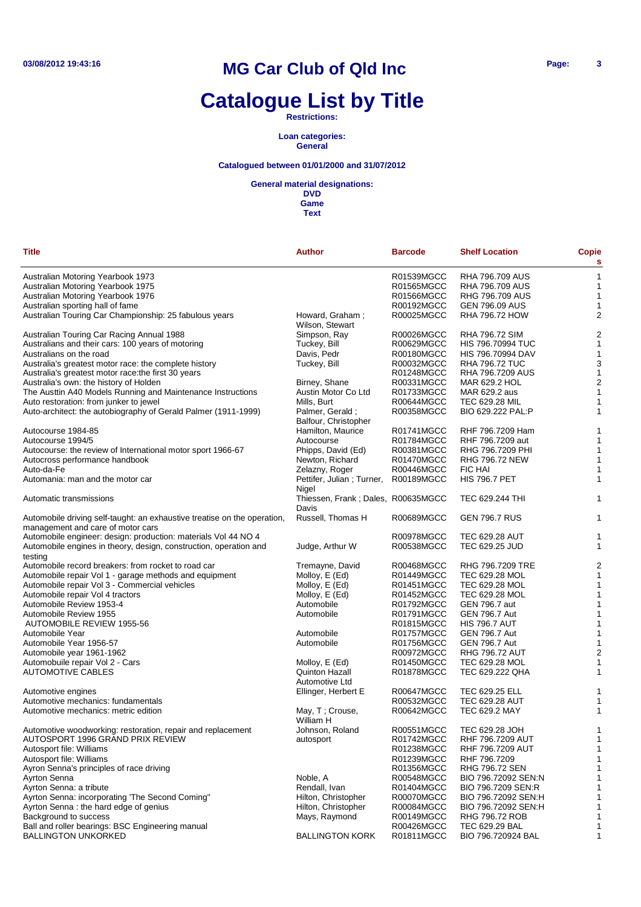# MG Car Club of Qld Inc

# Catalogue List by Title

**Restrictions:**

**Loan categories:**
**General**

**Catalogued between 01/01/2000 and 31/07/2012**

**General material designations:**
**DVD**
**Game**
**Text**

| Title | Author | Barcode | Shelf Location | Copies |
|---|---|---|---|---|
| Australian Motoring Yearbook 1973 | | R01539MGCC | RHA 796.709 AUS | 1 |
| Australian Motoring Yearbook 1975 | | R01565MGCC | RHA 796.709 AUS | 1 |
| Australian Motoring Yearbook 1976 | | R01566MGCC | RHG 796.709 AUS | 1 |
| Australian sporting hall of fame | | R00192MGCC | GEN 796.09 AUS | 1 |
| Australian Touring Car Championship: 25 fabulous years | Howard, Graham ; Wilson, Stewart | R00025MGCC | RHA 796.72 HOW | 2 |
| Australian Touring Car Racing Annual 1988 | Simpson, Ray | R00026MGCC | RHA 796.72 SIM | 2 |
| Australians and their cars: 100 years of motoring | Tuckey, Bill | R00629MGCC | HIS 796.70994 TUC | 1 |
| Australians on the road | Davis, Pedr | R00180MGCC | HIS 796.70994 DAV | 1 |
| Australia's greatest motor race: the complete history | Tuckey, Bill | R00032MGCC | RHA 796.72 TUC | 3 |
| Australia's greatest motor race:the first 30 years | | R01248MGCC | RHA 796.7209 AUS | 1 |
| Australia's own: the history of Holden | Birney, Shane | R00331MGCC | MAR 629.2 HOL | 2 |
| The Austtin A40 Models Running and Maintenance Instructions | Austin Motor Co Ltd | R01733MGCC | MAR 629.2 aus | 1 |
| Auto restoration: from junker to jewel | Mills, Burt | R00644MGCC | TEC 629.28 MIL | 1 |
| Auto-architect: the autobiography of Gerald Palmer (1911-1999) | Palmer, Gerald ; Balfour, Christopher | R00358MGCC | BIO 629.222 PAL:P | 1 |
| Autocourse 1984-85 | Hamilton, Maurice | R01741MGCC | RHF 796.7209 Ham | 1 |
| Autocourse 1994/5 | Autocourse | R01784MGCC | RHF 796.7209 aut | 1 |
| Autocourse: the review of International motor sport 1966-67 | Phipps, David (Ed) | R00381MGCC | RHG 796.7209 PHI | 1 |
| Autocross performance handbook | Newton, Richard | R01470MGCC | RHG 796.72 NEW | 1 |
| Auto-da-Fe | Zelazny, Roger | R00446MGCC | FIC HAI | 1 |
| Automania: man and the motor car | Pettifer, Julian ; Turner, Nigel | R00189MGCC | HIS 796.7 PET | 1 |
| Automatic transmissions | Thiessen, Frank ; Dales, Davis | R00635MGCC | TEC 629.244 THI | 1 |
| Automobile driving self-taught: an exhaustive treatise on the operation, management and care of motor cars | Russell, Thomas H | R00689MGCC | GEN 796.7 RUS | 1 |
| Automobile engineer: design: production: materials Vol 44 NO 4 | | R00978MGCC | TEC 629.28 AUT | 1 |
| Automobile engines in theory, design, construction, operation and testing | Judge, Arthur W | R00538MGCC | TEC 629.25 JUD | 1 |
| Automobile record breakers: from rocket to road car | Tremayne, David | R00468MGCC | RHG 796.7209 TRE | 2 |
| Automobile repair Vol 1 - garage methods and equipment | Molloy, E (Ed) | R01449MGCC | TEC 629.28 MOL | 1 |
| Automobile repair Vol 3 - Commercial vehicles | Molloy, E (Ed) | R01451MGCC | TEC 629.28 MOL | 1 |
| Automobile repair Vol 4 tractors | Molloy, E (Ed) | R01452MGCC | TEC 629.28 MOL | 1 |
| Automobile Review 1953-4 | Automobile | R01792MGCC | GEN 796.7 aut | 1 |
| Automobile Review 1955 | Automobile | R01791MGCC | GEN 796.7 Aut | 1 |
| AUTOMOBILE REVIEW 1955-56 | | R01815MGCC | HIS 796.7 AUT | 1 |
| Automobile Year | Automobile | R01757MGCC | GEN 796.7 Aut | 1 |
| Automobile Year 1956-57 | Automobile | R01756MGCC | GEN 796.7 Aut | 1 |
| Automobile year 1961-1962 | | R00972MGCC | RHG 796.72 AUT | 2 |
| Automobuile repair Vol 2 - Cars | Molloy, E (Ed) | R01450MGCC | TEC 629.28 MOL | 1 |
| AUTOMOTIVE CABLES | Quinton Hazall Automotive Ltd | R01878MGCC | TEC 629.222 QHA | 1 |
| Automotive engines | Ellinger, Herbert E | R00647MGCC | TEC 629.25 ELL | 1 |
| Automotive mechanics: fundamentals | | R00532MGCC | TEC 629.28 AUT | 1 |
| Automotive mechanics: metric edition | May, T ; Crouse, William H | R00642MGCC | TEC 629.2 MAY | 1 |
| Automotive woodworking: restoration, repair and replacement | Johnson, Roland | R00551MGCC | TEC 629.28 JOH | 1 |
| AUTOSPORT 1996 GRAND PRIX REVIEW | autosport | R01742MGCC | RHF 796.7209 AUT | 1 |
| Autosport file: Williams | | R01238MGCC | RHF 796.7209 AUT | 1 |
| Autosport file: Williams | | R01239MGCC | RHF 796.7209 | 1 |
| Ayron Senna's principles of race driving | | R01356MGCC | RHG 796.72 SEN | 1 |
| Ayrton Senna | Noble, A | R00548MGCC | BIO 796.72092 SEN:N | 1 |
| Ayrton Senna: a tribute | Rendall, Ivan | R01404MGCC | BIO 796.7209 SEN:R | 1 |
| Ayrton Senna: incorporating 'The Second Coming" | Hilton, Christopher | R00070MGCC | BIO 796.72092 SEN:H | 1 |
| Ayrton Senna : the hard edge of genius | Hilton, Christopher | R00084MGCC | BIO 796.72092 SEN:H | 1 |
| Background to success | Mays, Raymond | R00149MGCC | RHG 796.72 ROB | 1 |
| Ball and roller bearings: BSC Engineering manual | | R00426MGCC | TEC 629.29 BAL | 1 |
| BALLINGTON UNKORKED | BALLINGTON KORK | R01811MGCC | BIO 796.720924 BAL | 1 |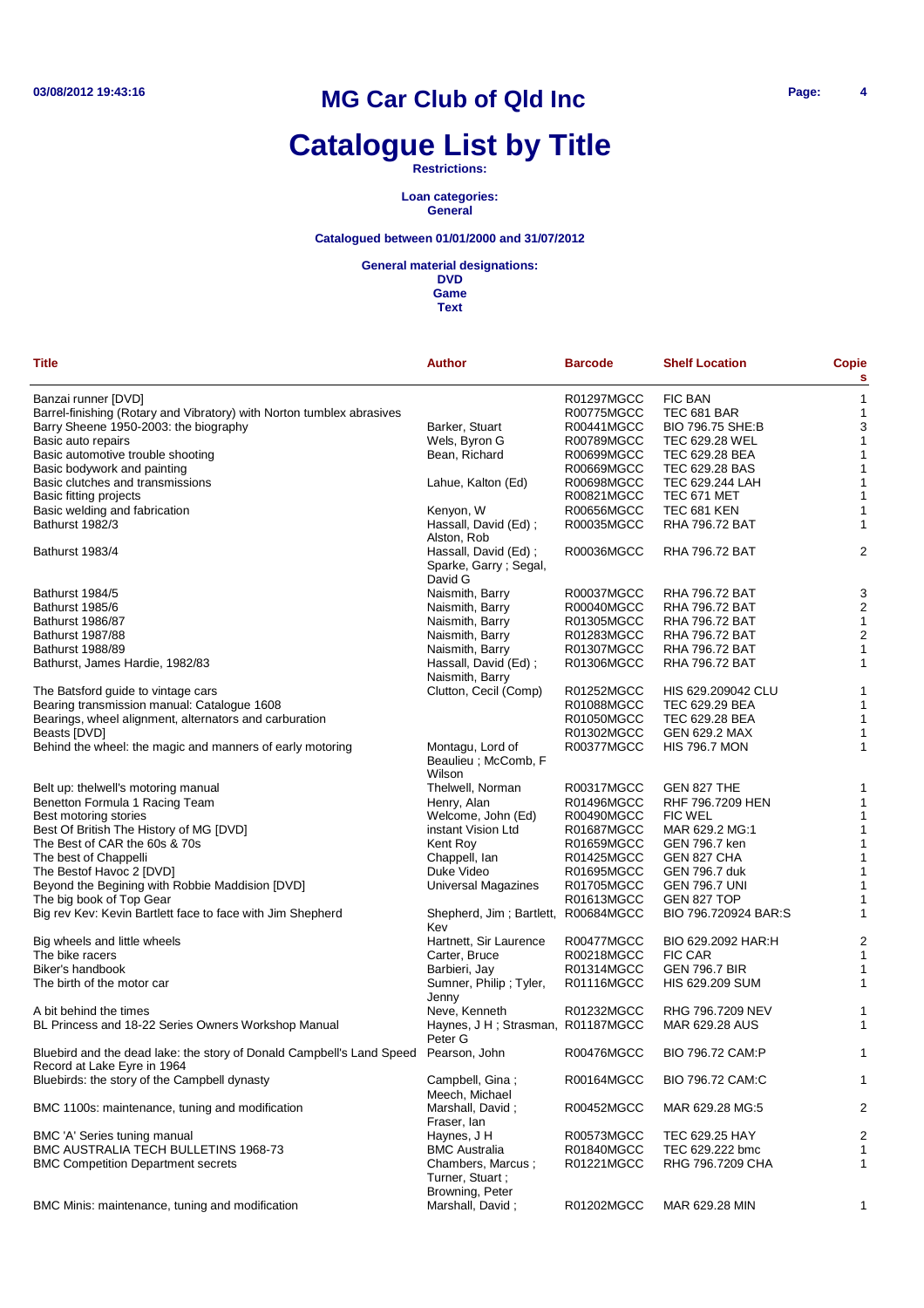# MG Car Club of Qld Inc

# Catalogue List by Title

**Restrictions:**

**Loan categories:**
**General**

**Catalogued between 01/01/2000 and 31/07/2012**

**General material designations:**
**DVD**
**Game**
**Text**

| Title | Author | Barcode | Shelf Location | Copies |
|---|---|---|---|---|
| Banzai runner [DVD] | | R01297MGCC | FIC BAN | 1 |
| Barrel-finishing (Rotary and Vibratory) with Norton tumblex abrasives | | R00775MGCC | TEC 681 BAR | 1 |
| Barry Sheene 1950-2003: the biography | Barker, Stuart | R00441MGCC | BIO 796.75 SHE:B | 3 |
| Basic auto repairs | Wels, Byron G | R00789MGCC | TEC 629.28 WEL | 1 |
| Basic automotive trouble shooting | Bean, Richard | R00699MGCC | TEC 629.28 BEA | 1 |
| Basic bodywork and painting | | R00669MGCC | TEC 629.28 BAS | 1 |
| Basic clutches and transmissions | Lahue, Kalton (Ed) | R00698MGCC | TEC 629.244 LAH | 1 |
| Basic fitting projects | | R00821MGCC | TEC 671 MET | 1 |
| Basic welding and fabrication | Kenyon, W | R00656MGCC | TEC 681 KEN | 1 |
| Bathurst 1982/3 | Hassall, David (Ed) ; Alston, Rob | R00035MGCC | RHA 796.72 BAT | 1 |
| Bathurst 1983/4 | Hassall, David (Ed) ; Sparke, Garry ; Segal, David G | R00036MGCC | RHA 796.72 BAT | 2 |
| Bathurst 1984/5 | Naismith, Barry | R00037MGCC | RHA 796.72 BAT | 3 |
| Bathurst 1985/6 | Naismith, Barry | R00040MGCC | RHA 796.72 BAT | 2 |
| Bathurst 1986/87 | Naismith, Barry | R01305MGCC | RHA 796.72 BAT | 1 |
| Bathurst 1987/88 | Naismith, Barry | R01283MGCC | RHA 796.72 BAT | 2 |
| Bathurst 1988/89 | Naismith, Barry | R01307MGCC | RHA 796.72 BAT | 1 |
| Bathurst, James Hardie, 1982/83 | Hassall, David (Ed) ; Naismith, Barry | R01306MGCC | RHA 796.72 BAT | 1 |
| The Batsford guide to vintage cars | Clutton, Cecil (Comp) | R01252MGCC | HIS 629.209042 CLU | 1 |
| Bearing transmission manual: Catalogue 1608 | | R01088MGCC | TEC 629.29 BEA | 1 |
| Bearings, wheel alignment, alternators and carburation | | R01050MGCC | TEC 629.28 BEA | 1 |
| Beasts [DVD] | | R01302MGCC | GEN 629.2 MAX | 1 |
| Behind the wheel: the magic and manners of early motoring | Montagu, Lord of Beaulieu ; McComb, F Wilson | R00377MGCC | HIS 796.7 MON | 1 |
| Belt up: thelwell's motoring manual | Thelwell, Norman | R00317MGCC | GEN 827 THE | 1 |
| Benetton Formula 1 Racing Team | Henry, Alan | R01496MGCC | RHF 796.7209 HEN | 1 |
| Best motoring stories | Welcome, John (Ed) | R00490MGCC | FIC WEL | 1 |
| Best Of British The History of MG [DVD] | instant Vision Ltd | R01687MGCC | MAR 629.2 MG:1 | 1 |
| The Best of CAR the 60s & 70s | Kent Roy | R01659MGCC | GEN 796.7 ken | 1 |
| The best of Chappelli | Chappell, Ian | R01425MGCC | GEN 827 CHA | 1 |
| The Bestof Havoc 2 [DVD] | Duke Video | R01695MGCC | GEN 796.7 duk | 1 |
| Beyond the Begining with Robbie Maddision [DVD] | Universal Magazines | R01705MGCC | GEN 796.7 UNI | 1 |
| The big book of Top Gear | | R01613MGCC | GEN 827 TOP | 1 |
| Big rev Kev: Kevin Bartlett face to face with Jim Shepherd | Shepherd, Jim ; Bartlett, Kev | R00684MGCC | BIO 796.720924 BAR:S | 1 |
| Big wheels and little wheels | Hartnett, Sir Laurence | R00477MGCC | BIO 629.2092 HAR:H | 2 |
| The bike racers | Carter, Bruce | R00218MGCC | FIC CAR | 1 |
| Biker's handbook | Barbieri, Jay | R01314MGCC | GEN 796.7 BIR | 1 |
| The birth of the motor car | Sumner, Philip ; Tyler, Jenny | R01116MGCC | HIS 629.209 SUM | 1 |
| A bit behind the times | Neve, Kenneth | R01232MGCC | RHG 796.7209 NEV | 1 |
| BL Princess and 18-22 Series Owners Workshop Manual | Haynes, J H ; Strasman, Peter G | R01187MGCC | MAR 629.28 AUS | 1 |
| Bluebird and the dead lake: the story of Donald Campbell's Land Speed Record at Lake Eyre in 1964 | Pearson, John | R00476MGCC | BIO 796.72 CAM:P | 1 |
| Bluebirds: the story of the Campbell dynasty | Campbell, Gina ; Meech, Michael | R00164MGCC | BIO 796.72 CAM:C | 1 |
| BMC 1100s: maintenance, tuning and modification | Marshall, David ; Fraser, Ian | R00452MGCC | MAR 629.28 MG:5 | 2 |
| BMC 'A' Series tuning manual | Haynes, J H | R00573MGCC | TEC 629.25 HAY | 2 |
| BMC AUSTRALIA TECH BULLETINS 1968-73 | BMC Australia | R01840MGCC | TEC 629.222 bmc | 1 |
| BMC Competition Department secrets | Chambers, Marcus ; Turner, Stuart ; Browning, Peter | R01221MGCC | RHG 796.7209 CHA | 1 |
| BMC Minis: maintenance, tuning and modification | Marshall, David ; | R01202MGCC | MAR 629.28 MIN | 1 |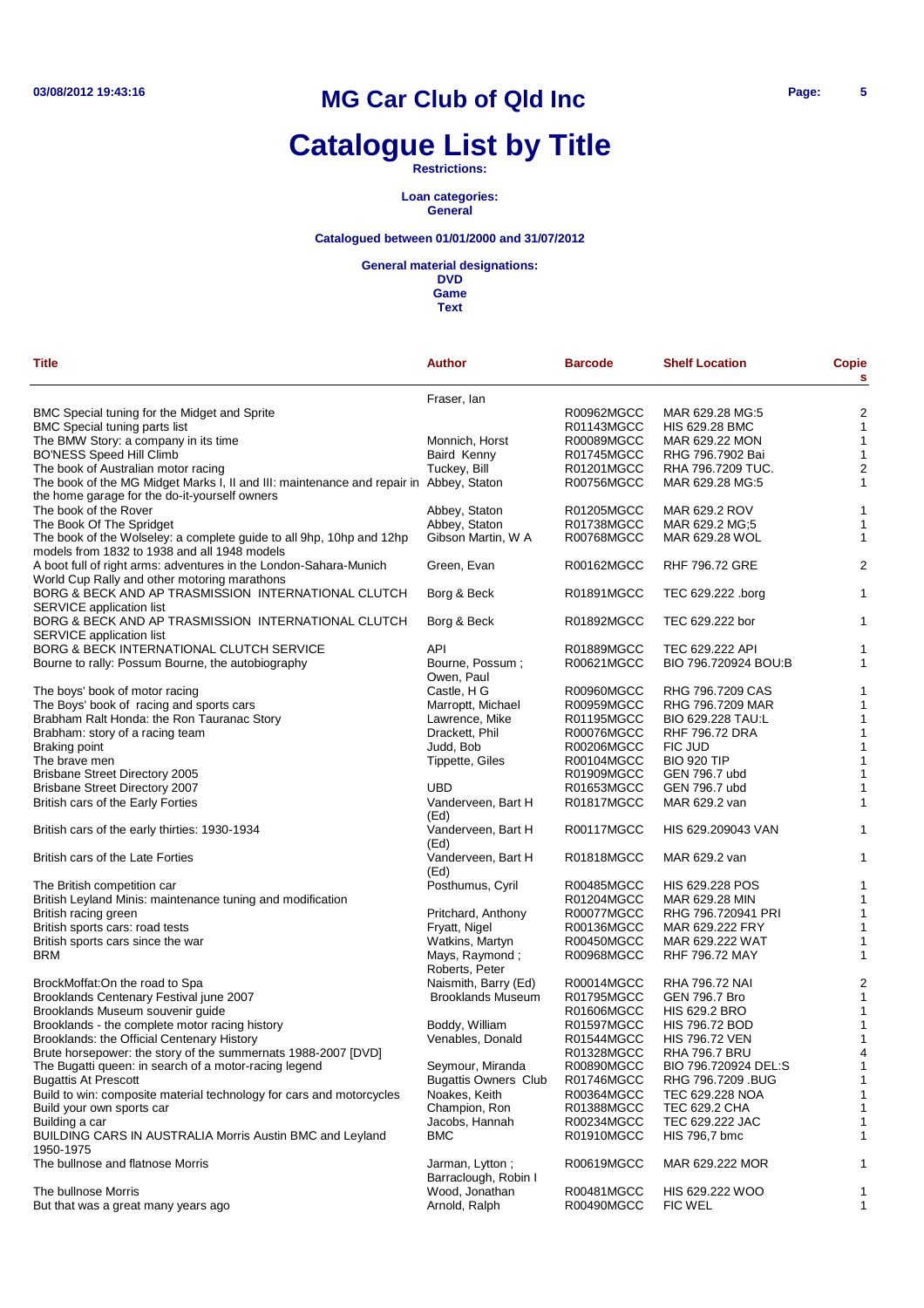# MG Car Club of Qld Inc

# Catalogue List by Title

**Restrictions:**

**Loan categories:**
**General**

**Catalogued between 01/01/2000 and 31/07/2012**

**General material designations:**
**DVD**
**Game**
**Text**

| Title | Author | Barcode | Shelf Location | Copies |
|---|---|---|---|---|
| | Fraser, Ian | | | |
| BMC Special tuning for the Midget and Sprite | | R00962MGCC | MAR 629.28 MG:5 | 2 |
| BMC Special tuning parts list | | R01143MGCC | HIS 629.28 BMC | 1 |
| The BMW Story: a company in its time | Monnich, Horst | R00089MGCC | MAR 629.22 MON | 1 |
| BO'NESS Speed Hill Climb | Baird Kenny | R01745MGCC | RHG 796.7902 Bai | 1 |
| The book of Australian motor racing | Tuckey, Bill | R01201MGCC | RHA 796.7209 TUC. | 2 |
| The book of the MG Midget Marks I, II and III: maintenance and repair in the home garage for the do-it-yourself owners | Abbey, Staton | R00756MGCC | MAR 629.28 MG:5 | 1 |
| The book of the Rover | Abbey, Staton | R01205MGCC | MAR 629.2 ROV | 1 |
| The Book Of The Spridget | Abbey, Staton | R01738MGCC | MAR 629.2 MG;5 | 1 |
| The book of the Wolseley: a complete guide to all 9hp, 10hp and 12hp models from 1832 to 1938 and all 1948 models | Gibson Martin, W A | R00768MGCC | MAR 629.28 WOL | 1 |
| A boot full of right arms: adventures in the London-Sahara-Munich World Cup Rally and other motoring marathons | Green, Evan | R00162MGCC | RHF 796.72 GRE | 2 |
| BORG & BECK AND AP TRASMISSION INTERNATIONAL CLUTCH SERVICE application list | Borg & Beck | R01891MGCC | TEC 629.222 .borg | 1 |
| BORG & BECK AND AP TRASMISSION INTERNATIONAL CLUTCH SERVICE application list | Borg & Beck | R01892MGCC | TEC 629.222 bor | 1 |
| BORG & BECK INTERNATIONAL CLUTCH SERVICE | API | R01889MGCC | TEC 629.222 API | 1 |
| Bourne to rally: Possum Bourne, the autobiography | Bourne, Possum ; Owen, Paul | R00621MGCC | BIO 796.720924 BOU:B | 1 |
| The boys' book of motor racing | Castle, H G | R00960MGCC | RHG 796.7209 CAS | 1 |
| The Boys' book of racing and sports cars | Marroptt, Michael | R00959MGCC | RHG 796.7209 MAR | 1 |
| Brabham Ralt Honda: the Ron Tauranac Story | Lawrence, Mike | R01195MGCC | BIO 629.228 TAU:L | 1 |
| Brabham: story of a racing team | Drackett, Phil | R00076MGCC | RHF 796.72 DRA | 1 |
| Braking point | Judd, Bob | R00206MGCC | FIC JUD | 1 |
| The brave men | Tippette, Giles | R00104MGCC | BIO 920 TIP | 1 |
| Brisbane Street Directory 2005 | | R01909MGCC | GEN 796.7 ubd | 1 |
| Brisbane Street Directory 2007 | UBD | R01653MGCC | GEN 796.7 ubd | 1 |
| British cars of the Early Forties | Vanderveen, Bart H (Ed) | R01817MGCC | MAR 629.2 van | 1 |
| British cars of the early thirties: 1930-1934 | Vanderveen, Bart H (Ed) | R00117MGCC | HIS 629.209043 VAN | 1 |
| British cars of the Late Forties | Vanderveen, Bart H (Ed) | R01818MGCC | MAR 629.2 van | 1 |
| The British competition car | Posthumus, Cyril | R00485MGCC | HIS 629.228 POS | 1 |
| British Leyland Minis: maintenance tuning and modification | | R01204MGCC | MAR 629.28 MIN | 1 |
| British racing green | Pritchard, Anthony | R00077MGCC | RHG 796.720941 PRI | 1 |
| British sports cars: road tests | Fryatt, Nigel | R00136MGCC | MAR 629.222 FRY | 1 |
| British sports cars since the war | Watkins, Martyn | R00450MGCC | MAR 629.222 WAT | 1 |
| BRM | Mays, Raymond ; Roberts, Peter | R00968MGCC | RHF 796.72 MAY | 1 |
| BrockMoffat:On the road to Spa | Naismith, Barry (Ed) | R00014MGCC | RHA 796.72 NAI | 2 |
| Brooklands Centenary Festival june 2007 | Brooklands Museum | R01795MGCC | GEN 796.7 Bro | 1 |
| Brooklands Museum souvenir guide | | R01606MGCC | HIS 629.2 BRO | 1 |
| Brooklands - the complete motor racing history | Boddy, William | R01597MGCC | HIS 796.72 BOD | 1 |
| Brooklands: the Official Centenary History | Venables, Donald | R01544MGCC | HIS 796.72 VEN | 1 |
| Brute horsepower: the story of the summernats 1988-2007 [DVD] | | R01328MGCC | RHA 796.7 BRU | 4 |
| The Bugatti queen: in search of a motor-racing legend | Seymour, Miranda | R00890MGCC | BIO 796.720924 DEL:S | 1 |
| Bugattis At Prescott | Bugattis Owners Club | R01746MGCC | RHG 796.7209 .BUG | 1 |
| Build to win: composite material technology for cars and motorcycles | Noakes, Keith | R00364MGCC | TEC 629.228 NOA | 1 |
| Build your own sports car | Champion, Ron | R01388MGCC | TEC 629.2 CHA | 1 |
| Building a car | Jacobs, Hannah | R00234MGCC | TEC 629.222 JAC | 1 |
| BUILDING CARS IN AUSTRALIA Morris Austin BMC and Leyland 1950-1975 | BMC | R01910MGCC | HIS 796,7 bmc | 1 |
| The bullnose and flatnose Morris | Jarman, Lytton ; Barraclough, Robin I | R00619MGCC | MAR 629.222 MOR | 1 |
| The bullnose Morris | Wood, Jonathan | R00481MGCC | HIS 629.222 WOO | 1 |
| But that was a great many years ago | Arnold, Ralph | R00490MGCC | FIC WEL | 1 |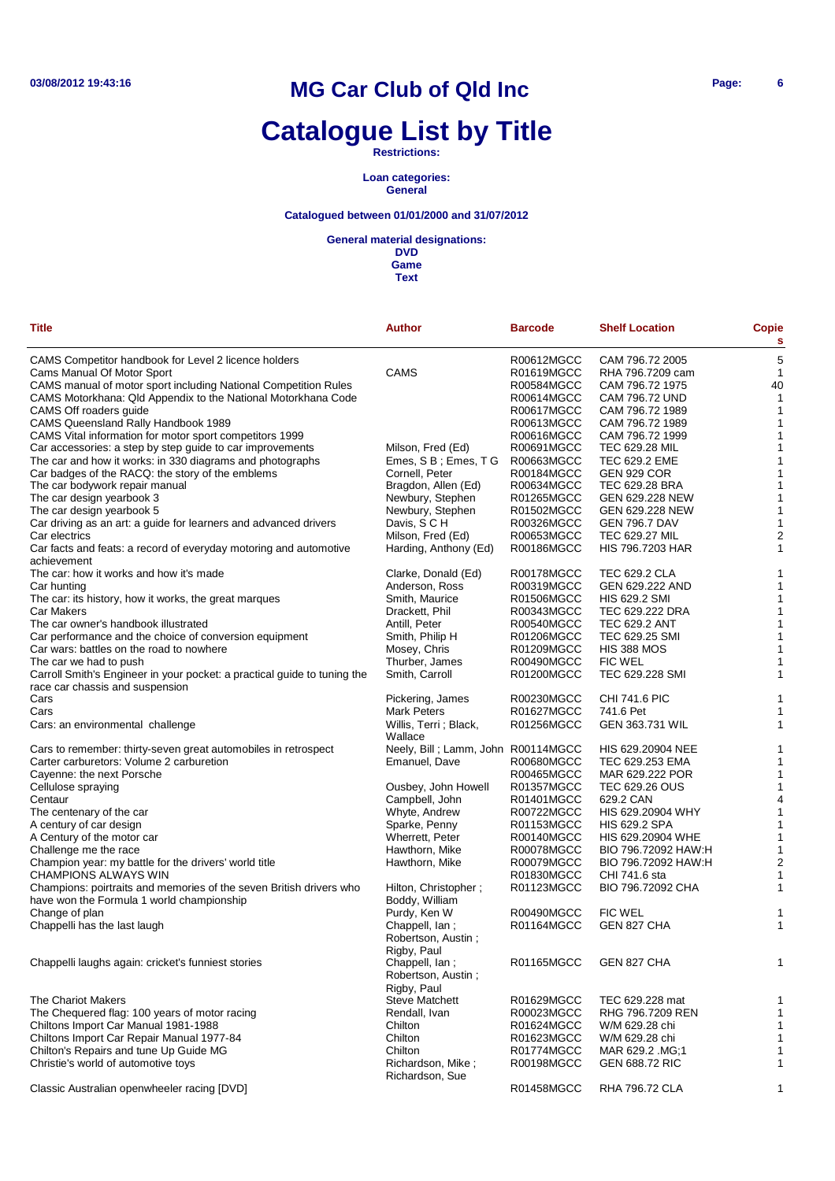# MG Car Club of Qld Inc

# Catalogue List by Title

**Restrictions:**

**Loan categories:**
**General**

**Catalogued between 01/01/2000 and 31/07/2012**

**General material designations:**
**DVD**
**Game**
**Text**

| Title | Author | Barcode | Shelf Location | Copies |
|---|---|---|---|---|
| CAMS Competitor handbook for Level 2 licence holders | | R00612MGCC | CAM 796.72 2005 | 5 |
| Cams Manual Of Motor Sport | CAMS | R01619MGCC | RHA 796.7209 cam | 1 |
| CAMS manual of motor sport including National Competition Rules | | R00584MGCC | CAM 796.72 1975 | 40 |
| CAMS Motorkhana: Qld Appendix to the National Motorkhana Code | | R00614MGCC | CAM 796.72 UND | 1 |
| CAMS Off roaders guide | | R00617MGCC | CAM 796.72 1989 | 1 |
| CAMS Queensland Rally Handbook 1989 | | R00613MGCC | CAM 796.72 1989 | 1 |
| CAMS Vital information for motor sport competitors 1999 | | R00616MGCC | CAM 796.72 1999 | 1 |
| Car accessories: a step by step guide to car improvements | Milson, Fred (Ed) | R00691MGCC | TEC 629.28 MIL | 1 |
| The car and how it works: in 330 diagrams and photographs | Emes, S B ; Emes, T G | R00663MGCC | TEC 629.2 EME | 1 |
| Car badges of the RACQ: the story of the emblems | Cornell, Peter | R00184MGCC | GEN 929 COR | 1 |
| The car bodywork repair manual | Bragdon, Allen (Ed) | R00634MGCC | TEC 629.28 BRA | 1 |
| The car design yearbook 3 | Newbury, Stephen | R01265MGCC | GEN 629.228 NEW | 1 |
| The car design yearbook 5 | Newbury, Stephen | R01502MGCC | GEN 629.228 NEW | 1 |
| Car driving as an art: a guide for learners and advanced drivers | Davis, S C H | R00326MGCC | GEN 796.7 DAV | 1 |
| Car electrics | Milson, Fred (Ed) | R00653MGCC | TEC 629.27 MIL | 2 |
| Car facts and feats: a record of everyday motoring and automotive achievement | Harding, Anthony (Ed) | R00186MGCC | HIS 796.7203 HAR | 1 |
| The car: how it works and how it's made | Clarke, Donald (Ed) | R00178MGCC | TEC 629.2 CLA | 1 |
| Car hunting | Anderson, Ross | R00319MGCC | GEN 629.222 AND | 1 |
| The car: its history, how it works, the great marques | Smith, Maurice | R01506MGCC | HIS 629.2 SMI | 1 |
| Car Makers | Drackett, Phil | R00343MGCC | TEC 629.222 DRA | 1 |
| The car owner's handbook illustrated | Antill, Peter | R00540MGCC | TEC 629.2 ANT | 1 |
| Car performance and the choice of conversion equipment | Smith, Philip H | R01206MGCC | TEC 629.25 SMI | 1 |
| Car wars: battles on the road to nowhere | Mosey, Chris | R01209MGCC | HIS 388 MOS | 1 |
| The car we had to push | Thurber, James | R00490MGCC | FIC WEL | 1 |
| Carroll Smith's Engineer in your pocket: a practical guide to tuning the race car chassis and suspension | Smith, Carroll | R01200MGCC | TEC 629.228 SMI | 1 |
| Cars | Pickering, James | R00230MGCC | CHI 741.6 PIC | 1 |
| Cars | Mark Peters | R01627MGCC | 741.6 Pet | 1 |
| Cars: an environmental challenge | Willis, Terri ; Black, Wallace | R01256MGCC | GEN 363.731 WIL | 1 |
| Cars to remember: thirty-seven great automobiles in retrospect | Neely, Bill ; Lamm, John | R00114MGCC | HIS 629.20904 NEE | 1 |
| Carter carburetors: Volume 2 carburetion | Emanuel, Dave | R00680MGCC | TEC 629.253 EMA | 1 |
| Cayenne: the next Porsche | | R00465MGCC | MAR 629.222 POR | 1 |
| Cellulose spraying | Ousbey, John Howell | R01357MGCC | TEC 629.26 OUS | 1 |
| Centaur | Campbell, John | R01401MGCC | 629.2 CAN | 4 |
| The centenary of the car | Whyte, Andrew | R00722MGCC | HIS 629.20904 WHY | 1 |
| A century of car design | Sparke, Penny | R01153MGCC | HIS 629.2 SPA | 1 |
| A Century of the motor car | Wherrett, Peter | R00140MGCC | HIS 629.20904 WHE | 1 |
| Challenge me the race | Hawthorn, Mike | R00078MGCC | BIO 796.72092 HAW:H | 1 |
| Champion year: my battle for the drivers' world title | Hawthorn, Mike | R00079MGCC | BIO 796.72092 HAW:H | 2 |
| CHAMPIONS ALWAYS WIN | | R01830MGCC | CHI 741.6 sta | 1 |
| Champions: poirtraits and memories of the seven British drivers who have won the Formula 1 world championship | Hilton, Christopher ; Boddy, William | R01123MGCC | BIO 796.72092 CHA | 1 |
| Change of plan | Purdy, Ken W | R00490MGCC | FIC WEL | 1 |
| Chappelli has the last laugh | Chappell, Ian ; Robertson, Austin ; Rigby, Paul | R01164MGCC | GEN 827 CHA | 1 |
| Chappelli laughs again: cricket's funniest stories | Chappell, Ian ; Robertson, Austin ; Rigby, Paul | R01165MGCC | GEN 827 CHA | 1 |
| The Chariot Makers | Steve Matchett | R01629MGCC | TEC 629.228 mat | 1 |
| The Chequered flag: 100 years of motor racing | Rendall, Ivan | R00023MGCC | RHG 796.7209 REN | 1 |
| Chiltons Import Car Manual 1981-1988 | Chilton | R01624MGCC | W/M 629.28 chi | 1 |
| Chiltons Import Car Repair Manual 1977-84 | Chilton | R01623MGCC | W/M 629.28 chi | 1 |
| Chilton's Repairs and tune Up Guide MG | Chilton | R01774MGCC | MAR 629.2 .MG;1 | 1 |
| Christie's world of automotive toys | Richardson, Mike ; Richardson, Sue | R00198MGCC | GEN 688.72 RIC | 1 |
| Classic Australian openwheeler racing [DVD] | | R01458MGCC | RHA 796.72 CLA | 1 |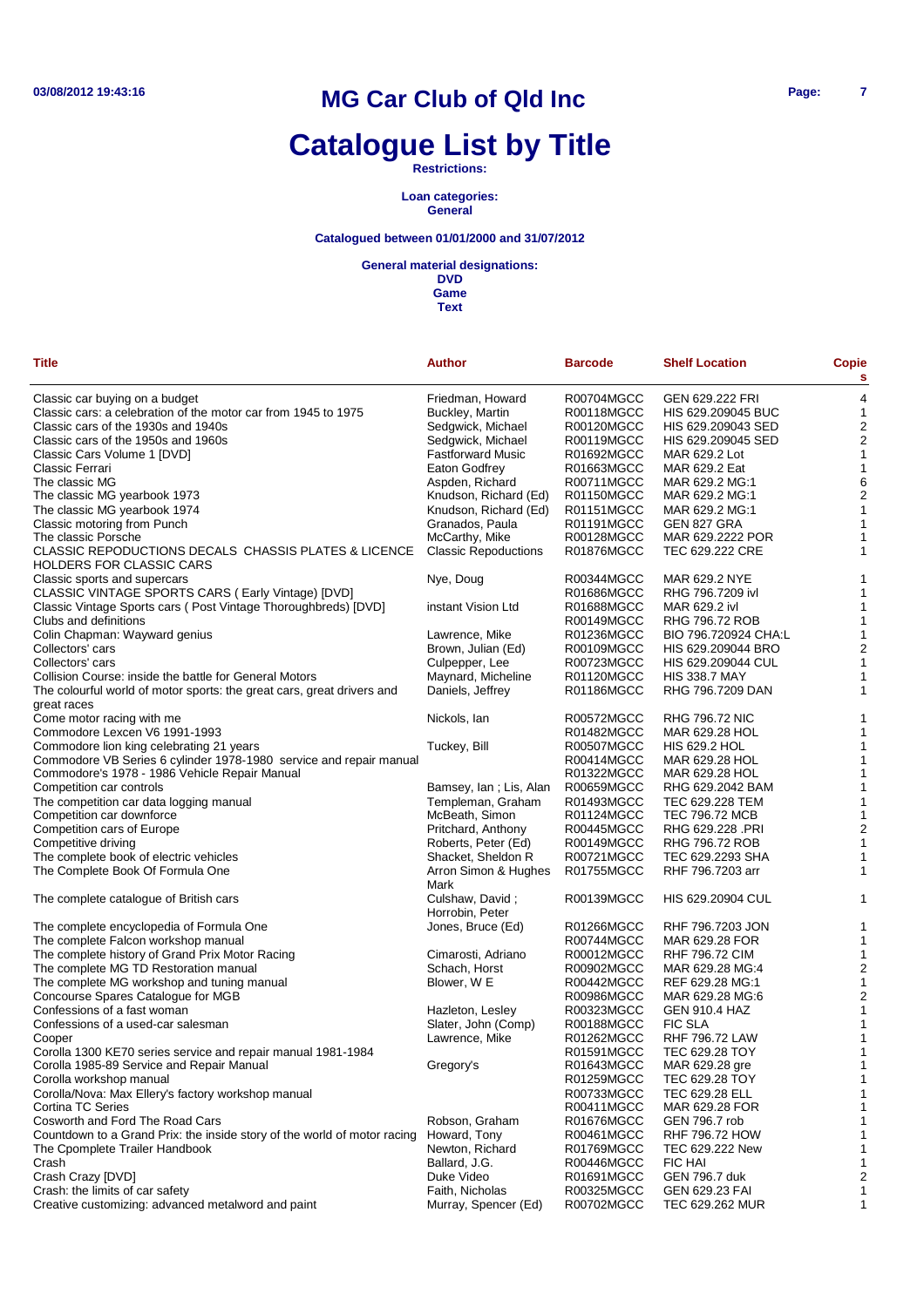# MG Car Club of Qld Inc

# Catalogue List by Title

**Restrictions:**

**Loan categories:**
**General**

**Catalogued between 01/01/2000 and 31/07/2012**

**General material designations:**
**DVD**
**Game**
**Text**

| Title | Author | Barcode | Shelf Location | Copies |
|---|---|---|---|---|
| Classic car buying on a budget | Friedman, Howard | R00704MGCC | GEN 629.222 FRI | 4 |
| Classic cars: a celebration of the motor car from 1945 to 1975 | Buckley, Martin | R00118MGCC | HIS 629.209045 BUC | 1 |
| Classic cars of the 1930s and 1940s | Sedgwick, Michael | R00120MGCC | HIS 629.209043 SED | 2 |
| Classic cars of the 1950s and 1960s | Sedgwick, Michael | R00119MGCC | HIS 629.209045 SED | 2 |
| Classic Cars Volume 1 [DVD] | Fastforward Music | R01692MGCC | MAR 629.2 Lot | 1 |
| Classic Ferrari | Eaton Godfrey | R01663MGCC | MAR 629.2 Eat | 1 |
| The classic MG | Aspden, Richard | R00711MGCC | MAR 629.2 MG:1 | 6 |
| The classic MG yearbook 1973 | Knudson, Richard (Ed) | R01150MGCC | MAR 629.2 MG:1 | 2 |
| The classic MG yearbook 1974 | Knudson, Richard (Ed) | R01151MGCC | MAR 629.2 MG:1 | 1 |
| Classic motoring from Punch | Granados, Paula | R01191MGCC | GEN 827 GRA | 1 |
| The classic Porsche | McCarthy, Mike | R00128MGCC | MAR 629.2222 POR | 1 |
| CLASSIC REPODUCTIONS DECALS CHASSIS PLATES & LICENCE HOLDERS FOR CLASSIC CARS | Classic Repoductions | R01876MGCC | TEC 629.222 CRE | 1 |
| Classic sports and supercars | Nye, Doug | R00344MGCC | MAR 629.2 NYE | 1 |
| CLASSIC VINTAGE SPORTS CARS ( Early Vintage) [DVD] | | R01686MGCC | RHG 796.7209 ivl | 1 |
| Classic Vintage Sports cars ( Post Vintage Thoroughbreds) [DVD] | instant Vision Ltd | R01688MGCC | MAR 629.2 ivl | 1 |
| Clubs and definitions | | R00149MGCC | RHG 796.72 ROB | 1 |
| Colin Chapman: Wayward genius | Lawrence, Mike | R01236MGCC | BIO 796.720924 CHA:L | 1 |
| Collectors' cars | Brown, Julian (Ed) | R00109MGCC | HIS 629.209044 BRO | 2 |
| Collectors' cars | Culpepper, Lee | R00723MGCC | HIS 629.209044 CUL | 1 |
| Collision Course: inside the battle for General Motors | Maynard, Micheline | R01120MGCC | HIS 338.7 MAY | 1 |
| The colourful world of motor sports: the great cars, great drivers and great races | Daniels, Jeffrey | R01186MGCC | RHG 796.7209 DAN | 1 |
| Come motor racing with me | Nickols, Ian | R00572MGCC | RHG 796.72 NIC | 1 |
| Commodore Lexcen V6 1991-1993 | | R01482MGCC | MAR 629.28 HOL | 1 |
| Commodore lion king celebrating 21 years | Tuckey, Bill | R00507MGCC | HIS 629.2 HOL | 1 |
| Commodore VB Series 6 cylinder 1978-1980 service and repair manual | | R00414MGCC | MAR 629.28 HOL | 1 |
| Commodore's 1978 - 1986 Vehicle Repair Manual | | R01322MGCC | MAR 629.28 HOL | 1 |
| Competition car controls | Bamsey, Ian ; Lis, Alan | R00659MGCC | RHG 629.2042 BAM | 1 |
| The competition car data logging manual | Templeman, Graham | R01493MGCC | TEC 629.228 TEM | 1 |
| Competition car downforce | McBeath, Simon | R01124MGCC | TEC 796.72 MCB | 1 |
| Competition cars of Europe | Pritchard, Anthony | R00445MGCC | RHG 629.228 .PRI | 2 |
| Competitive driving | Roberts, Peter (Ed) | R00149MGCC | RHG 796.72 ROB | 1 |
| The complete book of electric vehicles | Shacket, Sheldon R | R00721MGCC | TEC 629.2293 SHA | 1 |
| The Complete Book Of Formula One | Arron Simon & Hughes Mark | R01755MGCC | RHF 796.7203 arr | 1 |
| The complete catalogue of British cars | Culshaw, David ; Horrobin, Peter | R00139MGCC | HIS 629.20904 CUL | 1 |
| The complete encyclopedia of Formula One | Jones, Bruce (Ed) | R01266MGCC | RHF 796.7203 JON | 1 |
| The complete Falcon workshop manual | | R00744MGCC | MAR 629.28 FOR | 1 |
| The complete history of Grand Prix Motor Racing | Cimarosti, Adriano | R00012MGCC | RHF 796.72 CIM | 1 |
| The complete MG TD Restoration manual | Schach, Horst | R00902MGCC | MAR 629.28 MG:4 | 2 |
| The complete MG workshop and tuning manual | Blower, W E | R00442MGCC | REF 629.28 MG:1 | 1 |
| Concourse Spares Catalogue for MGB | | R00986MGCC | MAR 629.28 MG:6 | 2 |
| Confessions of a fast woman | Hazleton, Lesley | R00323MGCC | GEN 910.4 HAZ | 1 |
| Confessions of a used-car salesman | Slater, John (Comp) | R00188MGCC | FIC SLA | 1 |
| Cooper | Lawrence, Mike | R01262MGCC | RHF 796.72 LAW | 1 |
| Corolla 1300 KE70 series service and repair manual 1981-1984 | | R01591MGCC | TEC 629.28 TOY | 1 |
| Corolla 1985-89 Service and Repair Manual | Gregory's | R01643MGCC | MAR 629.28 gre | 1 |
| Corolla workshop manual | | R01259MGCC | TEC 629.28 TOY | 1 |
| Corolla/Nova: Max Ellery's factory workshop manual | | R00733MGCC | TEC 629.28 ELL | 1 |
| Cortina TC Series | | R00411MGCC | MAR 629.28 FOR | 1 |
| Cosworth and Ford The Road Cars | Robson, Graham | R01676MGCC | GEN 796.7 rob | 1 |
| Countdown to a Grand Prix: the inside story of the world of motor racing | Howard, Tony | R00461MGCC | RHF 796.72 HOW | 1 |
| The Cpomplete Trailer Handbook | Newton, Richard | R01769MGCC | TEC 629.222 New | 1 |
| Crash | Ballard, J.G. | R00446MGCC | FIC HAI | 1 |
| Crash Crazy [DVD] | Duke Video | R01691MGCC | GEN 796.7 duk | 2 |
| Crash: the limits of car safety | Faith, Nicholas | R00325MGCC | GEN 629.23 FAI | 1 |
| Creative customizing: advanced metalword and paint | Murray, Spencer (Ed) | R00702MGCC | TEC 629.262 MUR | 1 |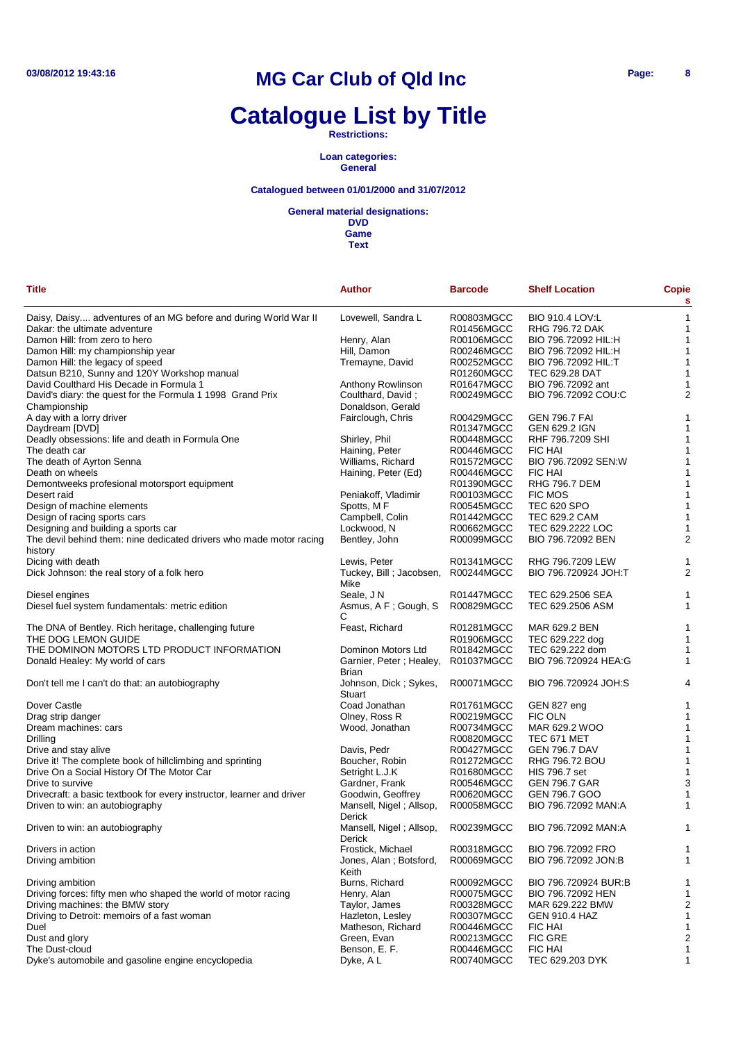# MG Car Club of Qld Inc

# Catalogue List by Title

**Restrictions:**

**Loan categories:**
**General**

**Catalogued between 01/01/2000 and 31/07/2012**

**General material designations:**
**DVD**
**Game**
**Text**

| Title | Author | Barcode | Shelf Location | Copies |
|---|---|---|---|---|
| Daisy, Daisy.... adventures of an MG before and during World War II | Lovewell, Sandra L | R00803MGCC | BIO 910.4 LOV:L | 1 |
| Dakar: the ultimate adventure | | R01456MGCC | RHG 796.72 DAK | 1 |
| Damon Hill: from zero to hero | Henry, Alan | R00106MGCC | BIO 796.72092 HIL:H | 1 |
| Damon Hill: my championship year | Hill, Damon | R00246MGCC | BIO 796.72092 HIL:H | 1 |
| Damon Hill: the legacy of speed | Tremayne, David | R00252MGCC | BIO 796.72092 HIL:T | 1 |
| Datsun B210, Sunny and 120Y Workshop manual | | R01260MGCC | TEC 629.28 DAT | 1 |
| David Coulthard His Decade in Formula 1 | Anthony Rowlinson | R01647MGCC | BIO 796.72092 ant | 1 |
| David's diary: the quest for the Formula 1 1998 Grand Prix Championship | Coulthard, David ; Donaldson, Gerald | R00249MGCC | BIO 796.72092 COU:C | 2 |
| A day with a lorry driver | Fairclough, Chris | R00429MGCC | GEN 796.7 FAI | 1 |
| Daydream [DVD] | | R01347MGCC | GEN 629.2 IGN | 1 |
| Deadly obsessions: life and death in Formula One | Shirley, Phil | R00448MGCC | RHF 796.7209 SHI | 1 |
| The death car | Haining, Peter | R00446MGCC | FIC HAI | 1 |
| The death of Ayrton Senna | Williams, Richard | R01572MGCC | BIO 796.72092 SEN:W | 1 |
| Death on wheels | Haining, Peter (Ed) | R00446MGCC | FIC HAI | 1 |
| Demontweeks profesional motorsport equipment | | R01390MGCC | RHG 796.7 DEM | 1 |
| Desert raid | Peniakoff, Vladimir | R00103MGCC | FIC MOS | 1 |
| Design of machine elements | Spotts, M F | R00545MGCC | TEC 620 SPO | 1 |
| Design of racing sports cars | Campbell, Colin | R01442MGCC | TEC 629.2 CAM | 1 |
| Designing and building a sports car | Lockwood, N | R00662MGCC | TEC 629.2222 LOC | 1 |
| The devil behind them: nine dedicated drivers who made motor racing history | Bentley, John | R00099MGCC | BIO 796.72092 BEN | 2 |
| Dicing with death | Lewis, Peter | R01341MGCC | RHG 796.7209 LEW | 1 |
| Dick Johnson: the real story of a folk hero | Tuckey, Bill ; Jacobsen, Mike | R00244MGCC | BIO 796.720924 JOH:T | 2 |
| Diesel engines | Seale, J N | R01447MGCC | TEC 629.2506 SEA | 1 |
| Diesel fuel system fundamentals: metric edition | Asmus, A F ; Gough, S C | R00829MGCC | TEC 629.2506 ASM | 1 |
| The DNA of Bentley. Rich heritage, challenging future | Feast, Richard | R01281MGCC | MAR 629.2 BEN | 1 |
| THE DOG LEMON GUIDE | | R01906MGCC | TEC 629.222 dog | 1 |
| THE DOMINON MOTORS LTD PRODUCT INFORMATION | Dominon Motors Ltd | R01842MGCC | TEC 629.222 dom | 1 |
| Donald Healey: My world of cars | Garnier, Peter ; Healey, Brian | R01037MGCC | BIO 796.720924 HEA:G | 1 |
| Don't tell me I can't do that: an autobiography | Johnson, Dick ; Sykes, Stuart | R00071MGCC | BIO 796.720924 JOH:S | 4 |
| Dover Castle | Coad Jonathan | R01761MGCC | GEN 827 eng | 1 |
| Drag strip danger | Olney, Ross R | R00219MGCC | FIC OLN | 1 |
| Dream machines: cars | Wood, Jonathan | R00734MGCC | MAR 629.2 WOO | 1 |
| Drilling | | R00820MGCC | TEC 671 MET | 1 |
| Drive and stay alive | Davis, Pedr | R00427MGCC | GEN 796.7 DAV | 1 |
| Drive it! The complete book of hillclimbing and sprinting | Boucher, Robin | R01272MGCC | RHG 796.72 BOU | 1 |
| Drive On a Social History Of The Motor Car | Setright L.J.K | R01680MGCC | HIS 796.7 set | 1 |
| Drive to survive | Gardner, Frank | R00546MGCC | GEN 796.7 GAR | 3 |
| Drivecraft: a basic textbook for every instructor, learner and driver | Goodwin, Geoffrey | R00620MGCC | GEN 796.7 GOO | 1 |
| Driven to win: an autobiography | Mansell, Nigel ; Allsop, Derick | R00058MGCC | BIO 796.72092 MAN:A | 1 |
| Driven to win: an autobiography | Mansell, Nigel ; Allsop, Derick | R00239MGCC | BIO 796.72092 MAN:A | 1 |
| Drivers in action | Frostick, Michael | R00318MGCC | BIO 796.72092 FRO | 1 |
| Driving ambition | Jones, Alan ; Botsford, Keith | R00069MGCC | BIO 796.72092 JON:B | 1 |
| Driving ambition | Burns, Richard | R00092MGCC | BIO 796.720924 BUR:B | 1 |
| Driving forces: fifty men who shaped the world of motor racing | Henry, Alan | R00075MGCC | BIO 796.72092 HEN | 1 |
| Driving machines: the BMW story | Taylor, James | R00328MGCC | MAR 629.222 BMW | 2 |
| Driving to Detroit: memoirs of a fast woman | Hazleton, Lesley | R00307MGCC | GEN 910.4 HAZ | 1 |
| Duel | Matheson, Richard | R00446MGCC | FIC HAI | 1 |
| Dust and glory | Green, Evan | R00213MGCC | FIC GRE | 2 |
| The Dust-cloud | Benson, E. F. | R00446MGCC | FIC HAI | 1 |
| Dyke's automobile and gasoline engine encyclopedia | Dyke, A L | R00740MGCC | TEC 629.203 DYK | 1 |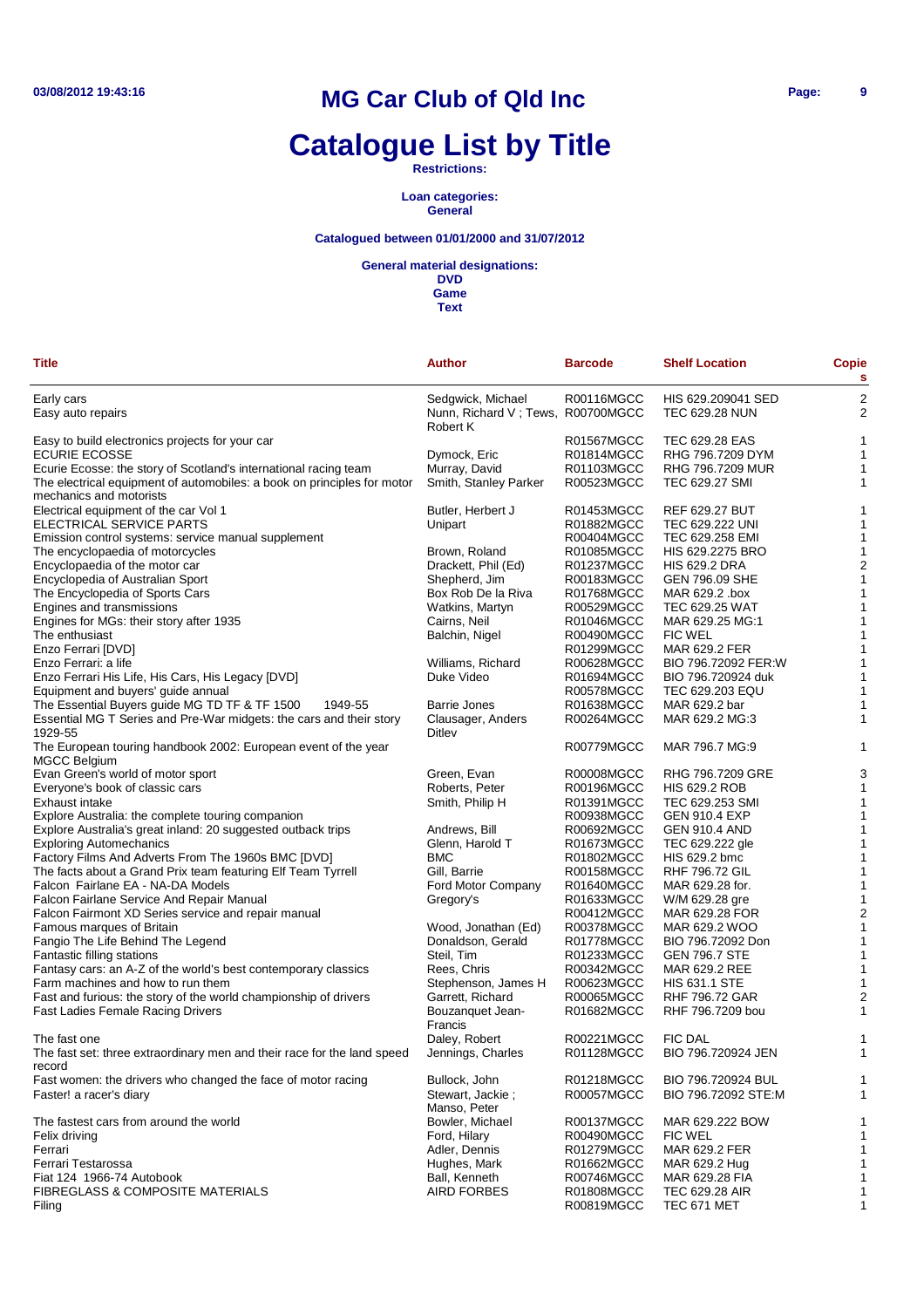# MG Car Club of Qld Inc

# Catalogue List by Title

**Restrictions:**

**Loan categories:**
**General**

**Catalogued between 01/01/2000 and 31/07/2012**

**General material designations:**
**DVD**
**Game**
**Text**

| Title | Author | Barcode | Shelf Location | Copies |
|---|---|---|---|---|
| Early cars | Sedgwick, Michael | R00116MGCC | HIS 629.209041 SED | 2 |
| Easy auto repairs | Nunn, Richard V ; Tews, Robert K | R00700MGCC | TEC 629.28 NUN | 2 |
| Easy to build electronics projects for your car | | R01567MGCC | TEC 629.28 EAS | 1 |
| ECURIE ECOSSE | Dymock, Eric | R01814MGCC | RHG 796.7209 DYM | 1 |
| Ecurie Ecosse: the story of Scotland's international racing team | Murray, David | R01103MGCC | RHG 796.7209 MUR | 1 |
| The electrical equipment of automobiles: a book on principles for motor mechanics and motorists | Smith, Stanley Parker | R00523MGCC | TEC 629.27 SMI | 1 |
| Electrical equipment of the car Vol 1 | Butler, Herbert J | R01453MGCC | REF 629.27 BUT | 1 |
| ELECTRICAL SERVICE PARTS | Unipart | R01882MGCC | TEC 629.222 UNI | 1 |
| Emission control systems: service manual supplement | | R00404MGCC | TEC 629.258 EMI | 1 |
| The encyclopaedia of motorcycles | Brown, Roland | R01085MGCC | HIS 629.2275 BRO | 1 |
| Encyclopaedia of the motor car | Drackett, Phil (Ed) | R01237MGCC | HIS 629.2 DRA | 2 |
| Encyclopedia of Australian Sport | Shepherd, Jim | R00183MGCC | GEN 796.09 SHE | 1 |
| The Encyclopedia of Sports Cars | Box Rob De la Riva | R01768MGCC | MAR 629.2 .box | 1 |
| Engines and transmissions | Watkins, Martyn | R00529MGCC | TEC 629.25 WAT | 1 |
| Engines for MGs: their story after 1935 | Cairns, Neil | R01046MGCC | MAR 629.25 MG:1 | 1 |
| The enthusiast | Balchin, Nigel | R00490MGCC | FIC WEL | 1 |
| Enzo Ferrari [DVD] | | R01299MGCC | MAR 629.2 FER | 1 |
| Enzo Ferrari: a life | Williams, Richard | R00628MGCC | BIO 796.72092 FER:W | 1 |
| Enzo Ferrari His Life, His Cars, His Legacy [DVD] | Duke Video | R01694MGCC | BIO 796.720924 duk | 1 |
| Equipment and buyers' guide annual | | R00578MGCC | TEC 629.203 EQU | 1 |
| The Essential Buyers guide MG TD TF & TF 1500 1949-55 | Barrie Jones | R01638MGCC | MAR 629.2 bar | 1 |
| Essential MG T Series and Pre-War midgets: the cars and their story 1929-55 | Clausager, Anders Ditlev | R00264MGCC | MAR 629.2 MG:3 | 1 |
| The European touring handbook 2002: European event of the year MGCC Belgium | | R00779MGCC | MAR 796.7 MG:9 | 1 |
| Evan Green's world of motor sport | Green, Evan | R00008MGCC | RHG 796.7209 GRE | 3 |
| Everyone's book of classic cars | Roberts, Peter | R00196MGCC | HIS 629.2 ROB | 1 |
| Exhaust intake | Smith, Philip H | R01391MGCC | TEC 629.253 SMI | 1 |
| Explore Australia: the complete touring companion | | R00938MGCC | GEN 910.4 EXP | 1 |
| Explore Australia's great inland: 20 suggested outback trips | Andrews, Bill | R00692MGCC | GEN 910.4 AND | 1 |
| Exploring Automechanics | Glenn, Harold T | R01673MGCC | TEC 629.222 gle | 1 |
| Factory Films And Adverts From The 1960s BMC [DVD] | BMC | R01802MGCC | HIS 629.2 bmc | 1 |
| The facts about a Grand Prix team featuring Elf Team Tyrrell | Gill, Barrie | R00158MGCC | RHF 796.72 GIL | 1 |
| Falcon Fairlane EA - NA-DA Models | Ford Motor Company | R01640MGCC | MAR 629.28 for. | 1 |
| Falcon Fairlane Service And Repair Manual | Gregory's | R01633MGCC | W/M 629.28 gre | 1 |
| Falcon Fairmont XD Series service and repair manual | | R00412MGCC | MAR 629.28 FOR | 2 |
| Famous marques of Britain | Wood, Jonathan (Ed) | R00378MGCC | MAR 629.2 WOO | 1 |
| Fangio The Life Behind The Legend | Donaldson, Gerald | R01778MGCC | BIO 796.72092 Don | 1 |
| Fantastic filling stations | Steil, Tim | R01233MGCC | GEN 796.7 STE | 1 |
| Fantasy cars: an A-Z of the world's best contemporary classics | Rees, Chris | R00342MGCC | MAR 629.2 REE | 1 |
| Farm machines and how to run them | Stephenson, James H | R00623MGCC | HIS 631.1 STE | 1 |
| Fast and furious: the story of the world championship of drivers | Garrett, Richard | R00065MGCC | RHF 796.72 GAR | 2 |
| Fast Ladies Female Racing Drivers | Bouzanquet Jean-Francis | R01682MGCC | RHF 796.7209 bou | 1 |
| The fast one | Daley, Robert | R00221MGCC | FIC DAL | 1 |
| The fast set: three extraordinary men and their race for the land speed record | Jennings, Charles | R01128MGCC | BIO 796.720924 JEN | 1 |
| Fast women: the drivers who changed the face of motor racing | Bullock, John | R01218MGCC | BIO 796.720924 BUL | 1 |
| Faster! a racer's diary | Stewart, Jackie ; Manso, Peter | R00057MGCC | BIO 796.72092 STE:M | 1 |
| The fastest cars from around the world | Bowler, Michael | R00137MGCC | MAR 629.222 BOW | 1 |
| Felix driving | Ford, Hilary | R00490MGCC | FIC WEL | 1 |
| Ferrari | Adler, Dennis | R01279MGCC | MAR 629.2 FER | 1 |
| Ferrari Testarossa | Hughes, Mark | R01662MGCC | MAR 629.2 Hug | 1 |
| Fiat 124 1966-74 Autobook | Ball, Kenneth | R00746MGCC | MAR 629.28 FIA | 1 |
| FIBREGLASS & COMPOSITE MATERIALS | AIRD FORBES | R01808MGCC | TEC 629.28 AIR | 1 |
| Filing | | R00819MGCC | TEC 671 MET | 1 |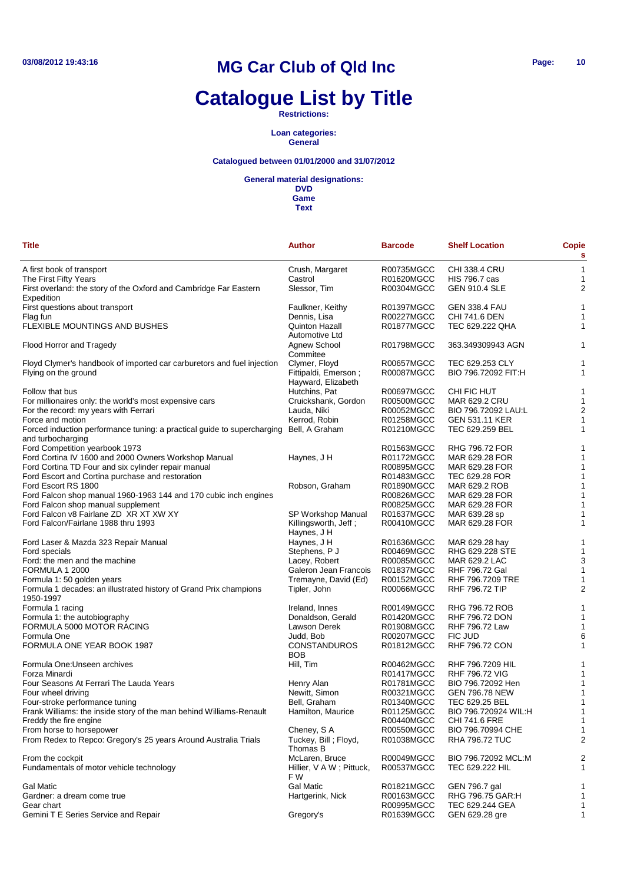# MG Car Club of Qld Inc

# Catalogue List by Title

**Restrictions:**

**Loan categories:**
**General**

**Catalogued between 01/01/2000 and 31/07/2012**

**General material designations:**
**DVD**
**Game**
**Text**

| Title | Author | Barcode | Shelf Location | Copies |
|---|---|---|---|---|
| A first book of transport | Crush, Margaret | R00735MGCC | CHI 338.4 CRU | 1 |
| The First Fifty Years | Castrol | R01620MGCC | HIS 796.7 cas | 1 |
| First overland: the story of the Oxford and Cambridge Far Eastern Expedition | Slessor, Tim | R00304MGCC | GEN 910.4 SLE | 2 |
| First questions about transport | Faulkner, Keithy | R01397MGCC | GEN 338.4 FAU | 1 |
| Flag fun | Dennis, Lisa | R00227MGCC | CHI 741.6 DEN | 1 |
| FLEXIBLE MOUNTINGS AND BUSHES | Quinton Hazall Automotive Ltd | R01877MGCC | TEC 629.222 QHA | 1 |
| Flood Horror and Tragedy | Agnew School Commitee | R01798MGCC | 363.349309943 AGN | 1 |
| Floyd Clymer's handbook of imported car carburetors and fuel injection | Clymer, Floyd | R00657MGCC | TEC 629.253 CLY | 1 |
| Flying on the ground | Fittipaldi, Emerson ; Hayward, Elizabeth | R00087MGCC | BIO 796.72092 FIT:H | 1 |
| Follow that bus | Hutchins, Pat | R00697MGCC | CHI FIC HUT | 1 |
| For millionaires only: the world's most expensive cars | Cruickshank, Gordon | R00500MGCC | MAR 629.2 CRU | 1 |
| For the record: my years with Ferrari | Lauda, Niki | R00052MGCC | BIO 796.72092 LAU:L | 2 |
| Force and motion | Kerrod, Robin | R01258MGCC | GEN 531.11 KER | 1 |
| Forced induction performance tuning: a practical guide to supercharging and turbocharging | Bell, A Graham | R01210MGCC | TEC 629.259 BEL | 1 |
| Ford Competition yearbook 1973 | | R01563MGCC | RHG 796.72 FOR | 1 |
| Ford Cortina IV 1600 and 2000 Owners Workshop Manual | Haynes, J H | R01172MGCC | MAR 629.28 FOR | 1 |
| Ford Cortina TD Four and six cylinder repair manual | | R00895MGCC | MAR 629.28 FOR | 1 |
| Ford Escort and Cortina purchase and restoration | | R01483MGCC | TEC 629.28 FOR | 1 |
| Ford Escort RS 1800 | Robson, Graham | R01890MGCC | MAR 629.2 ROB | 1 |
| Ford Falcon shop manual 1960-1963 144 and 170 cubic inch engines | | R00826MGCC | MAR 629.28 FOR | 1 |
| Ford Falcon shop manual supplement | | R00825MGCC | MAR 629.28 FOR | 1 |
| Ford Falcon v8 Fairlane ZD XR XT XW XY | SP Workshop Manual | R01637MGCC | MAR 639.28 sp | 1 |
| Ford Falcon/Fairlane 1988 thru 1993 | Killingsworth, Jeff ; Haynes, J H | R00410MGCC | MAR 629.28 FOR | 1 |
| Ford Laser & Mazda 323 Repair Manual | Haynes, J H | R01636MGCC | MAR 629.28 hay | 1 |
| Ford specials | Stephens, P J | R00469MGCC | RHG 629.228 STE | 1 |
| Ford: the men and the machine | Lacey, Robert | R00085MGCC | MAR 629.2 LAC | 3 |
| FORMULA 1 2000 | Galeron Jean Francois | R01837MGCC | RHF 796.72 Gal | 1 |
| Formula 1: 50 golden years | Tremayne, David (Ed) | R00152MGCC | RHF 796.7209 TRE | 1 |
| Formula 1 decades: an illustrated history of Grand Prix champions 1950-1997 | Tipler, John | R00066MGCC | RHF 796.72 TIP | 2 |
| Formula 1 racing | Ireland, Innes | R00149MGCC | RHG 796.72 ROB | 1 |
| Formula 1: the autobiography | Donaldson, Gerald | R01420MGCC | RHF 796.72 DON | 1 |
| FORMULA 5000 MOTOR RACING | Lawson Derek | R01908MGCC | RHF 796.72 Law | 1 |
| Formula One | Judd, Bob | R00207MGCC | FIC JUD | 6 |
| FORMULA ONE YEAR BOOK 1987 | CONSTANDUROS BOB | R01812MGCC | RHF 796.72 CON | 1 |
| Formula One:Unseen archives | Hill, Tim | R00462MGCC | RHF 796.7209 HIL | 1 |
| Forza Minardi | | R01417MGCC | RHF 796.72 VIG | 1 |
| Four Seasons At Ferrari The Lauda Years | Henry Alan | R01781MGCC | BIO 796.72092 Hen | 1 |
| Four wheel driving | Newitt, Simon | R00321MGCC | GEN 796.78 NEW | 1 |
| Four-stroke performance tuning | Bell, Graham | R01340MGCC | TEC 629.25 BEL | 1 |
| Frank Williams: the inside story of the man behind Williams-Renault | Hamilton, Maurice | R01125MGCC | BIO 796.720924 WIL:H | 1 |
| Freddy the fire engine | | R00440MGCC | CHI 741.6 FRE | 1 |
| From horse to horsepower | Cheney, S A | R00550MGCC | BIO 796.70994 CHE | 1 |
| From Redex to Repco: Gregory's 25 years Around Australia Trials | Tuckey, Bill ; Floyd, Thomas B | R01038MGCC | RHA 796.72 TUC | 2 |
| From the cockpit | McLaren, Bruce | R00049MGCC | BIO 796.72092 MCL:M | 2 |
| Fundamentals of motor vehicle technology | Hillier, V A W ; Pittuck, F W | R00537MGCC | TEC 629.222 HIL | 1 |
| Gal Matic | Gal Matic | R01821MGCC | GEN 796.7 gal | 1 |
| Gardner: a dream come true | Hartgerink, Nick | R00163MGCC | RHG 796.75 GAR:H | 1 |
| Gear chart | | R00995MGCC | TEC 629.244 GEA | 1 |
| Gemini T E Series Service and Repair | Gregory's | R01639MGCC | GEN 629.28 gre | 1 |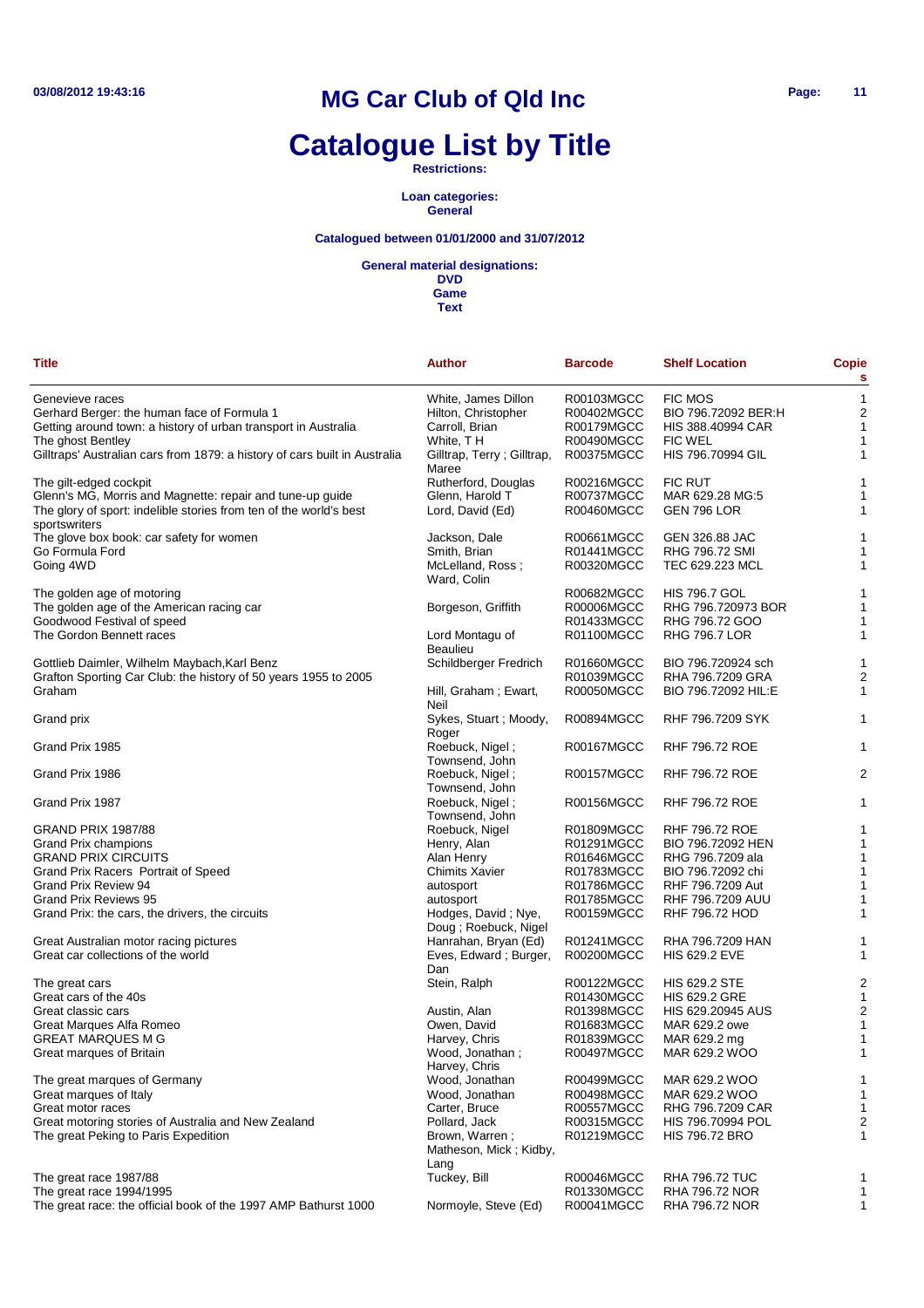# MG Car Club of Qld Inc

# Catalogue List by Title

**Restrictions:**

**Loan categories:**
**General**

**Catalogued between 01/01/2000 and 31/07/2012**

**General material designations:**
**DVD**
**Game**
**Text**

| Title | Author | Barcode | Shelf Location | Copies |
|---|---|---|---|---|
| Genevieve races | White, James Dillon | R00103MGCC | FIC MOS | 1 |
| Gerhard Berger: the human face of Formula 1 | Hilton, Christopher | R00402MGCC | BIO 796.72092 BER:H | 2 |
| Getting around town: a history of urban transport in Australia | Carroll, Brian | R00179MGCC | HIS 388.40994 CAR | 1 |
| The ghost Bentley | White, T H | R00490MGCC | FIC WEL | 1 |
| Gilltraps' Australian cars from 1879: a history of cars built in Australia | Gilltrap, Terry ; Gilltrap, Maree | R00375MGCC | HIS 796.70994 GIL | 1 |
| The gilt-edged cockpit | Rutherford, Douglas | R00216MGCC | FIC RUT | 1 |
| Glenn's MG, Morris and Magnette: repair and tune-up guide | Glenn, Harold T | R00737MGCC | MAR 629.28 MG:5 | 1 |
| The glory of sport: indelible stories from ten of the world's best sportswriters | Lord, David (Ed) | R00460MGCC | GEN 796 LOR | 1 |
| The glove box book: car safety for women | Jackson, Dale | R00661MGCC | GEN 326.88 JAC | 1 |
| Go Formula Ford | Smith, Brian | R01441MGCC | RHG 796.72 SMI | 1 |
| Going 4WD | McLelland, Ross ; Ward, Colin | R00320MGCC | TEC 629.223 MCL | 1 |
| The golden age of motoring | | R00682MGCC | HIS 796.7 GOL | 1 |
| The golden age of the American racing car | Borgeson, Griffith | R00006MGCC | RHG 796.720973 BOR | 1 |
| Goodwood Festival of speed | | R01433MGCC | RHG 796.72 GOO | 1 |
| The Gordon Bennett races | Lord Montagu of Beaulieu | R01100MGCC | RHG 796.7 LOR | 1 |
| Gottlieb Daimler, Wilhelm Maybach,Karl Benz | Schildberger Fredrich | R01660MGCC | BIO 796.720924 sch | 1 |
| Grafton Sporting Car Club: the history of 50 years 1955 to 2005 | | R01039MGCC | RHA 796.7209 GRA | 2 |
| Graham | Hill, Graham ; Ewart, Neil | R00050MGCC | BIO 796.72092 HIL:E | 1 |
| Grand prix | Sykes, Stuart ; Moody, Roger | R00894MGCC | RHF 796.7209 SYK | 1 |
| Grand Prix 1985 | Roebuck, Nigel ; Townsend, John | R00167MGCC | RHF 796.72 ROE | 1 |
| Grand Prix 1986 | Roebuck, Nigel ; Townsend, John | R00157MGCC | RHF 796.72 ROE | 2 |
| Grand Prix 1987 | Roebuck, Nigel ; Townsend, John | R00156MGCC | RHF 796.72 ROE | 1 |
| GRAND PRIX 1987/88 | Roebuck, Nigel | R01809MGCC | RHF 796.72 ROE | 1 |
| Grand Prix champions | Henry, Alan | R01291MGCC | BIO 796.72092 HEN | 1 |
| GRAND PRIX CIRCUITS | Alan Henry | R01646MGCC | RHG 796.7209 ala | 1 |
| Grand Prix Racers Portrait of Speed | Chimits Xavier | R01783MGCC | BIO 796.72092 chi | 1 |
| Grand Prix Review 94 | autosport | R01786MGCC | RHF 796.7209 Aut | 1 |
| Grand Prix Reviews 95 | autosport | R01785MGCC | RHF 796.7209 AUU | 1 |
| Grand Prix: the cars, the drivers, the circuits | Hodges, David ; Nye, Doug ; Roebuck, Nigel | R00159MGCC | RHF 796.72 HOD | 1 |
| Great Australian motor racing pictures | Hanrahan, Bryan (Ed) | R01241MGCC | RHA 796.7209 HAN | 1 |
| Great car collections of the world | Eves, Edward ; Burger, Dan | R00200MGCC | HIS 629.2 EVE | 1 |
| The great cars | Stein, Ralph | R00122MGCC | HIS 629.2 STE | 2 |
| Great cars of the 40s | | R01430MGCC | HIS 629.2 GRE | 1 |
| Great classic cars | Austin, Alan | R01398MGCC | HIS 629.20945 AUS | 2 |
| Great Marques Alfa Romeo | Owen, David | R01683MGCC | MAR 629.2 owe | 1 |
| GREAT MARQUES M G | Harvey, Chris | R01839MGCC | MAR 629.2 mg | 1 |
| Great marques of Britain | Wood, Jonathan ; Harvey, Chris | R00497MGCC | MAR 629.2 WOO | 1 |
| The great marques of Germany | Wood, Jonathan | R00499MGCC | MAR 629.2 WOO | 1 |
| Great marques of Italy | Wood, Jonathan | R00498MGCC | MAR 629.2 WOO | 1 |
| Great motor races | Carter, Bruce | R00557MGCC | RHG 796.7209 CAR | 1 |
| Great motoring stories of Australia and New Zealand | Pollard, Jack | R00315MGCC | HIS 796.70994 POL | 2 |
| The great Peking to Paris Expedition | Brown, Warren ; Matheson, Mick ; Kidby, Lang | R01219MGCC | HIS 796.72 BRO | 1 |
| The great race 1987/88 | Tuckey, Bill | R00046MGCC | RHA 796.72 TUC | 1 |
| The great race 1994/1995 | | R01330MGCC | RHA 796.72 NOR | 1 |
| The great race: the official book of the 1997 AMP Bathurst 1000 | Normoyle, Steve (Ed) | R00041MGCC | RHA 796.72 NOR | 1 |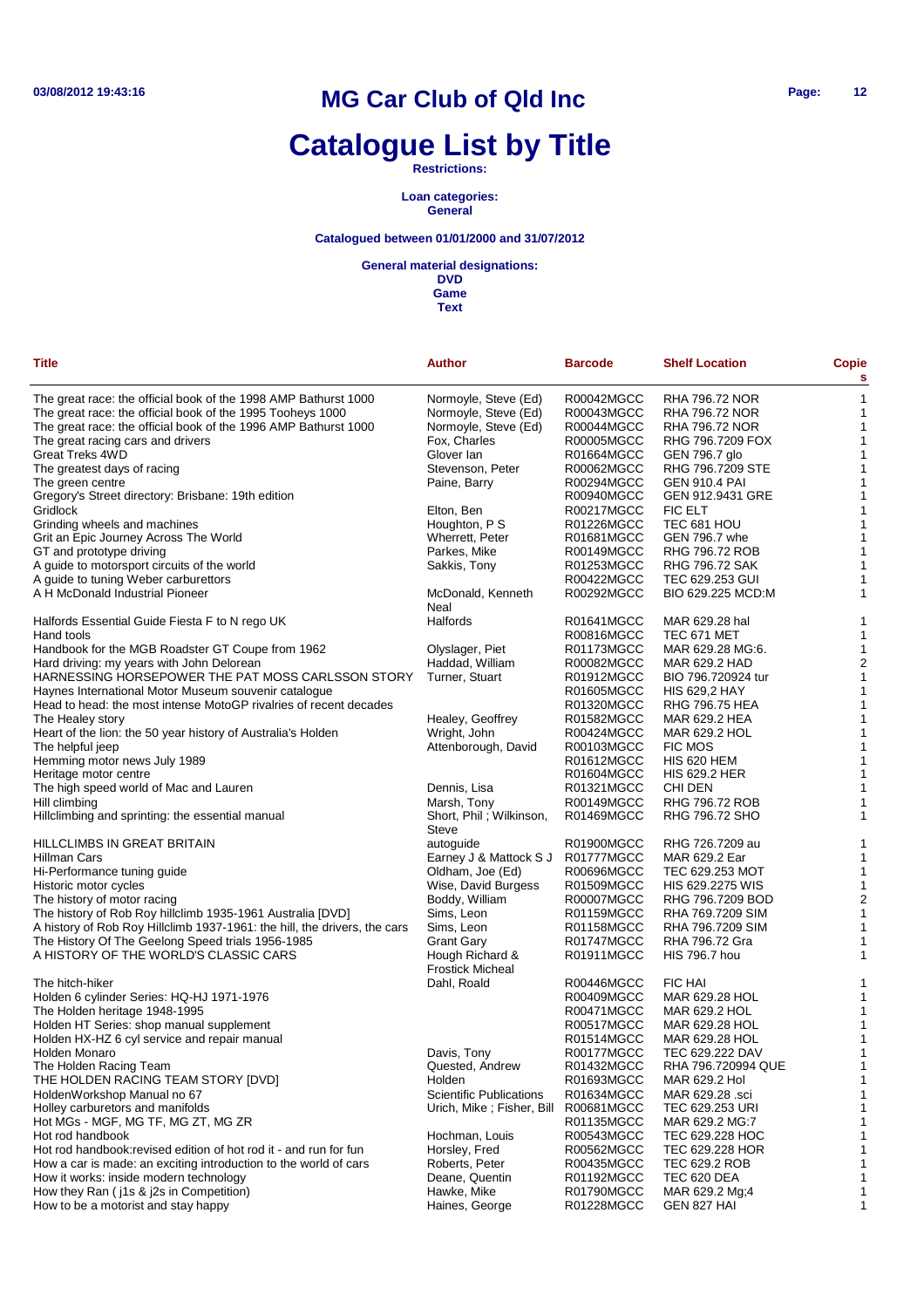# MG Car Club of Qld Inc

# Catalogue List by Title

**Restrictions:**

**Loan categories:**
**General**

**Catalogued between 01/01/2000 and 31/07/2012**

**General material designations:**
**DVD**
**Game**
**Text**

| Title | Author | Barcode | Shelf Location | Copies |
|---|---|---|---|---|
| The great race: the official book of the 1998 AMP Bathurst 1000 | Normoyle, Steve (Ed) | R00042MGCC | RHA 796.72 NOR | 1 |
| The great race: the official book of the 1995 Tooheys 1000 | Normoyle, Steve (Ed) | R00043MGCC | RHA 796.72 NOR | 1 |
| The great race: the official book of the 1996 AMP Bathurst 1000 | Normoyle, Steve (Ed) | R00044MGCC | RHA 796.72 NOR | 1 |
| The great racing cars and drivers | Fox, Charles | R00005MGCC | RHG 796.7209 FOX | 1 |
| Great Treks 4WD | Glover Ian | R01664MGCC | GEN 796.7 glo | 1 |
| The greatest days of racing | Stevenson, Peter | R00062MGCC | RHG 796.7209 STE | 1 |
| The green centre | Paine, Barry | R00294MGCC | GEN 910.4 PAI | 1 |
| Gregory's Street directory: Brisbane: 19th edition | | R00940MGCC | GEN 912.9431 GRE | 1 |
| Gridlock | Elton, Ben | R00217MGCC | FIC ELT | 1 |
| Grinding wheels and machines | Houghton, P S | R01226MGCC | TEC 681 HOU | 1 |
| Grit an Epic Journey Across The World | Wherrett, Peter | R01681MGCC | GEN 796.7 whe | 1 |
| GT and prototype driving | Parkes, Mike | R00149MGCC | RHG 796.72 ROB | 1 |
| A guide to motorsport circuits of the world | Sakkis, Tony | R01253MGCC | RHG 796.72 SAK | 1 |
| A guide to tuning Weber carburettors | | R00422MGCC | TEC 629.253 GUI | 1 |
| A H McDonald Industrial Pioneer | McDonald, Kenneth Neal | R00292MGCC | BIO 629.225 MCD:M | 1 |
| Halfords Essential Guide Fiesta F to N rego UK | Halfords | R01641MGCC | MAR 629.28 hal | 1 |
| Hand tools | | R00816MGCC | TEC 671 MET | 1 |
| Handbook for the MGB Roadster GT Coupe from 1962 | Olyslager, Piet | R01173MGCC | MAR 629.28 MG:6. | 1 |
| Hard driving: my years with John Delorean | Haddad, William | R00082MGCC | MAR 629.2 HAD | 2 |
| HARNESSING HORSEPOWER THE PAT MOSS CARLSSON STORY | Turner, Stuart | R01912MGCC | BIO 796.720924 tur | 1 |
| Haynes International Motor Museum souvenir catalogue | | R01605MGCC | HIS 629,2 HAY | 1 |
| Head to head: the most intense MotoGP rivalries of recent decades | | R01320MGCC | RHG 796.75 HEA | 1 |
| The Healey story | Healey, Geoffrey | R01582MGCC | MAR 629.2 HEA | 1 |
| Heart of the lion: the 50 year history of Australia's Holden | Wright, John | R00424MGCC | MAR 629.2 HOL | 1 |
| The helpful jeep | Attenborough, David | R00103MGCC | FIC MOS | 1 |
| Hemming motor news July 1989 | | R01612MGCC | HIS 620 HEM | 1 |
| Heritage motor centre | | R01604MGCC | HIS 629.2 HER | 1 |
| The high speed world of Mac and Lauren | Dennis, Lisa | R01321MGCC | CHI DEN | 1 |
| Hill climbing | Marsh, Tony | R00149MGCC | RHG 796.72 ROB | 1 |
| Hillclimbing and sprinting: the essential manual | Short, Phil ; Wilkinson, Steve | R01469MGCC | RHG 796.72 SHO | 1 |
| HILLCLIMBS IN GREAT BRITAIN | autoguide | R01900MGCC | RHG 726.7209 au | 1 |
| Hillman Cars | Earney J & Mattock S J | R01777MGCC | MAR 629.2 Ear | 1 |
| Hi-Performance tuning guide | Oldham, Joe (Ed) | R00696MGCC | TEC 629.253 MOT | 1 |
| Historic motor cycles | Wise, David Burgess | R01509MGCC | HIS 629.2275 WIS | 1 |
| The history of motor racing | Boddy, William | R00007MGCC | RHG 796.7209 BOD | 2 |
| The history of Rob Roy hillclimb 1935-1961 Australia [DVD] | Sims, Leon | R01159MGCC | RHA 769.7209 SIM | 1 |
| A history of Rob Roy Hillclimb 1937-1961: the hill, the drivers, the cars | Sims, Leon | R01158MGCC | RHA 796.7209 SIM | 1 |
| The History Of The Geelong Speed trials 1956-1985 | Grant Gary | R01747MGCC | RHA 796.72 Gra | 1 |
| A HISTORY OF THE WORLD'S CLASSIC CARS | Hough Richard & Frostick Micheal | R01911MGCC | HIS 796.7 hou | 1 |
| The hitch-hiker | Dahl, Roald | R00446MGCC | FIC HAI | 1 |
| Holden 6 cylinder Series: HQ-HJ 1971-1976 | | R00409MGCC | MAR 629.28 HOL | 1 |
| The Holden heritage 1948-1995 | | R00471MGCC | MAR 629.2 HOL | 1 |
| Holden HT Series: shop manual supplement | | R00517MGCC | MAR 629.28 HOL | 1 |
| Holden HX-HZ 6 cyl service and repair manual | | R01514MGCC | MAR 629.28 HOL | 1 |
| Holden Monaro | Davis, Tony | R00177MGCC | TEC 629.222 DAV | 1 |
| The Holden Racing Team | Quested, Andrew | R01432MGCC | RHA 796.720994 QUE | 1 |
| THE HOLDEN RACING TEAM STORY [DVD] | Holden | R01693MGCC | MAR 629.2 Hol | 1 |
| HoldenWorkshop Manual no 67 | Scientific Publications | R01634MGCC | MAR 629.28 .sci | 1 |
| Holley carburetors and manifolds | Urich, Mike ; Fisher, Bill | R00681MGCC | TEC 629.253 URI | 1 |
| Hot MGs - MGF, MG TF, MG ZT, MG ZR | | R01135MGCC | MAR 629.2 MG:7 | 1 |
| Hot rod handbook | Hochman, Louis | R00543MGCC | TEC 629.228 HOC | 1 |
| Hot rod handbook:revised edition of hot rod it - and run for fun | Horsley, Fred | R00562MGCC | TEC 629.228 HOR | 1 |
| How a car is made: an exciting introduction to the world of cars | Roberts, Peter | R00435MGCC | TEC 629.2 ROB | 1 |
| How it works: inside modern technology | Deane, Quentin | R01192MGCC | TEC 620 DEA | 1 |
| How they Ran ( j1s & j2s in Competition) | Hawke, Mike | R01790MGCC | MAR 629.2 Mg;4 | 1 |
| How to be a motorist and stay happy | Haines, George | R01228MGCC | GEN 827 HAI | 1 |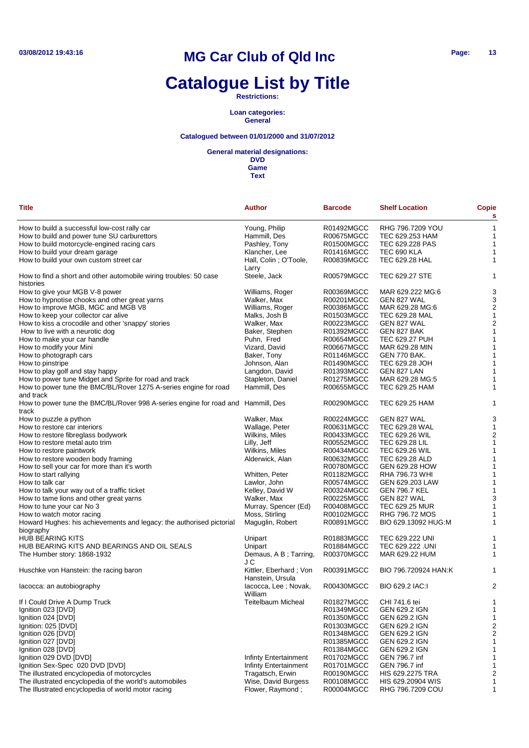# MG Car Club of Qld Inc

# Catalogue List by Title

**Restrictions:**

**Loan categories:**
**General**

**Catalogued between 01/01/2000 and 31/07/2012**

**General material designations:**
**DVD**
**Game**
**Text**

| Title | Author | Barcode | Shelf Location | Copies |
|---|---|---|---|---|
| How to build a successful low-cost rally car | Young, Philip | R01492MGCC | RHG 796.7209 YOU | 1 |
| How to build and power tune SU carburettors | Hammill, Des | R00675MGCC | TEC 629.253 HAM | 1 |
| How to build motorcycle-engined racing cars | Pashley, Tony | R01500MGCC | TEC 629.228 PAS | 1 |
| How to build your dream garage | Klancher, Lee | R01416MGCC | TEC 690 KLA | 1 |
| How to build your own custom street car | Hall, Colin ; O'Toole, Larry | R00839MGCC | TEC 629.28 HAL | 1 |
| How to find a short and other automobile wiring troubles: 50 case histories | Steele, Jack | R00579MGCC | TEC 629.27 STE | 1 |
| How to give your MGB V-8 power | Williams, Roger | R00369MGCC | MAR 629.222 MG:6 | 3 |
| How to hypnotise chooks and other great yarns | Walker, Max | R00201MGCC | GEN 827 WAL | 3 |
| How to improve MGB, MGC and MGB V8 | Williams, Roger | R00386MGCC | MAR 629.28 MG:6 | 2 |
| How to keep your collector car alive | Malks, Josh B | R01503MGCC | TEC 629.28 MAL | 1 |
| How to kiss a crocodile and other 'snappy' stories | Walker, Max | R00223MGCC | GEN 827 WAL | 2 |
| How to live with a neurotic dog | Baker, Stephen | R01392MGCC | GEN 827 BAK | 1 |
| How to make your car handle | Puhn, Fred | R00654MGCC | TEC 629.27 PUH | 1 |
| How to modify your Mini | Vizard, David | R00667MGCC | MAR 629.28 MIN | 1 |
| How to photograph cars | Baker, Tony | R01146MGCC | GEN 770 BAK. | 1 |
| How to pinstripe | Johnson, Alan | R01490MGCC | TEC 629.28 JOH | 1 |
| How to play golf and stay happy | Langdon, David | R01393MGCC | GEN 827 LAN | 1 |
| How to power tune Midget and Sprite for road and track | Stapleton, Daniel | R01275MGCC | MAR 629.28 MG:5 | 1 |
| How to power tune the BMC/BL/Rover 1275 A-series engine for road and track | Hammill, Des | R00655MGCC | TEC 629.25 HAM | 1 |
| How to power tune the BMC/BL/Rover 998 A-series engine for road and track | Hammill, Des | R00290MGCC | TEC 629.25 HAM | 1 |
| How to puzzle a python | Walker, Max | R00224MGCC | GEN 827 WAL | 3 |
| How to restore car interiors | Wallage, Peter | R00631MGCC | TEC 629.28 WAL | 1 |
| How to restore fibreglass bodywork | Wilkins, Miles | R00433MGCC | TEC 629.26 WIL | 2 |
| How to restore metal auto trim | Lilly, Jeff | R00552MGCC | TEC 629.28 LIL | 1 |
| How to restore paintwork | Wilkins, Miles | R00434MGCC | TEC 629.26 WIL | 1 |
| How to restore wooden body framing | Alderwick, Alan | R00632MGCC | TEC 629.28 ALD | 1 |
| How to sell your car for more than it's worth | | R00780MGCC | GEN 629.28 HOW | 1 |
| How to start rallying | Whitten, Peter | R01182MGCC | RHA 796.73 WHI | 1 |
| How to talk car | Lawlor, John | R00574MGCC | GEN 629.203 LAW | 1 |
| How to talk your way out of a traffic ticket | Kelley, David W | R00324MGCC | GEN 796.7 KEL | 1 |
| How to tame lions and other great yarns | Walker, Max | R00225MGCC | GEN 827 WAL | 3 |
| How to tune your car No 3 | Murray, Spencer (Ed) | R00408MGCC | TEC 629.25 MUR | 1 |
| How to watch motor racing | Moss, Stirling | R00102MGCC | RHG 796.72 MOS | 1 |
| Howard Hughes: his achievements and legacy: the authorised pictorial biography | Maguglin, Robert | R00891MGCC | BIO 629.13092 HUG:M | 1 |
| HUB BEARING KITS | Unipart | R01883MGCC | TEC 629.222 UNI | 1 |
| HUB BEARING KITS AND BEARINGS AND OIL SEALS | Unipart | R01884MGCC | TEC 629.222 .UNI | 1 |
| The Humber story: 1868-1932 | Demaus, A B ; Tarring, J C | R00370MGCC | MAR 629.22 HUM | 1 |
| Huschke von Hanstein: the racing baron | Kittler, Eberhard ; Von Hanstein, Ursula | R00391MGCC | BIO 796.720924 HAN:K | 1 |
| Iacocca: an autobiography | Iacocca, Lee ; Novak, William | R00430MGCC | BIO 629.2 IAC:I | 2 |
| If I Could Drive A Dump Truck | Teitelbaum Micheal | R01827MGCC | CHI 741.6 tei | 1 |
| Ignition 023 [DVD] | | R01349MGCC | GEN 629.2 IGN | 1 |
| Ignition 024 [DVD] | | R01350MGCC | GEN 629.2 IGN | 1 |
| Ignition: 025 [DVD] | | R01303MGCC | GEN 629.2 IGN | 2 |
| Ignition 026 [DVD] | | R01348MGCC | GEN 629.2 IGN | 2 |
| Ignition 027 [DVD] | | R01385MGCC | GEN 629.2 IGN | 1 |
| Ignition 028 [DVD] | | R01384MGCC | GEN 629.2 IGN | 1 |
| Ignition 029 DVD [DVD] | Infinty Entertainment | R01702MGCC | GEN 796.7 inf | 1 |
| Ignition Sex-Spec 020 DVD [DVD] | Infinty Entertainment | R01701MGCC | GEN 796.7 inf | 1 |
| The illustrated encyclopedia of motorcycles | Tragatsch, Erwin | R00190MGCC | HIS 629.2275 TRA | 2 |
| The illustrated encyclopedia of the world's automobiles | Wise, David Burgess | R00108MGCC | HIS 629.20904 WIS | 1 |
| The Illustrated encyclopedia of world motor racing | Flower, Raymond ; | R00004MGCC | RHG 796.7209 COU | 1 |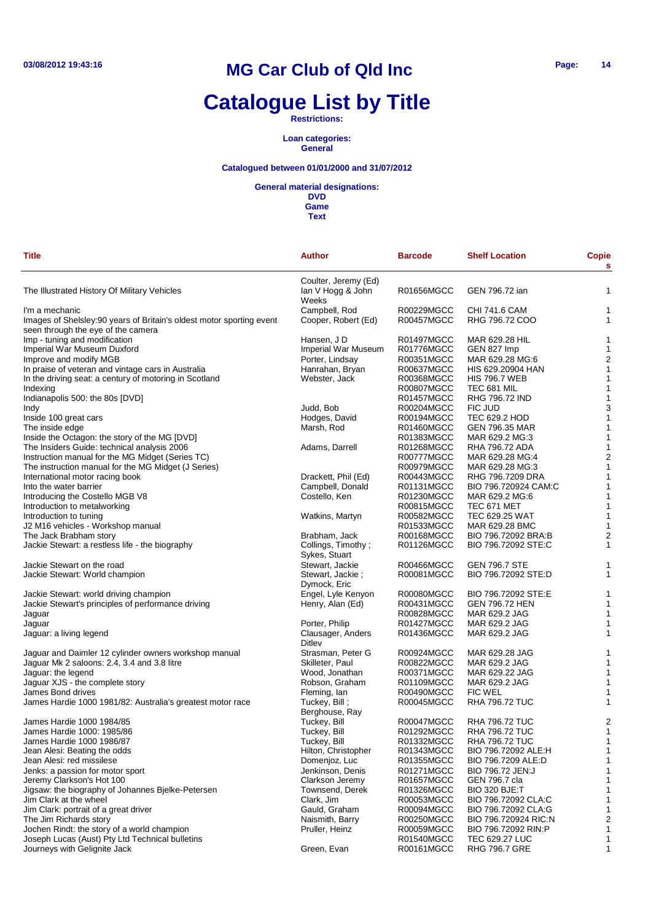# MG Car Club of Qld Inc

# Catalogue List by Title

**Restrictions:**

**Loan categories:**
**General**

**Catalogued between 01/01/2000 and 31/07/2012**

**General material designations:**
**DVD**
**Game**
**Text**

| Title | Author | Barcode | Shelf Location | Copies |
|---|---|---|---|---|
| The Illustrated History Of Military Vehicles | Coulter, Jeremy (Ed) Ian V Hogg & John Weeks | R01656MGCC | GEN 796.72 ian | 1 |
| I'm a mechanic | Campbell, Rod | R00229MGCC | CHI 741.6 CAM | 1 |
| Images of Shelsley:90 years of Britain's oldest motor sporting event seen through the eye of the camera | Cooper, Robert (Ed) | R00457MGCC | RHG 796.72 COO | 1 |
| Imp - tuning and modification | Hansen, J D | R01497MGCC | MAR 629.28 HIL | 1 |
| Imperial War Museum Duxford | Imperial War Museum | R01776MGCC | GEN 827 Imp | 1 |
| Improve and modify MGB | Porter, Lindsay | R00351MGCC | MAR 629.28 MG:6 | 2 |
| In praise of veteran and vintage cars in Australia | Hanrahan, Bryan | R00637MGCC | HIS 629.20904 HAN | 1 |
| In the driving seat: a century of motoring in Scotland | Webster, Jack | R00368MGCC | HIS 796.7 WEB | 1 |
| Indexing | | R00807MGCC | TEC 681 MIL | 1 |
| Indianapolis 500: the 80s [DVD] | | R01457MGCC | RHG 796.72 IND | 1 |
| Indy | Judd, Bob | R00204MGCC | FIC JUD | 3 |
| Inside 100 great cars | Hodges, David | R00194MGCC | TEC 629.2 HOD | 1 |
| The inside edge | Marsh, Rod | R01460MGCC | GEN 796.35 MAR | 1 |
| Inside the Octagon: the story of the MG [DVD] | | R01383MGCC | MAR 629.2 MG:3 | 1 |
| The Insiders Guide: technical analysis 2006 | Adams, Darrell | R01268MGCC | RHA 796.72 ADA | 1 |
| Instruction manual for the MG Midget (Series TC) | | R00777MGCC | MAR 629.28 MG:4 | 2 |
| The instruction manual for the MG Midget (J Series) | | R00979MGCC | MAR 629.28 MG:3 | 1 |
| International motor racing book | Drackett, Phil (Ed) | R00443MGCC | RHG 796.7209 DRA | 1 |
| Into the water barrier | Campbell, Donald | R01131MGCC | BIO 796.720924 CAM:C | 1 |
| Introducing the Costello MGB V8 | Costello, Ken | R01230MGCC | MAR 629.2 MG:6 | 1 |
| Introduction to metalworking | | R00815MGCC | TEC 671 MET | 1 |
| Introduction to tuning | Watkins, Martyn | R00582MGCC | TEC 629.25 WAT | 1 |
| J2 M16 vehicles - Workshop manual | | R01533MGCC | MAR 629.28 BMC | 1 |
| The Jack Brabham story | Brabham, Jack | R00168MGCC | BIO 796.72092 BRA:B | 2 |
| Jackie Stewart: a restless life - the biography | Collings, Timothy ; Sykes, Stuart | R01126MGCC | BIO 796.72092 STE:C | 1 |
| Jackie Stewart on the road | Stewart, Jackie | R00466MGCC | GEN 796.7 STE | 1 |
| Jackie Stewart: World champion | Stewart, Jackie ; Dymock, Eric | R00081MGCC | BIO 796.72092 STE:D | 1 |
| Jackie Stewart: world driving champion | Engel, Lyle Kenyon | R00080MGCC | BIO 796.72092 STE:E | 1 |
| Jackie Stewart's principles of performance driving | Henry, Alan (Ed) | R00431MGCC | GEN 796.72 HEN | 1 |
| Jaguar | | R00828MGCC | MAR 629.2 JAG | 1 |
| Jaguar | Porter, Philip | R01427MGCC | MAR 629.2 JAG | 1 |
| Jaguar: a living legend | Clausager, Anders Ditlev | R01436MGCC | MAR 629.2 JAG | 1 |
| Jaguar and Daimler 12 cylinder owners workshop manual | Strasman, Peter G | R00924MGCC | MAR 629.28 JAG | 1 |
| Jaguar Mk 2 saloons: 2.4, 3.4 and 3.8 litre | Skilleter, Paul | R00822MGCC | MAR 629.2 JAG | 1 |
| Jaguar: the legend | Wood, Jonathan | R00371MGCC | MAR 629.22 JAG | 1 |
| Jaguar XJS - the complete story | Robson, Graham | R01109MGCC | MAR 629.2 JAG | 1 |
| James Bond drives | Fleming, Ian | R00490MGCC | FIC WEL | 1 |
| James Hardie 1000 1981/82: Australia's greatest motor race | Tuckey, Bill ; Berghouse, Ray | R00045MGCC | RHA 796.72 TUC | 1 |
| James Hardie 1000 1984/85 | Tuckey, Bill | R00047MGCC | RHA 796.72 TUC | 2 |
| James Hardie 1000: 1985/86 | Tuckey, Bill | R01292MGCC | RHA 796.72 TUC | 1 |
| James Hardie 1000 1986/87 | Tuckey, Bill | R01332MGCC | RHA 796.72 TUC | 1 |
| Jean Alesi: Beating the odds | Hilton, Christopher | R01343MGCC | BIO 796.72092 ALE:H | 1 |
| Jean Alesi: red missilese | Domenjoz, Luc | R01355MGCC | BIO 796.7209 ALE:D | 1 |
| Jenks: a passion for motor sport | Jenkinson, Denis | R01271MGCC | BIO 796.72 JEN:J | 1 |
| Jeremy Clarkson's Hot 100 | Clarkson Jeremy | R01657MGCC | GEN 796.7 cla | 1 |
| Jigsaw: the biography of Johannes Bjelke-Petersen | Townsend, Derek | R01326MGCC | BIO 320 BJE:T | 1 |
| Jim Clark at the wheel | Clark, Jim | R00053MGCC | BIO 796.72092 CLA:C | 1 |
| Jim Clark: portrait of a great driver | Gauld, Graham | R00094MGCC | BIO 796.72092 CLA:G | 1 |
| The Jim Richards story | Naismith, Barry | R00250MGCC | BIO 796.720924 RIC:N | 2 |
| Jochen Rindt: the story of a world champion | Pruller, Heinz | R00059MGCC | BIO 796.72092 RIN:P | 1 |
| Joseph Lucas (Aust) Pty Ltd Technical bulletins | | R01540MGCC | TEC 629.27 LUC | 1 |
| Journeys with Gelignite Jack | Green, Evan | R00161MGCC | RHG 796.7 GRE | 1 |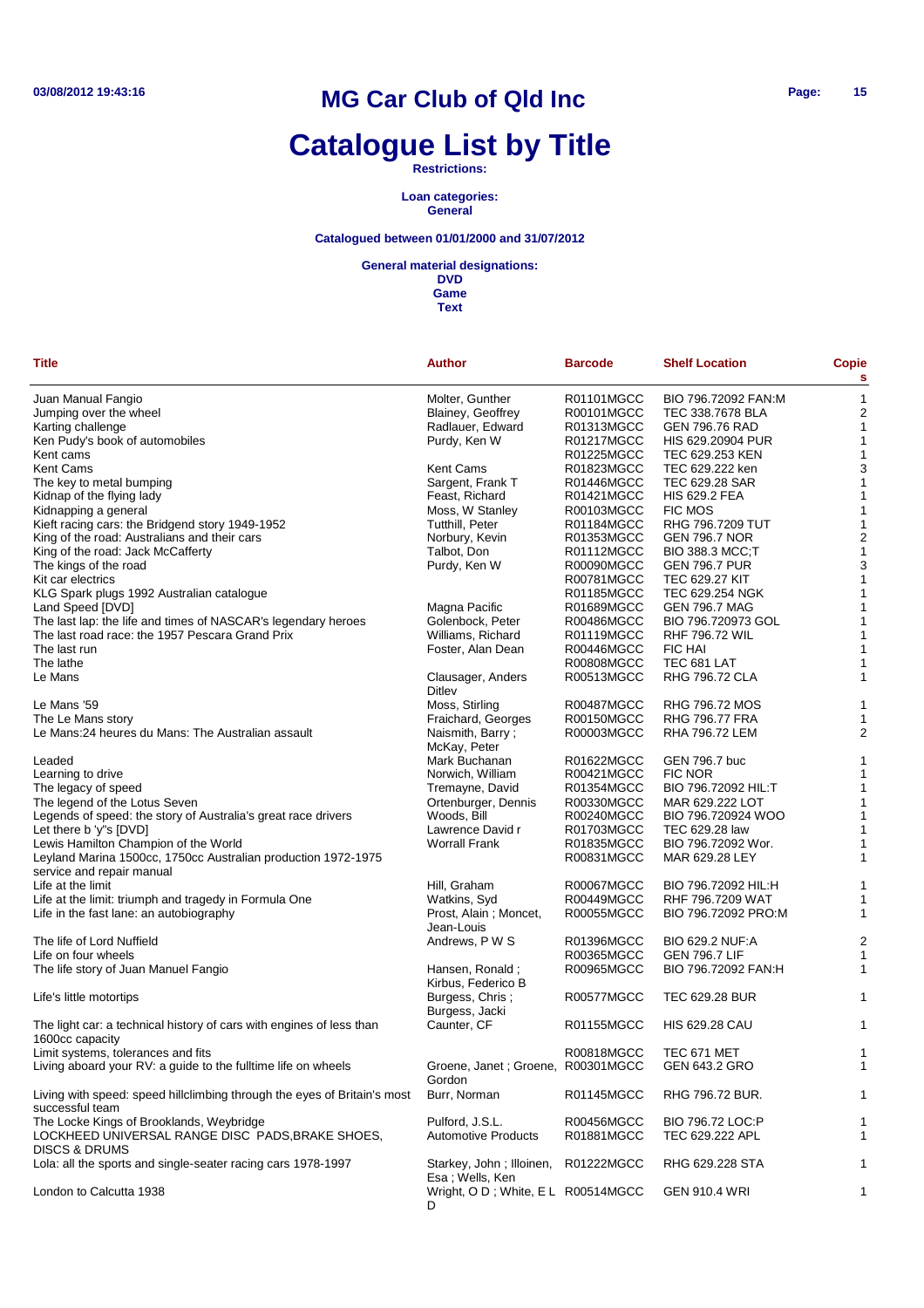# MG Car Club of Qld Inc

# Catalogue List by Title

**Restrictions:**

**Loan categories:**
**General**

**Catalogued between 01/01/2000 and 31/07/2012**

**General material designations:**
**DVD**
**Game**
**Text**

| Title | Author | Barcode | Shelf Location | Copies |
|---|---|---|---|---|
| Juan Manual Fangio | Molter, Gunther | R01101MGCC | BIO 796.72092 FAN:M | 1 |
| Jumping over the wheel | Blainey, Geoffrey | R00101MGCC | TEC 338.7678 BLA | 2 |
| Karting challenge | Radlauer, Edward | R01313MGCC | GEN 796.76 RAD | 1 |
| Ken Pudy's book of automobiles | Purdy, Ken W | R01217MGCC | HIS 629.20904 PUR | 1 |
| Kent cams | | R01225MGCC | TEC 629.253 KEN | 1 |
| Kent Cams | Kent Cams | R01823MGCC | TEC 629.222 ken | 3 |
| The key to metal bumping | Sargent, Frank T | R01446MGCC | TEC 629.28 SAR | 1 |
| Kidnap of the flying lady | Feast, Richard | R01421MGCC | HIS 629.2 FEA | 1 |
| Kidnapping a general | Moss, W Stanley | R00103MGCC | FIC MOS | 1 |
| Kieft racing cars: the Bridgend story 1949-1952 | Tutthill, Peter | R01184MGCC | RHG 796.7209 TUT | 1 |
| King of the road: Australians and their cars | Norbury, Kevin | R01353MGCC | GEN 796.7 NOR | 2 |
| King of the road: Jack McCafferty | Talbot, Don | R01112MGCC | BIO 388.3 MCC;T | 1 |
| The kings of the road | Purdy, Ken W | R00090MGCC | GEN 796.7 PUR | 3 |
| Kit car electrics | | R00781MGCC | TEC 629.27 KIT | 1 |
| KLG Spark plugs 1992 Australian catalogue | | R01185MGCC | TEC 629.254 NGK | 1 |
| Land Speed [DVD] | Magna Pacific | R01689MGCC | GEN 796.7 MAG | 1 |
| The last lap: the life and times of NASCAR's legendary heroes | Golenbock, Peter | R00486MGCC | BIO 796.720973 GOL | 1 |
| The last road race: the 1957 Pescara Grand Prix | Williams, Richard | R01119MGCC | RHF 796.72 WIL | 1 |
| The last run | Foster, Alan Dean | R00446MGCC | FIC HAI | 1 |
| The lathe | | R00808MGCC | TEC 681 LAT | 1 |
| Le Mans | Clausager, Anders Ditlev | R00513MGCC | RHG 796.72 CLA | 1 |
| Le Mans '59 | Moss, Stirling | R00487MGCC | RHG 796.72 MOS | 1 |
| The Le Mans story | Fraichard, Georges | R00150MGCC | RHG 796.77 FRA | 1 |
| Le Mans:24 heures du Mans: The Australian assault | Naismith, Barry ; McKay, Peter | R00003MGCC | RHA 796.72 LEM | 2 |
| Leaded | Mark Buchanan | R01622MGCC | GEN 796.7 buc | 1 |
| Learning to drive | Norwich, William | R00421MGCC | FIC NOR | 1 |
| The legacy of speed | Tremayne, David | R01354MGCC | BIO 796.72092 HIL:T | 1 |
| The legend of the Lotus Seven | Ortenburger, Dennis | R00330MGCC | MAR 629.222 LOT | 1 |
| Legends of speed: the story of Australia's great race drivers | Woods, Bill | R00240MGCC | BIO 796.720924 WOO | 1 |
| Let there b 'y"s [DVD] | Lawrence David r | R01703MGCC | TEC 629.28 law | 1 |
| Lewis Hamilton Champion of the World | Worrall Frank | R01835MGCC | BIO 796.72092 Wor. | 1 |
| Leyland Marina 1500cc, 1750cc Australian production 1972-1975 service and repair manual | | R00831MGCC | MAR 629.28 LEY | 1 |
| Life at the limit | Hill, Graham | R00067MGCC | BIO 796.72092 HIL:H | 1 |
| Life at the limit: triumph and tragedy in Formula One | Watkins, Syd | R00449MGCC | RHF 796.7209 WAT | 1 |
| Life in the fast lane: an autobiography | Prost, Alain ; Moncet, Jean-Louis | R00055MGCC | BIO 796.72092 PRO:M | 1 |
| The life of Lord Nuffield | Andrews, P W S | R01396MGCC | BIO 629.2 NUF:A | 2 |
| Life on four wheels | | R00365MGCC | GEN 796.7 LIF | 1 |
| The life story of Juan Manuel Fangio | Hansen, Ronald ; Kirbus, Federico B | R00965MGCC | BIO 796.72092 FAN:H | 1 |
| Life's little motortips | Burgess, Chris ; Burgess, Jacki | R00577MGCC | TEC 629.28 BUR | 1 |
| The light car: a technical history of cars with engines of less than 1600cc capacity | Caunter, CF | R01155MGCC | HIS 629.28 CAU | 1 |
| Limit systems, tolerances and fits | | R00818MGCC | TEC 671 MET | 1 |
| Living aboard your RV: a guide to the fulltime life on wheels | Groene, Janet ; Groene, Gordon | R00301MGCC | GEN 643.2 GRO | 1 |
| Living with speed: speed hillclimbing through the eyes of Britain's most successful team | Burr, Norman | R01145MGCC | RHG 796.72 BUR. | 1 |
| The Locke Kings of Brooklands, Weybridge | Pulford, J.S.L. | R00456MGCC | BIO 796.72 LOC:P | 1 |
| LOCKHEED UNIVERSAL RANGE DISC PADS,BRAKE SHOES, DISCS & DRUMS | Automotive Products | R01881MGCC | TEC 629.222 APL | 1 |
| Lola: all the sports and single-seater racing cars 1978-1997 | Starkey, John ; Illoinen, Esa ; Wells, Ken | R01222MGCC | RHG 629.228 STA | 1 |
| London to Calcutta 1938 | Wright, O D ; White, E L D | R00514MGCC | GEN 910.4 WRI | 1 |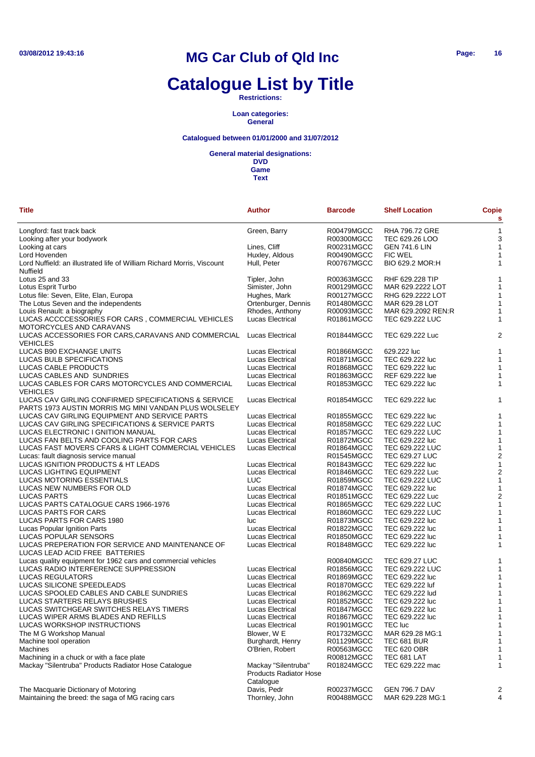# MG Car Club of Qld Inc

# Catalogue List by Title

**Restrictions:**

**Loan categories:**
**General**

**Catalogued between 01/01/2000 and 31/07/2012**

**General material designations:**
**DVD**
**Game**
**Text**

| Title | Author | Barcode | Shelf Location | Copies |
|---|---|---|---|---|
| Longford: fast track back | Green, Barry | R00479MGCC | RHA 796.72 GRE | 1 |
| Looking after your bodywork | | R00300MGCC | TEC 629.26 LOO | 3 |
| Looking at cars | Lines, Cliff | R00231MGCC | GEN 741.6 LIN | 1 |
| Lord Hovenden | Huxley, Aldous | R00490MGCC | FIC WEL | 1 |
| Lord Nuffield: an illustrated life of William Richard Morris, Viscount Nuffield | Hull, Peter | R00767MGCC | BIO 629.2 MOR:H | 1 |
| Lotus 25 and 33 | Tipler, John | R00363MGCC | RHF 629.228 TIP | 1 |
| Lotus Esprit Turbo | Simister, John | R00129MGCC | MAR 629.2222 LOT | 1 |
| Lotus file: Seven, Elite, Elan, Europa | Hughes, Mark | R00127MGCC | RHG 629.2222 LOT | 1 |
| The Lotus Seven and the independents | Ortenburger, Dennis | R01480MGCC | MAR 629.28 LOT | 1 |
| Louis Renault: a biography | Rhodes, Anthony | R00093MGCC | MAR 629.2092 REN:R | 1 |
| LUCAS ACCCCESSORIES FOR CARS , COMMERCIAL VEHICLES MOTORCYCLES AND CARAVANS | Lucas Electrical | R01861MGCC | TEC 629.222 LUC | 1 |
| LUCAS ACCESSORIES FOR CARS,CARAVANS AND COMMERCIAL VEHICLES | Lucas Electrical | R01844MGCC | TEC 629.222 Luc | 2 |
| LUCAS B90 EXCHANGE UNITS | Lucas Electrical | R01866MGCC | 629.222 luc | 1 |
| LUCAS BULB SPECIFICATIONS | Lucas Electrical | R01871MGCC | TEC 629.222 luc | 1 |
| LUCAS CABLE PRODUCTS | Lucas Electrical | R01868MGCC | TEC 629.222 luc | 1 |
| LUCAS CABLES AND SUNDRIES | Lucas Electrical | R01863MGCC | REF 629.222 lue | 1 |
| LUCAS CABLES FOR CARS MOTORCYCLES AND COMMERCIAL VEHICLES | Lucas Electrical | R01853MGCC | TEC 629.222 luc | 1 |
| LUCAS CAV GIRLING CONFIRMED SPECIFICATIONS & SERVICE PARTS 1973 AUSTIN MORRIS MG MINI VANDAN PLUS WOLSELEY | Lucas Electrical | R01854MGCC | TEC 629.222 luc | 1 |
| LUCAS CAV GIRLING EQUIPMENT AND SERVICE PARTS | Lucas Electrical | R01855MGCC | TEC 629.222 luc | 1 |
| LUCAS CAV GIRLING SPECIFICATIONS & SERVICE PARTS | Lucas Electrical | R01858MGCC | TEC 629.222 LUC | 1 |
| LUCAS ELECTRONIC I GNITION MANUAL | Lucas Electrical | R01857MGCC | TEC 629.222 LUC | 1 |
| LUCAS FAN BELTS AND COOLING PARTS FOR CARS | Lucas Electrical | R01872MGCC | TEC 629.222 luc | 1 |
| LUCAS FAST MOVERS CFARS & LIGHT COMMERCIAL VEHICLES | Lucas Electrical | R01864MGCC | TEC 629.222 LUC | 1 |
| Lucas: fault diagnosis service manual | | R01545MGCC | TEC 629.27 LUC | 2 |
| LUCAS IGNITION PRODUCTS & HT LEADS | Lucas Electrical | R01843MGCC | TEC 629.222 luc | 1 |
| LUCAS LIGHTING EQUIPMENT | Lucas Electrical | R01846MGCC | TEC 629.222 Luc | 2 |
| LUCAS MOTORING ESSENTIALS | LUC | R01859MGCC | TEC 629.222 LUC | 1 |
| LUCAS NEW NUMBERS FOR OLD | Lucas Electrical | R01874MGCC | TEC 629.222 luc | 1 |
| LUCAS PARTS | Lucas Electrical | R01851MGCC | TEC 629.222 Luc | 2 |
| LUCAS PARTS CATALOGUE CARS 1966-1976 | Lucas Electrical | R01865MGCC | TEC 629.222 LUC | 1 |
| LUCAS PARTS FOR CARS | Lucas Electrical | R01860MGCC | TEC 629.222 LUC | 1 |
| LUCAS PARTS FOR CARS 1980 | luc | R01873MGCC | TEC 629.222 luc | 1 |
| Lucas Popular Ignition Parts | Lucas Electrical | R01822MGCC | TEC 629.222 luc | 1 |
| LUCAS POPULAR SENSORS | Lucas Electrical | R01850MGCC | TEC 629.222 luc | 1 |
| LUCAS PREPERATION FOR SERVICE AND MAINTENANCE OF LUCAS LEAD ACID FREE BATTERIES | Lucas Electrical | R01848MGCC | TEC 629.222 luc | 1 |
| Lucas quality equipment for 1962 cars and commercial vehicles | | R00840MGCC | TEC 629.27 LUC | 1 |
| LUCAS RADIO INTERFERENCE SUPPRESSION | Lucas Electrical | R01856MGCC | TEC 629.222 LUC | 1 |
| LUCAS REGULATORS | Lucas Electrical | R01869MGCC | TEC 629.222 luc | 1 |
| LUCAS SILICONE SPEEDLEADS | Lucas Electrical | R01870MGCC | TEC 629.222 luf | 1 |
| LUCAS SPOOLED CABLES AND CABLE SUNDRIES | Lucas Electrical | R01862MGCC | TEC 629.222 lud | 1 |
| LUCAS STARTERS RELAYS BRUSHES | Lucas Electrical | R01852MGCC | TEC 629.222 luc | 1 |
| LUCAS SWITCHGEAR SWITCHES RELAYS TIMERS | Lucas Electrical | R01847MGCC | TEC 629.222 luc | 1 |
| LUCAS WIPER ARMS BLADES AND REFILLS | Lucas Electrical | R01867MGCC | TEC 629.222 luc | 1 |
| LUCAS WORKSHOP INSTRUCTIONS | Lucas Electrical | R01901MGCC | TEC luc | 1 |
| The M G Workshop Manual | Blower, W E | R01732MGCC | MAR 629.28 MG:1 | 1 |
| Machine tool operation | Burghardt, Henry | R01129MGCC | TEC 681 BUR | 1 |
| Machines | O'Brien, Robert | R00563MGCC | TEC 620 OBR | 1 |
| Machining in a chuck or with a face plate | | R00812MGCC | TEC 681 LAT | 1 |
| Mackay "Silentruba" Products Radiator Hose Catalogue | Mackay "Silentruba" Products Radiator Hose Catalogue | R01824MGCC | TEC 629.222 mac | 1 |
| The Macquarie Dictionary of Motoring | Davis, Pedr | R00237MGCC | GEN 796.7 DAV | 2 |
| Maintaining the breed: the saga of MG racing cars | Thornley, John | R00488MGCC | MAR 629.228 MG:1 | 4 |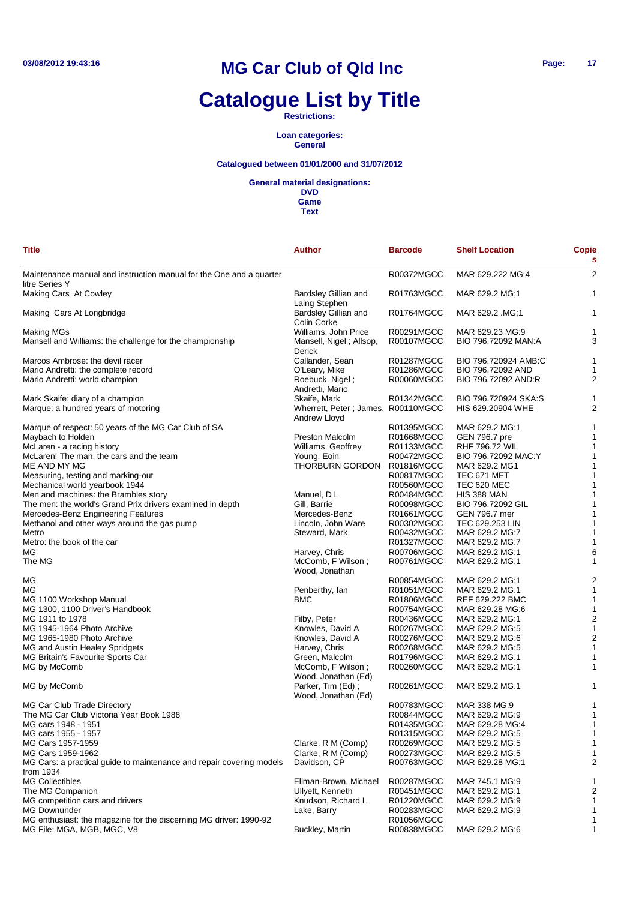# MG Car Club of Qld Inc

# Catalogue List by Title

**Restrictions:**

**Loan categories:**
**General**

**Catalogued between 01/01/2000 and 31/07/2012**

**General material designations:**
**DVD**
**Game**
**Text**

| Title | Author | Barcode | Shelf Location | Copies |
|---|---|---|---|---|
| Maintenance manual and instruction manual for the One and a quarter litre Series Y | | R00372MGCC | MAR 629.222 MG:4 | 2 |
| Making Cars At Cowley | Bardsley Gillian and Laing Stephen | R01763MGCC | MAR 629.2 MG;1 | 1 |
| Making Cars At Longbridge | Bardsley Gillian and Colin Corke | R01764MGCC | MAR 629.2 .MG;1 | 1 |
| Making MGs | Williams, John Price | R00291MGCC | MAR 629.23 MG:9 | 1 |
| Mansell and Williams: the challenge for the championship | Mansell, Nigel ; Allsop, Derick | R00107MGCC | BIO 796.72092 MAN:A | 3 |
| Marcos Ambrose: the devil racer | Callander, Sean | R01287MGCC | BIO 796.720924 AMB:C | 1 |
| Mario Andretti: the complete record | O'Leary, Mike | R01286MGCC | BIO 796.72092 AND | 1 |
| Mario Andretti: world champion | Roebuck, Nigel ; Andretti, Mario | R00060MGCC | BIO 796.72092 AND:R | 2 |
| Mark Skaife: diary of a champion | Skaife, Mark | R01342MGCC | BIO 796.720924 SKA:S | 1 |
| Marque: a hundred years of motoring | Wherrett, Peter ; James, Andrew Lloyd | R00110MGCC | HIS 629.20904 WHE | 2 |
| Marque of respect: 50 years of the MG Car Club of SA | | R01395MGCC | MAR 629.2 MG:1 | 1 |
| Maybach to Holden | Preston Malcolm | R01668MGCC | GEN 796.7 pre | 1 |
| McLaren - a racing history | Williams, Geoffrey | R01133MGCC | RHF 796.72 WIL | 1 |
| McLaren! The man, the cars and the team | Young, Eoin | R00472MGCC | BIO 796.72092 MAC:Y | 1 |
| ME AND MY MG | THORBURN GORDON | R01816MGCC | MAR 629.2 MG1 | 1 |
| Measuring, testing and marking-out | | R00817MGCC | TEC 671 MET | 1 |
| Mechanical world yearbook 1944 | | R00560MGCC | TEC 620 MEC | 1 |
| Men and machines: the Brambles story | Manuel, D L | R00484MGCC | HIS 388 MAN | 1 |
| The men: the world's Grand Prix drivers examined in depth | Gill, Barrie | R00098MGCC | BIO 796.72092 GIL | 1 |
| Mercedes-Benz Engineering Features | Mercedes-Benz | R01661MGCC | GEN 796.7 mer | 1 |
| Methanol and other ways around the gas pump | Lincoln, John Ware | R00302MGCC | TEC 629.253 LIN | 1 |
| Metro | Steward, Mark | R00432MGCC | MAR 629.2 MG:7 | 1 |
| Metro: the book of the car | | R01327MGCC | MAR 629.2 MG:7 | 1 |
| MG | Harvey, Chris | R00706MGCC | MAR 629.2 MG:1 | 6 |
| The MG | McComb, F Wilson ; Wood, Jonathan | R00761MGCC | MAR 629.2 MG:1 | 1 |
| MG | | R00854MGCC | MAR 629.2 MG:1 | 2 |
| MG | Penberthy, Ian | R01051MGCC | MAR 629.2 MG:1 | 1 |
| MG 1100 Workshop Manual | BMC | R01806MGCC | REF 629.222 BMC | 1 |
| MG 1300, 1100 Driver's Handbook | | R00754MGCC | MAR 629.28 MG:6 | 1 |
| MG 1911 to 1978 | Filby, Peter | R00436MGCC | MAR 629.2 MG:1 | 2 |
| MG 1945-1964 Photo Archive | Knowles, David A | R00267MGCC | MAR 629.2 MG:5 | 1 |
| MG 1965-1980 Photo Archive | Knowles, David A | R00276MGCC | MAR 629.2 MG:6 | 2 |
| MG and Austin Healey Spridgets | Harvey, Chris | R00268MGCC | MAR 629.2 MG:5 | 1 |
| MG Britain's Favourite Sports Car | Green, Malcolm | R01796MGCC | MAR 629.2 MG;1 | 1 |
| MG by McComb | McComb, F Wilson ; Wood, Jonathan (Ed) | R00260MGCC | MAR 629.2 MG:1 | 1 |
| MG by McComb | Parker, Tim (Ed) ; Wood, Jonathan (Ed) | R00261MGCC | MAR 629.2 MG:1 | 1 |
| MG Car Club Trade Directory | | R00783MGCC | MAR 338 MG:9 | 1 |
| The MG Car Club Victoria Year Book 1988 | | R00844MGCC | MAR 629.2 MG:9 | 1 |
| MG cars 1948 - 1951 | | R01435MGCC | MAR 629.28 MG:4 | 1 |
| MG cars 1955 - 1957 | | R01315MGCC | MAR 629.2 MG:5 | 1 |
| MG Cars 1957-1959 | Clarke, R M (Comp) | R00269MGCC | MAR 629.2 MG:5 | 1 |
| MG Cars 1959-1962 | Clarke, R M (Comp) | R00273MGCC | MAR 629.2 MG:5 | 1 |
| MG Cars: a practical guide to maintenance and repair covering models from 1934 | Davidson, CP | R00763MGCC | MAR 629.28 MG:1 | 2 |
| MG Collectibles | Ellman-Brown, Michael | R00287MGCC | MAR 745.1 MG:9 | 1 |
| The MG Companion | Ullyett, Kenneth | R00451MGCC | MAR 629.2 MG:1 | 2 |
| MG competition cars and drivers | Knudson, Richard L | R01220MGCC | MAR 629.2 MG:9 | 1 |
| MG Downunder | Lake, Barry | R00283MGCC | MAR 629.2 MG:9 | 1 |
| MG enthusiast: the magazine for the discerning MG driver: 1990-92 | | R01056MGCC | | 1 |
| MG File: MGA, MGB, MGC, V8 | Buckley, Martin | R00838MGCC | MAR 629.2 MG:6 | 1 |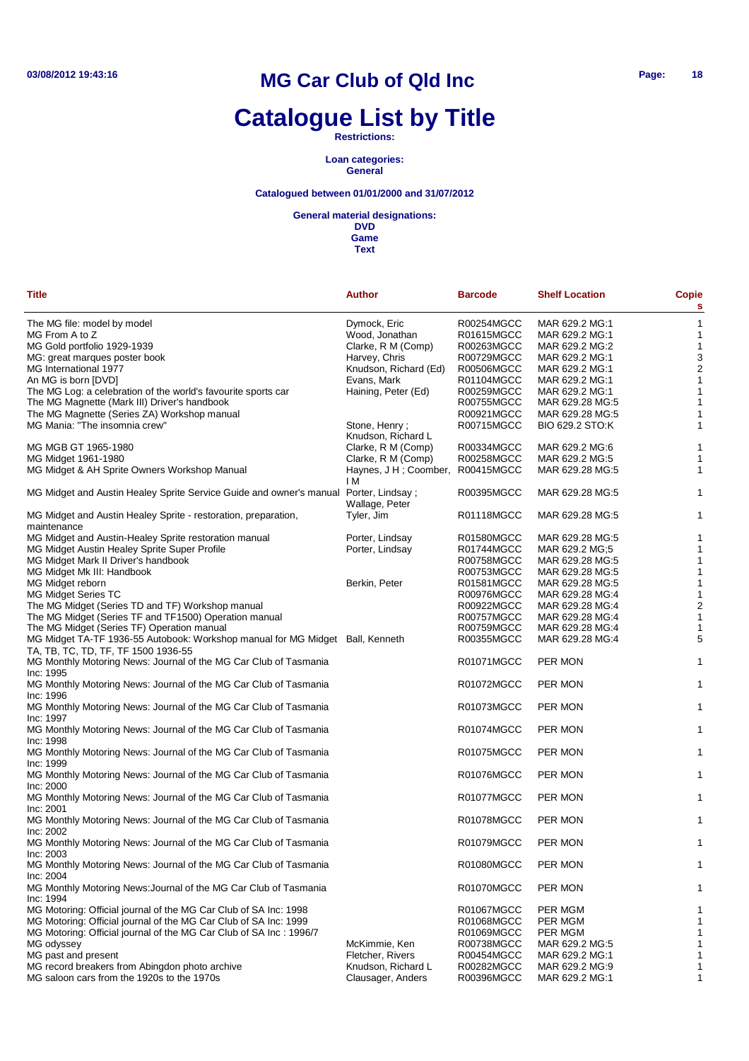# MG Car Club of Qld Inc

# Catalogue List by Title

**Restrictions:**

**Loan categories:**
**General**

**Catalogued between 01/01/2000 and 31/07/2012**

**General material designations:**
**DVD**
**Game**
**Text**

| Title | Author | Barcode | Shelf Location | Copies |
|---|---|---|---|---|
| The MG file: model by model | Dymock, Eric | R00254MGCC | MAR 629.2 MG:1 | 1 |
| MG From A to Z | Wood, Jonathan | R01615MGCC | MAR 629.2 MG:1 | 1 |
| MG Gold portfolio 1929-1939 | Clarke, R M (Comp) | R00263MGCC | MAR 629.2 MG:2 | 1 |
| MG: great marques poster book | Harvey, Chris | R00729MGCC | MAR 629.2 MG:1 | 3 |
| MG International 1977 | Knudson, Richard (Ed) | R00506MGCC | MAR 629.2 MG:1 | 2 |
| An MG is born [DVD] | Evans, Mark | R01104MGCC | MAR 629.2 MG:1 | 1 |
| The MG Log: a celebration of the world's favourite sports car | Haining, Peter (Ed) | R00259MGCC | MAR 629.2 MG:1 | 1 |
| The MG Magnette (Mark III) Driver's handbook | | R00755MGCC | MAR 629.28 MG:5 | 1 |
| The MG Magnette (Series ZA) Workshop manual | | R00921MGCC | MAR 629.28 MG:5 | 1 |
| MG Mania: "The insomnia crew" | Stone, Henry ; Knudson, Richard L | R00715MGCC | BIO 629.2 STO:K | 1 |
| MG MGB GT 1965-1980 | Clarke, R M (Comp) | R00334MGCC | MAR 629.2 MG:6 | 1 |
| MG Midget 1961-1980 | Clarke, R M (Comp) | R00258MGCC | MAR 629.2 MG:5 | 1 |
| MG Midget & AH Sprite Owners Workshop Manual | Haynes, J H ; Coomber, I M | R00415MGCC | MAR 629.28 MG:5 | 1 |
| MG Midget and Austin Healey Sprite Service Guide and owner's manual | Porter, Lindsay ; Wallage, Peter | R00395MGCC | MAR 629.28 MG:5 | 1 |
| MG Midget and Austin Healey Sprite - restoration, preparation, maintenance | Tyler, Jim | R01118MGCC | MAR 629.28 MG:5 | 1 |
| MG Midget and Austin-Healey Sprite restoration manual | Porter, Lindsay | R01580MGCC | MAR 629.28 MG:5 | 1 |
| MG Midget Austin Healey Sprite Super Profile | Porter, Lindsay | R01744MGCC | MAR 629.2 MG;5 | 1 |
| MG Midget Mark II Driver's handbook | | R00758MGCC | MAR 629.28 MG:5 | 1 |
| MG Midget Mk III: Handbook | | R00753MGCC | MAR 629.28 MG:5 | 1 |
| MG Midget reborn | Berkin, Peter | R01581MGCC | MAR 629.28 MG:5 | 1 |
| MG Midget Series TC | | R00976MGCC | MAR 629.28 MG:4 | 1 |
| The MG Midget (Series TD and TF) Workshop manual | | R00922MGCC | MAR 629.28 MG:4 | 2 |
| The MG Midget (Series TF and TF1500) Operation manual | | R00757MGCC | MAR 629.28 MG:4 | 1 |
| The MG Midget (Series TF) Operation manual | | R00759MGCC | MAR 629.28 MG:4 | 1 |
| MG Midget TA-TF 1936-55 Autobook: Workshop manual for MG Midget TA, TB, TC, TD, TF, TF 1500 1936-55 | Ball, Kenneth | R00355MGCC | MAR 629.28 MG:4 | 5 |
| MG Monthly Motoring News: Journal of the MG Car Club of Tasmania Inc: 1995 | | R01071MGCC | PER MON | 1 |
| MG Monthly Motoring News: Journal of the MG Car Club of Tasmania Inc: 1996 | | R01072MGCC | PER MON | 1 |
| MG Monthly Motoring News: Journal of the MG Car Club of Tasmania Inc: 1997 | | R01073MGCC | PER MON | 1 |
| MG Monthly Motoring News: Journal of the MG Car Club of Tasmania Inc: 1998 | | R01074MGCC | PER MON | 1 |
| MG Monthly Motoring News: Journal of the MG Car Club of Tasmania Inc: 1999 | | R01075MGCC | PER MON | 1 |
| MG Monthly Motoring News: Journal of the MG Car Club of Tasmania Inc: 2000 | | R01076MGCC | PER MON | 1 |
| MG Monthly Motoring News: Journal of the MG Car Club of Tasmania Inc: 2001 | | R01077MGCC | PER MON | 1 |
| MG Monthly Motoring News: Journal of the MG Car Club of Tasmania Inc: 2002 | | R01078MGCC | PER MON | 1 |
| MG Monthly Motoring News: Journal of the MG Car Club of Tasmania Inc: 2003 | | R01079MGCC | PER MON | 1 |
| MG Monthly Motoring News: Journal of the MG Car Club of Tasmania Inc: 2004 | | R01080MGCC | PER MON | 1 |
| MG Monthly Motoring News:Journal of the MG Car Club of Tasmania Inc: 1994 | | R01070MGCC | PER MON | 1 |
| MG Motoring: Official journal of the MG Car Club of SA Inc: 1998 | | R01067MGCC | PER MGM | 1 |
| MG Motoring: Official journal of the MG Car Club of SA Inc: 1999 | | R01068MGCC | PER MGM | 1 |
| MG Motoring: Official journal of the MG Car Club of SA Inc : 1996/7 | | R01069MGCC | PER MGM | 1 |
| MG odyssey | McKimmie, Ken | R00738MGCC | MAR 629.2 MG:5 | 1 |
| MG past and present | Fletcher, Rivers | R00454MGCC | MAR 629.2 MG:1 | 1 |
| MG record breakers from Abingdon photo archive | Knudson, Richard L | R00282MGCC | MAR 629.2 MG:9 | 1 |
| MG saloon cars from the 1920s to the 1970s | Clausager, Anders | R00396MGCC | MAR 629.2 MG:1 | 1 |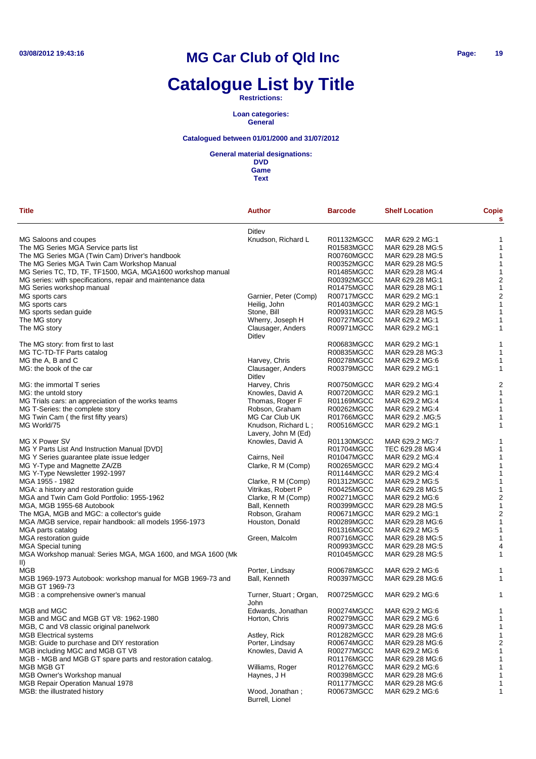# MG Car Club of Qld Inc

# Catalogue List by Title

**Restrictions:**

**Loan categories:**
**General**

**Catalogued between 01/01/2000 and 31/07/2012**

**General material designations:**
**DVD**
**Game**
**Text**

| Title | Author | Barcode | Shelf Location | Copies |
|---|---|---|---|---|
| | Ditlev | | | |
| MG Saloons and coupes | Knudson, Richard L | R01132MGCC | MAR 629.2 MG:1 | 1 |
| The MG Series MGA Service parts list | | R01583MGCC | MAR 629.28 MG:5 | 1 |
| The MG Series MGA (Twin Cam) Driver's handbook | | R00760MGCC | MAR 629.28 MG:5 | 1 |
| The MG Series MGA Twin Cam Workshop Manual | | R00352MGCC | MAR 629.28 MG:5 | 1 |
| MG Series TC, TD, TF, TF1500, MGA, MGA1600 workshop manual | | R01485MGCC | MAR 629.28 MG:4 | 1 |
| MG series: with specifications, repair and maintenance data | | R00392MGCC | MAR 629.28 MG:1 | 2 |
| MG Series workshop manual | | R01475MGCC | MAR 629.28 MG:1 | 1 |
| MG sports cars | Garnier, Peter (Comp) | R00717MGCC | MAR 629.2 MG:1 | 2 |
| MG sports cars | Heilig, John | R01403MGCC | MAR 629.2 MG:1 | 1 |
| MG sports sedan guide | Stone, Bill | R00931MGCC | MAR 629.28 MG:5 | 1 |
| The MG story | Wherry, Joseph H | R00727MGCC | MAR 629.2 MG:1 | 1 |
| The MG story | Clausager, Anders Ditlev | R00971MGCC | MAR 629.2 MG:1 | 1 |
| The MG story: from first to last | | R00683MGCC | MAR 629.2 MG:1 | 1 |
| MG TC-TD-TF Parts catalog | | R00835MGCC | MAR 629.28 MG:3 | 1 |
| MG the A, B and C | Harvey, Chris | R00278MGCC | MAR 629.2 MG:6 | 1 |
| MG: the book of the car | Clausager, Anders Ditlev | R00379MGCC | MAR 629.2 MG:1 | 1 |
| MG: the immortal T series | Harvey, Chris | R00750MGCC | MAR 629.2 MG:4 | 2 |
| MG: the untold story | Knowles, David A | R00720MGCC | MAR 629.2 MG:1 | 1 |
| MG Trials cars: an appreciation of the works teams | Thomas, Roger F | R01169MGCC | MAR 629.2 MG:4 | 1 |
| MG T-Series: the complete story | Robson, Graham | R00262MGCC | MAR 629.2 MG:4 | 1 |
| MG Twin Cam ( the first fifty years) | MG Car Club UK | R01766MGCC | MAR 629.2 .MG;5 | 1 |
| MG World/75 | Knudson, Richard L ; Lavery, John M (Ed) | R00516MGCC | MAR 629.2 MG:1 | 1 |
| MG X Power SV | Knowles, David A | R01130MGCC | MAR 629.2 MG:7 | 1 |
| MG Y Parts List And Instruction Manual [DVD] | | R01704MGCC | TEC 629.28 MG:4 | 1 |
| MG Y Series guarantee plate issue ledger | Cairns, Neil | R01047MGCC | MAR 629.2 MG:4 | 1 |
| MG Y-Type and Magnette ZA/ZB | Clarke, R M (Comp) | R00265MGCC | MAR 629.2 MG:4 | 1 |
| MG Y-Type Newsletter 1992-1997 | | R01144MGCC | MAR 629.2 MG:4 | 1 |
| MGA 1955 - 1982 | Clarke, R M (Comp) | R01312MGCC | MAR 629.2 MG:5 | 1 |
| MGA: a history and restoration guide | Vitrikas, Robert P | R00425MGCC | MAR 629.28 MG:5 | 1 |
| MGA and Twin Cam Gold Portfolio: 1955-1962 | Clarke, R M (Comp) | R00271MGCC | MAR 629.2 MG:6 | 2 |
| MGA, MGB 1955-68 Autobook | Ball, Kenneth | R00399MGCC | MAR 629.28 MG:5 | 1 |
| The MGA, MGB and MGC: a collector's guide | Robson, Graham | R00671MGCC | MAR 629.2 MG:1 | 2 |
| MGA /MGB service, repair handbook: all models 1956-1973 | Houston, Donald | R00289MGCC | MAR 629.28 MG:6 | 1 |
| MGA parts catalog | | R01316MGCC | MAR 629.2 MG:5 | 1 |
| MGA restoration guide | Green, Malcolm | R00716MGCC | MAR 629.28 MG:5 | 1 |
| MGA Special tuning | | R00993MGCC | MAR 629.28 MG:5 | 4 |
| MGA Workshop manual: Series MGA, MGA 1600, and MGA 1600 (Mk II) | | R01045MGCC | MAR 629.28 MG:5 | 1 |
| MGB | Porter, Lindsay | R00678MGCC | MAR 629.2 MG:6 | 1 |
| MGB 1969-1973 Autobook: workshop manual for MGB 1969-73 and MGB GT 1969-73 | Ball, Kenneth | R00397MGCC | MAR 629.28 MG:6 | 1 |
| MGB : a comprehensive owner's manual | Turner, Stuart ; Organ, John | R00725MGCC | MAR 629.2 MG:6 | 1 |
| MGB and MGC | Edwards, Jonathan | R00274MGCC | MAR 629.2 MG:6 | 1 |
| MGB and MGC and MGB GT V8: 1962-1980 | Horton, Chris | R00279MGCC | MAR 629.2 MG:6 | 1 |
| MGB, C and V8 classic original panelwork | | R00973MGCC | MAR 629.28 MG:6 | 1 |
| MGB Electrical systems | Astley, Rick | R01282MGCC | MAR 629.28 MG:6 | 1 |
| MGB: Guide to purchase and DIY restoration | Porter, Lindsay | R00674MGCC | MAR 629.28 MG:6 | 2 |
| MGB including MGC and MGB GT V8 | Knowles, David A | R00277MGCC | MAR 629.2 MG:6 | 1 |
| MGB - MGB and MGB GT spare parts and restoration catalog. | | R01176MGCC | MAR 629.28 MG:6 | 1 |
| MGB MGB GT | Williams, Roger | R01276MGCC | MAR 629.2 MG:6 | 1 |
| MGB Owner's Workshop manual | Haynes, J H | R00398MGCC | MAR 629.28 MG:6 | 1 |
| MGB Repair Operation Manual 1978 | | R01177MGCC | MAR 629.28 MG:6 | 1 |
| MGB: the illustrated history | Wood, Jonathan ; Burrell, Lionel | R00673MGCC | MAR 629.2 MG:6 | 1 |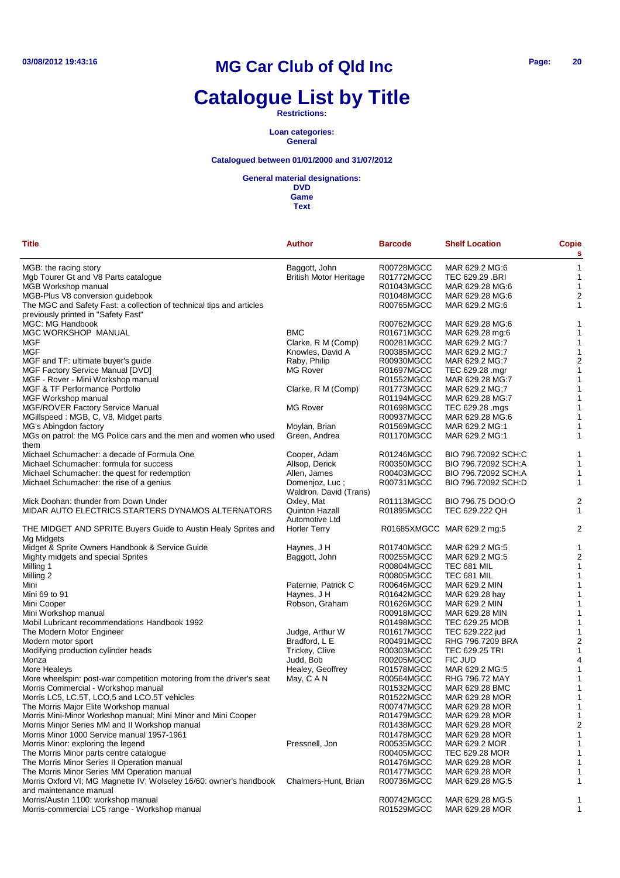# MG Car Club of Qld Inc

# Catalogue List by Title

**Restrictions:**

**Loan categories:**
**General**

**Catalogued between 01/01/2000 and 31/07/2012**

**General material designations:**
**DVD**
**Game**
**Text**

| Title | Author | Barcode | Shelf Location | Copies |
|---|---|---|---|---|
| MGB: the racing story | Baggott, John | R00728MGCC | MAR 629.2 MG:6 | 1 |
| Mgb Tourer Gt and V8 Parts catalogue | British Motor Heritage | R01772MGCC | TEC 629.29 .BRI | 1 |
| MGB Workshop manual | | R01043MGCC | MAR 629.28 MG:6 | 1 |
| MGB-Plus V8 conversion guidebook | | R01048MGCC | MAR 629.28 MG:6 | 2 |
| The MGC and Safety Fast: a collection of technical tips and articles previously printed in "Safety Fast" | | R00765MGCC | MAR 629.2 MG:6 | 1 |
| MGC: MG Handbook | | R00762MGCC | MAR 629.28 MG:6 | 1 |
| MGC WORKSHOP MANUAL | BMC | R01671MGCC | MAR 629.28 mg:6 | 1 |
| MGF | Clarke, R M (Comp) | R00281MGCC | MAR 629.2 MG:7 | 1 |
| MGF | Knowles, David A | R00385MGCC | MAR 629.2 MG:7 | 1 |
| MGF and TF: ultimate buyer's guide | Raby, Philip | R00930MGCC | MAR 629.2 MG:7 | 2 |
| MGF Factory Service Manual [DVD] | MG Rover | R01697MGCC | TEC 629.28 .mgr | 1 |
| MGF - Rover - Mini Workshop manual | | R01552MGCC | MAR 629.28 MG:7 | 1 |
| MGF & TF Performance Portfolio | Clarke, R M (Comp) | R01773MGCC | MAR 629.2 MG;7 | 1 |
| MGF Workshop manual | | R01194MGCC | MAR 629.28 MG:7 | 1 |
| MGF/ROVER Factory Service Manual | MG Rover | R01698MGCC | TEC 629.28 .mgs | 1 |
| MGillspeed : MGB, C, V8, Midget parts | | R00937MGCC | MAR 629.28 MG:6 | 1 |
| MG's Abingdon factory | Moylan, Brian | R01569MGCC | MAR 629.2 MG:1 | 1 |
| MGs on patrol: the MG Police cars and the men and women who used them | Green, Andrea | R01170MGCC | MAR 629.2 MG:1 | 1 |
| Michael Schumacher: a decade of Formula One | Cooper, Adam | R01246MGCC | BIO 796.72092 SCH:C | 1 |
| Michael Schumacher: formula for success | Allsop, Derick | R00350MGCC | BIO 796.72092 SCH:A | 1 |
| Michael Schumacher: the quest for redemption | Allen, James | R00403MGCC | BIO 796.72092 SCH:A | 1 |
| Michael Schumacher: the rise of a genius | Domenjoz, Luc ; Waldron, David (Trans) | R00731MGCC | BIO 796.72092 SCH:D | 1 |
| Mick Doohan: thunder from Down Under | Oxley, Mat | R01113MGCC | BIO 796.75 DOO:O | 2 |
| MIDAR AUTO ELECTRICS STARTERS DYNAMOS ALTERNATORS | Quinton Hazall Automotive Ltd | R01895MGCC | TEC 629.222 QH | 1 |
| THE MIDGET AND SPRITE Buyers Guide to Austin Healy Sprites and Mg Midgets | Horler Terry | R01685XMGCC | MAR 629.2 mg:5 | 2 |
| Midget & Sprite Owners Handbook & Service Guide | Haynes, J H | R01740MGCC | MAR 629.2 MG:5 | 1 |
| Mighty midgets and special Sprites | Baggott, John | R00255MGCC | MAR 629.2 MG:5 | 2 |
| Milling 1 | | R00804MGCC | TEC 681 MIL | 1 |
| Milling 2 | | R00805MGCC | TEC 681 MIL | 1 |
| Mini | Paternie, Patrick C | R00646MGCC | MAR 629.2 MIN | 1 |
| Mini 69 to 91 | Haynes, J H | R01642MGCC | MAR 629.28 hay | 1 |
| Mini Cooper | Robson, Graham | R01626MGCC | MAR 629.2 MIN | 1 |
| Mini Workshop manual | | R00918MGCC | MAR 629.28 MIN | 1 |
| Mobil Lubricant recommendations Handbook 1992 | | R01498MGCC | TEC 629.25 MOB | 1 |
| The Modern Motor Engineer | Judge, Arthur W | R01617MGCC | TEC 629.222 jud | 1 |
| Modern motor sport | Bradford, L E | R00491MGCC | RHG 796.7209 BRA | 2 |
| Modifying production cylinder heads | Trickey, Clive | R00303MGCC | TEC 629.25 TRI | 1 |
| Monza | Judd, Bob | R00205MGCC | FIC JUD | 4 |
| More Healeys | Healey, Geoffrey | R01578MGCC | MAR 629.2 MG:5 | 1 |
| More wheelspin: post-war competition motoring from the driver's seat | May, C A N | R00564MGCC | RHG 796.72 MAY | 1 |
| Morris Commercial - Workshop manual | | R01532MGCC | MAR 629.28 BMC | 1 |
| Morris LC5, LC.5T, LCO,5 and LCO.5T vehicles | | R01522MGCC | MAR 629.28 MOR | 1 |
| The Morris Major Elite Workshop manual | | R00747MGCC | MAR 629.28 MOR | 1 |
| Morris Mini-Minor Workshop manual: Mini Minor and Mini Cooper | | R01479MGCC | MAR 629.28 MOR | 1 |
| Morris Minjor Series MM and II Workshop manual | | R01438MGCC | MAR 629.28 MOR | 2 |
| Morris Minor 1000 Service manual 1957-1961 | | R01478MGCC | MAR 629.28 MOR | 1 |
| Morris Minor: exploring the legend | Pressnell, Jon | R00535MGCC | MAR 629.2 MOR | 1 |
| The Morris Minor parts centre catalogue | | R00405MGCC | TEC 629.28 MOR | 1 |
| The Morris Minor Series II Operation manual | | R01476MGCC | MAR 629.28 MOR | 1 |
| The Morris Minor Series MM Operation manual | | R01477MGCC | MAR 629.28 MOR | 1 |
| Morris Oxford VI; MG Magnette IV; Wolseley 16/60: owner's handbook and maintenance manual | Chalmers-Hunt, Brian | R00736MGCC | MAR 629.28 MG:5 | 1 |
| Morris/Austin 1100: workshop manual | | R00742MGCC | MAR 629.28 MG:5 | 1 |
| Morris-commercial LC5 range - Workshop manual | | R01529MGCC | MAR 629.28 MOR | 1 |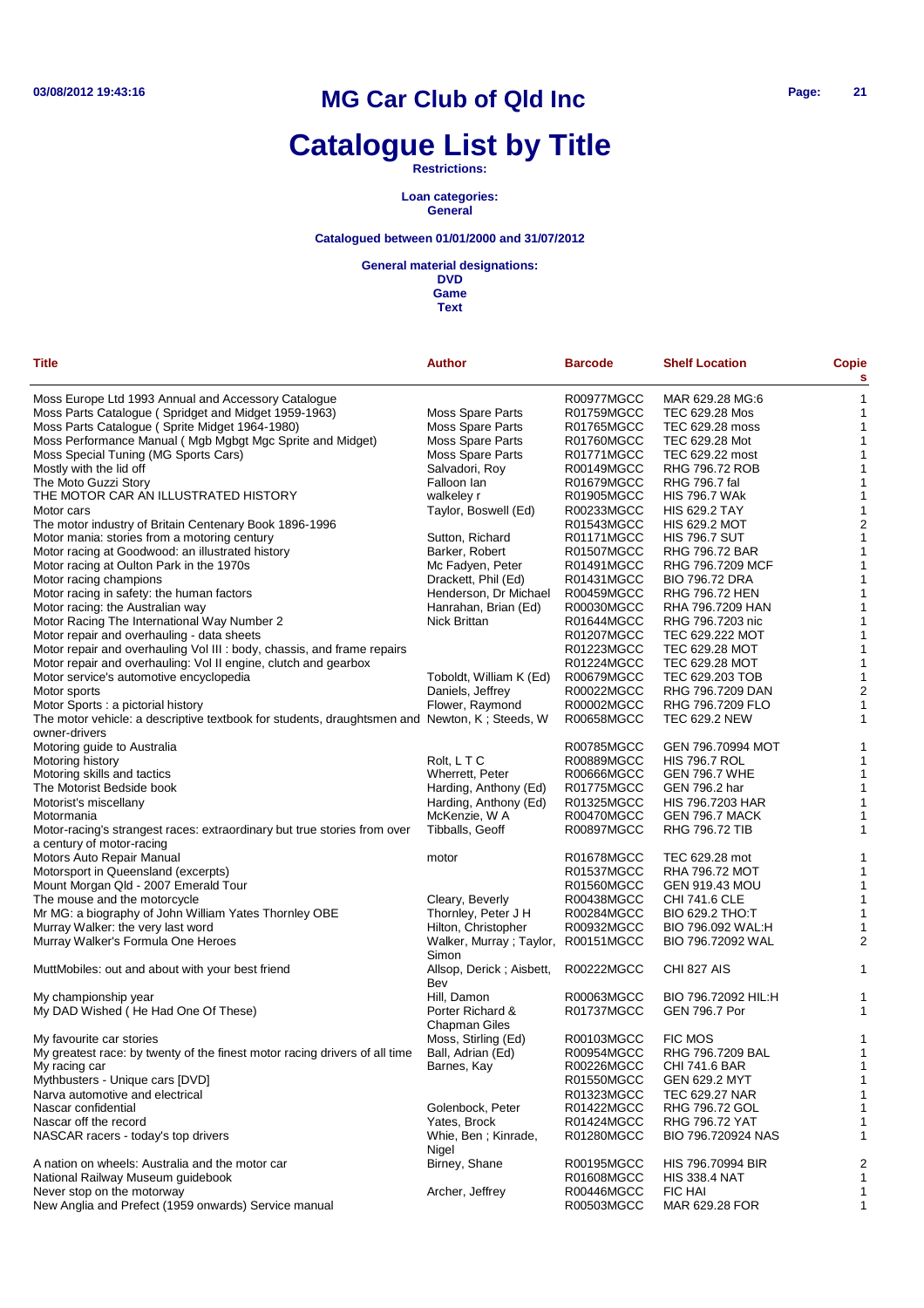# MG Car Club of Qld Inc

# Catalogue List by Title

**Restrictions:**

**Loan categories:**
**General**

**Catalogued between 01/01/2000 and 31/07/2012**

**General material designations:**
**DVD**
**Game**
**Text**

| Title | Author | Barcode | Shelf Location | Copies |
|---|---|---|---|---|
| Moss Europe Ltd 1993 Annual and Accessory Catalogue | | R00977MGCC | MAR 629.28 MG:6 | 1 |
| Moss Parts Catalogue ( Spridget and Midget 1959-1963) | Moss Spare Parts | R01759MGCC | TEC 629.28 Mos | 1 |
| Moss Parts Catalogue ( Sprite Midget 1964-1980) | Moss Spare Parts | R01765MGCC | TEC 629.28 moss | 1 |
| Moss Performance Manual ( Mgb Mgbgt Mgc Sprite and Midget) | Moss Spare Parts | R01760MGCC | TEC 629.28 Mot | 1 |
| Moss Special Tuning (MG Sports Cars) | Moss Spare Parts | R01771MGCC | TEC 629.22 most | 1 |
| Mostly with the lid off | Salvadori, Roy | R00149MGCC | RHG 796.72 ROB | 1 |
| The Moto Guzzi Story | Falloon Ian | R01679MGCC | RHG 796.7 fal | 1 |
| THE MOTOR CAR AN ILLUSTRATED HISTORY | walkeley r | R01905MGCC | HIS 796.7 WAk | 1 |
| Motor cars | Taylor, Boswell (Ed) | R00233MGCC | HIS 629.2 TAY | 1 |
| The motor industry of Britain Centenary Book 1896-1996 | | R01543MGCC | HIS 629.2 MOT | 2 |
| Motor mania: stories from a motoring century | Sutton, Richard | R01171MGCC | HIS 796.7 SUT | 1 |
| Motor racing at Goodwood: an illustrated history | Barker, Robert | R01507MGCC | RHG 796.72 BAR | 1 |
| Motor racing at Oulton Park in the 1970s | Mc Fadyen, Peter | R01491MGCC | RHG 796.7209 MCF | 1 |
| Motor racing champions | Drackett, Phil (Ed) | R01431MGCC | BIO 796.72 DRA | 1 |
| Motor racing in safety: the human factors | Henderson, Dr Michael | R00459MGCC | RHG 796.72 HEN | 1 |
| Motor racing: the Australian way | Hanrahan, Brian (Ed) | R00030MGCC | RHA 796.7209 HAN | 1 |
| Motor Racing The International Way Number 2 | Nick Brittan | R01644MGCC | RHG 796.7203 nic | 1 |
| Motor repair and overhauling - data sheets | | R01207MGCC | TEC 629.222 MOT | 1 |
| Motor repair and overhauling Vol III : body, chassis, and frame repairs | | R01223MGCC | TEC 629.28 MOT | 1 |
| Motor repair and overhauling: Vol II engine, clutch and gearbox | | R01224MGCC | TEC 629.28 MOT | 1 |
| Motor service's automotive encyclopedia | Toboldt, William K (Ed) | R00679MGCC | TEC 629.203 TOB | 1 |
| Motor sports | Daniels, Jeffrey | R00022MGCC | RHG 796.7209 DAN | 2 |
| Motor Sports : a pictorial history | Flower, Raymond | R00002MGCC | RHG 796.7209 FLO | 1 |
| The motor vehicle: a descriptive textbook for students, draughtsmen and owner-drivers | Newton, K ; Steeds, W | R00658MGCC | TEC 629.2 NEW | 1 |
| Motoring guide to Australia | | R00785MGCC | GEN 796.70994 MOT | 1 |
| Motoring history | Rolt, L T C | R00889MGCC | HIS 796.7 ROL | 1 |
| Motoring skills and tactics | Wherrett, Peter | R00666MGCC | GEN 796.7 WHE | 1 |
| The Motorist Bedside book | Harding, Anthony (Ed) | R01775MGCC | GEN 796.2 har | 1 |
| Motorist's miscellany | Harding, Anthony (Ed) | R01325MGCC | HIS 796.7203 HAR | 1 |
| Motormania | McKenzie, W A | R00470MGCC | GEN 796.7 MACK | 1 |
| Motor-racing's strangest races: extraordinary but true stories from over a century of motor-racing | Tibballs, Geoff | R00897MGCC | RHG 796.72 TIB | 1 |
| Motors Auto Repair Manual | motor | R01678MGCC | TEC 629.28 mot | 1 |
| Motorsport in Queensland (excerpts) | | R01537MGCC | RHA 796.72 MOT | 1 |
| Mount Morgan Qld - 2007 Emerald Tour | | R01560MGCC | GEN 919.43 MOU | 1 |
| The mouse and the motorcycle | Cleary, Beverly | R00438MGCC | CHI 741.6 CLE | 1 |
| Mr MG: a biography of John William Yates Thornley OBE | Thornley, Peter J H | R00284MGCC | BIO 629.2 THO:T | 1 |
| Murray Walker: the very last word | Hilton, Christopher | R00932MGCC | BIO 796.092 WAL:H | 1 |
| Murray Walker's Formula One Heroes | Walker, Murray ; Taylor, Simon | R00151MGCC | BIO 796.72092 WAL | 2 |
| MuttMobiles: out and about with your best friend | Allsop, Derick ; Aisbett, Bev | R00222MGCC | CHI 827 AIS | 1 |
| My championship year | Hill, Damon | R00063MGCC | BIO 796.72092 HIL:H | 1 |
| My DAD Wished ( He Had One Of These) | Porter Richard & Chapman Giles | R01737MGCC | GEN 796.7 Por | 1 |
| My favourite car stories | Moss, Stirling (Ed) | R00103MGCC | FIC MOS | 1 |
| My greatest race: by twenty of the finest motor racing drivers of all time | Ball, Adrian (Ed) | R00954MGCC | RHG 796.7209 BAL | 1 |
| My racing car | Barnes, Kay | R00226MGCC | CHI 741.6 BAR | 1 |
| Mythbusters - Unique cars [DVD] | | R01550MGCC | GEN 629.2 MYT | 1 |
| Narva automotive and electrical | | R01323MGCC | TEC 629.27 NAR | 1 |
| Nascar confidential | Golenbock, Peter | R01422MGCC | RHG 796.72 GOL | 1 |
| Nascar off the record | Yates, Brock | R01424MGCC | RHG 796.72 YAT | 1 |
| NASCAR racers - today's top drivers | Whie, Ben ; Kinrade, Nigel | R01280MGCC | BIO 796.720924 NAS | 1 |
| A nation on wheels: Australia and the motor car | Birney, Shane | R00195MGCC | HIS 796.70994 BIR | 2 |
| National Railway Museum guidebook | | R01608MGCC | HIS 338.4 NAT | 1 |
| Never stop on the motorway | Archer, Jeffrey | R00446MGCC | FIC HAI | 1 |
| New Anglia and Prefect (1959 onwards) Service manual | | R00503MGCC | MAR 629.28 FOR | 1 |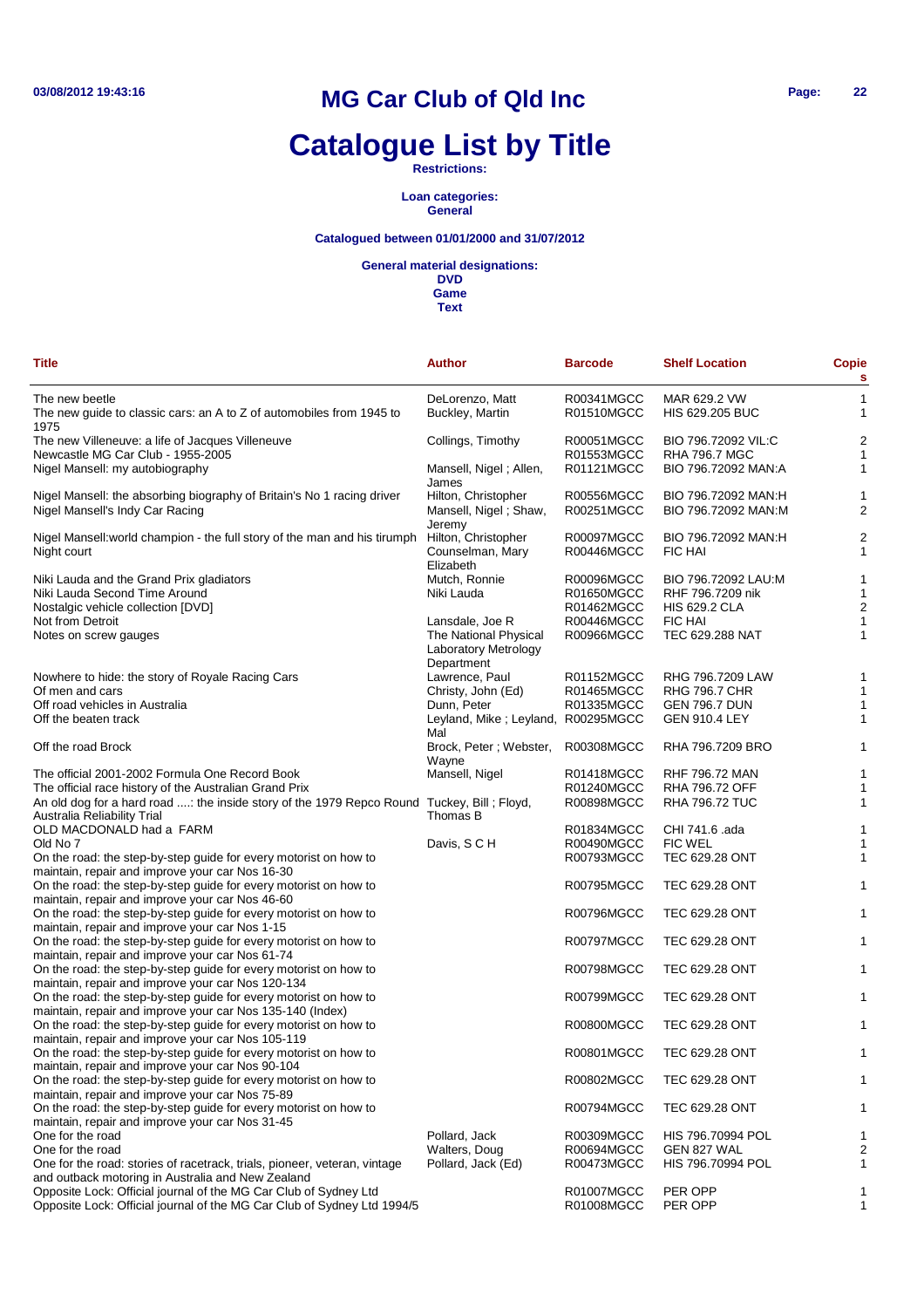# MG Car Club of Qld Inc

# Catalogue List by Title

**Restrictions:**

**Loan categories:**
**General**

**Catalogued between 01/01/2000 and 31/07/2012**

**General material designations:**
**DVD**
**Game**
**Text**

| Title | Author | Barcode | Shelf Location | Copies |
|---|---|---|---|---|
| The new beetle | DeLorenzo, Matt | R00341MGCC | MAR 629.2 VW | 1 |
| The new guide to classic cars: an A to Z of automobiles from 1945 to 1975 | Buckley, Martin | R01510MGCC | HIS 629.205 BUC | 1 |
| The new Villeneuve: a life of Jacques Villeneuve | Collings, Timothy | R00051MGCC | BIO 796.72092 VIL:C | 2 |
| Newcastle MG Car Club - 1955-2005 | | R01553MGCC | RHA 796.7 MGC | 1 |
| Nigel Mansell: my autobiography | Mansell, Nigel ; Allen, James | R01121MGCC | BIO 796.72092 MAN:A | 1 |
| Nigel Mansell: the absorbing biography of Britain's No 1 racing driver | Hilton, Christopher | R00556MGCC | BIO 796.72092 MAN:H | 1 |
| Nigel Mansell's Indy Car Racing | Mansell, Nigel ; Shaw, Jeremy | R00251MGCC | BIO 796.72092 MAN:M | 2 |
| Nigel Mansell:world champion - the full story of the man and his tirumph | Hilton, Christopher | R00097MGCC | BIO 796.72092 MAN:H | 2 |
| Night court | Counselman, Mary Elizabeth | R00446MGCC | FIC HAI | 1 |
| Niki Lauda and the Grand Prix gladiators | Mutch, Ronnie | R00096MGCC | BIO 796.72092 LAU:M | 1 |
| Niki Lauda Second Time Around | Niki Lauda | R01650MGCC | RHF 796.7209 nik | 1 |
| Nostalgic vehicle collection [DVD] | | R01462MGCC | HIS 629.2 CLA | 2 |
| Not from Detroit | Lansdale, Joe R | R00446MGCC | FIC HAI | 1 |
| Notes on screw gauges | The National Physical Laboratory Metrology Department | R00966MGCC | TEC 629.288 NAT | 1 |
| Nowhere to hide: the story of Royale Racing Cars | Lawrence, Paul | R01152MGCC | RHG 796.7209 LAW | 1 |
| Of men and cars | Christy, John (Ed) | R01465MGCC | RHG 796.7 CHR | 1 |
| Off road vehicles in Australia | Dunn, Peter | R01335MGCC | GEN 796.7 DUN | 1 |
| Off the beaten track | Leyland, Mike ; Leyland, Mal | R00295MGCC | GEN 910.4 LEY | 1 |
| Off the road Brock | Brock, Peter ; Webster, Wayne | R00308MGCC | RHA 796.7209 BRO | 1 |
| The official 2001-2002 Formula One Record Book | Mansell, Nigel | R01418MGCC | RHF 796.72 MAN | 1 |
| The official race history of the Australian Grand Prix | | R01240MGCC | RHA 796.72 OFF | 1 |
| An old dog for a hard road ....: the inside story of the 1979 Repco Round Australia Reliability Trial | Tuckey, Bill ; Floyd, Thomas B | R00898MGCC | RHA 796.72 TUC | 1 |
| OLD MACDONALD had a FARM | | R01834MGCC | CHI 741.6 .ada | 1 |
| Old No 7 | Davis, S C H | R00490MGCC | FIC WEL | 1 |
| On the road: the step-by-step guide for every motorist on how to maintain, repair and improve your car Nos 16-30 | | R00793MGCC | TEC 629.28 ONT | 1 |
| On the road: the step-by-step guide for every motorist on how to maintain, repair and improve your car Nos 46-60 | | R00795MGCC | TEC 629.28 ONT | 1 |
| On the road: the step-by-step guide for every motorist on how to maintain, repair and improve your car Nos 1-15 | | R00796MGCC | TEC 629.28 ONT | 1 |
| On the road: the step-by-step guide for every motorist on how to maintain, repair and improve your car Nos 61-74 | | R00797MGCC | TEC 629.28 ONT | 1 |
| On the road: the step-by-step guide for every motorist on how to maintain, repair and improve your car Nos 120-134 | | R00798MGCC | TEC 629.28 ONT | 1 |
| On the road: the step-by-step guide for every motorist on how to maintain, repair and improve your car Nos 135-140 (Index) | | R00799MGCC | TEC 629.28 ONT | 1 |
| On the road: the step-by-step guide for every motorist on how to maintain, repair and improve your car Nos 105-119 | | R00800MGCC | TEC 629.28 ONT | 1 |
| On the road: the step-by-step guide for every motorist on how to maintain, repair and improve your car Nos 90-104 | | R00801MGCC | TEC 629.28 ONT | 1 |
| On the road: the step-by-step guide for every motorist on how to maintain, repair and improve your car Nos 75-89 | | R00802MGCC | TEC 629.28 ONT | 1 |
| On the road: the step-by-step guide for every motorist on how to maintain, repair and improve your car Nos 31-45 | | R00794MGCC | TEC 629.28 ONT | 1 |
| One for the road | Pollard, Jack | R00309MGCC | HIS 796.70994 POL | 1 |
| One for the road | Walters, Doug | R00694MGCC | GEN 827 WAL | 2 |
| One for the road: stories of racetrack, trials, pioneer, veteran, vintage and outback motoring in Australia and New Zealand | Pollard, Jack (Ed) | R00473MGCC | HIS 796.70994 POL | 1 |
| Opposite Lock: Official journal of the MG Car Club of Sydney Ltd | | R01007MGCC | PER OPP | 1 |
| Opposite Lock: Official journal of the MG Car Club of Sydney Ltd 1994/5 | | R01008MGCC | PER OPP | 1 |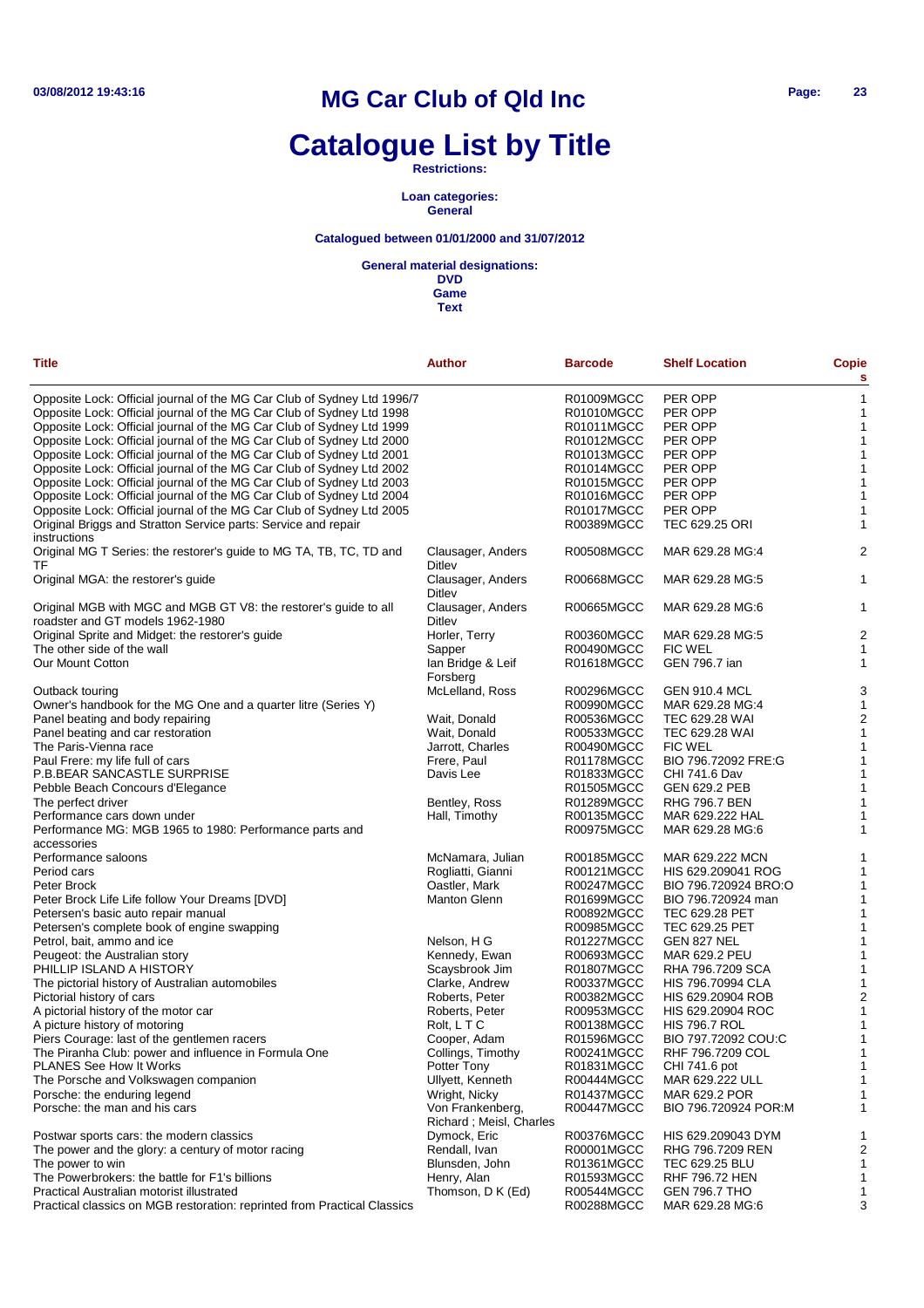# MG Car Club of Qld Inc

# Catalogue List by Title

**Restrictions:**

**Loan categories:**
**General**

**Catalogued between 01/01/2000 and 31/07/2012**

**General material designations:**
**DVD**
**Game**
**Text**

| Title | Author | Barcode | Shelf Location | Copies |
|---|---|---|---|---|
| Opposite Lock: Official journal of the MG Car Club of Sydney Ltd 1996/7 | | R01009MGCC | PER OPP | 1 |
| Opposite Lock: Official journal of the MG Car Club of Sydney Ltd 1998 | | R01010MGCC | PER OPP | 1 |
| Opposite Lock: Official journal of the MG Car Club of Sydney Ltd 1999 | | R01011MGCC | PER OPP | 1 |
| Opposite Lock: Official journal of the MG Car Club of Sydney Ltd 2000 | | R01012MGCC | PER OPP | 1 |
| Opposite Lock: Official journal of the MG Car Club of Sydney Ltd 2001 | | R01013MGCC | PER OPP | 1 |
| Opposite Lock: Official journal of the MG Car Club of Sydney Ltd 2002 | | R01014MGCC | PER OPP | 1 |
| Opposite Lock: Official journal of the MG Car Club of Sydney Ltd 2003 | | R01015MGCC | PER OPP | 1 |
| Opposite Lock: Official journal of the MG Car Club of Sydney Ltd 2004 | | R01016MGCC | PER OPP | 1 |
| Opposite Lock: Official journal of the MG Car Club of Sydney Ltd 2005 | | R01017MGCC | PER OPP | 1 |
| Original Briggs and Stratton Service parts: Service and repair instructions | | R00389MGCC | TEC 629.25 ORI | 1 |
| Original MG T Series: the restorer's guide to MG TA, TB, TC, TD and TF | Clausager, Anders Ditlev | R00508MGCC | MAR 629.28 MG:4 | 2 |
| Original MGA: the restorer's guide | Clausager, Anders Ditlev | R00668MGCC | MAR 629.28 MG:5 | 1 |
| Original MGB with MGC and MGB GT V8: the restorer's guide to all roadster and GT models 1962-1980 | Clausager, Anders Ditlev | R00665MGCC | MAR 629.28 MG:6 | 1 |
| Original Sprite and Midget: the restorer's guide | Horler, Terry | R00360MGCC | MAR 629.28 MG:5 | 2 |
| The other side of the wall | Sapper | R00490MGCC | FIC WEL | 1 |
| Our Mount Cotton | Ian Bridge & Leif Forsberg | R01618MGCC | GEN 796.7 ian | 1 |
| Outback touring | McLelland, Ross | R00296MGCC | GEN 910.4 MCL | 3 |
| Owner's handbook for the MG One and a quarter litre (Series Y) | | R00990MGCC | MAR 629.28 MG:4 | 1 |
| Panel beating and body repairing | Wait, Donald | R00536MGCC | TEC 629.28 WAI | 2 |
| Panel beating and car restoration | Wait, Donald | R00533MGCC | TEC 629.28 WAI | 1 |
| The Paris-Vienna race | Jarrott, Charles | R00490MGCC | FIC WEL | 1 |
| Paul Frere: my life full of cars | Frere, Paul | R01178MGCC | BIO 796.72092 FRE:G | 1 |
| P.B.BEAR SANCASTLE SURPRISE | Davis Lee | R01833MGCC | CHI 741.6 Dav | 1 |
| Pebble Beach Concours d'Elegance | | R01505MGCC | GEN 629.2 PEB | 1 |
| The perfect driver | Bentley, Ross | R01289MGCC | RHG 796.7 BEN | 1 |
| Performance cars down under | Hall, Timothy | R00135MGCC | MAR 629.222 HAL | 1 |
| Performance MG: MGB 1965 to 1980: Performance parts and accessories | | R00975MGCC | MAR 629.28 MG:6 | 1 |
| Performance saloons | McNamara, Julian | R00185MGCC | MAR 629.222 MCN | 1 |
| Period cars | Rogliatti, Gianni | R00121MGCC | HIS 629.209041 ROG | 1 |
| Peter Brock | Oastler, Mark | R00247MGCC | BIO 796.720924 BRO:O | 1 |
| Peter Brock Life Life follow Your Dreams [DVD] | Manton Glenn | R01699MGCC | BIO 796.720924 man | 1 |
| Petersen's basic auto repair manual | | R00892MGCC | TEC 629.28 PET | 1 |
| Petersen's complete book of engine swapping | | R00985MGCC | TEC 629.25 PET | 1 |
| Petrol, bait, ammo and ice | Nelson, H G | R01227MGCC | GEN 827 NEL | 1 |
| Peugeot: the Australian story | Kennedy, Ewan | R00693MGCC | MAR 629.2 PEU | 1 |
| PHILLIP ISLAND A HISTORY | Scaysbrook Jim | R01807MGCC | RHA 796.7209 SCA | 1 |
| The pictorial history of Australian automobiles | Clarke, Andrew | R00337MGCC | HIS 796.70994 CLA | 1 |
| Pictorial history of cars | Roberts, Peter | R00382MGCC | HIS 629.20904 ROB | 2 |
| A pictorial history of the motor car | Roberts, Peter | R00953MGCC | HIS 629.20904 ROC | 1 |
| A picture history of motoring | Rolt, L T C | R00138MGCC | HIS 796.7 ROL | 1 |
| Piers Courage: last of the gentlemen racers | Cooper, Adam | R01596MGCC | BIO 797.72092 COU:C | 1 |
| The Piranha Club: power and influence in Formula One | Collings, Timothy | R00241MGCC | RHF 796.7209 COL | 1 |
| PLANES See How It Works | Potter Tony | R01831MGCC | CHI 741.6 pot | 1 |
| The Porsche and Volkswagen companion | Ullyett, Kenneth | R00444MGCC | MAR 629.222 ULL | 1 |
| Porsche: the enduring legend | Wright, Nicky | R01437MGCC | MAR 629.2 POR | 1 |
| Porsche: the man and his cars | Von Frankenberg, Richard ; Meisl, Charles | R00447MGCC | BIO 796.720924 POR:M | 1 |
| Postwar sports cars: the modern classics | Dymock, Eric | R00376MGCC | HIS 629.209043 DYM | 1 |
| The power and the glory: a century of motor racing | Rendall, Ivan | R00001MGCC | RHG 796.7209 REN | 2 |
| The power to win | Blunsden, John | R01361MGCC | TEC 629.25 BLU | 1 |
| The Powerbrokers: the battle for F1's billions | Henry, Alan | R01593MGCC | RHF 796.72 HEN | 1 |
| Practical Australian motorist illustrated | Thomson, D K (Ed) | R00544MGCC | GEN 796.7 THO | 1 |
| Practical classics on MGB restoration: reprinted from Practical Classics | | R00288MGCC | MAR 629.28 MG:6 | 3 |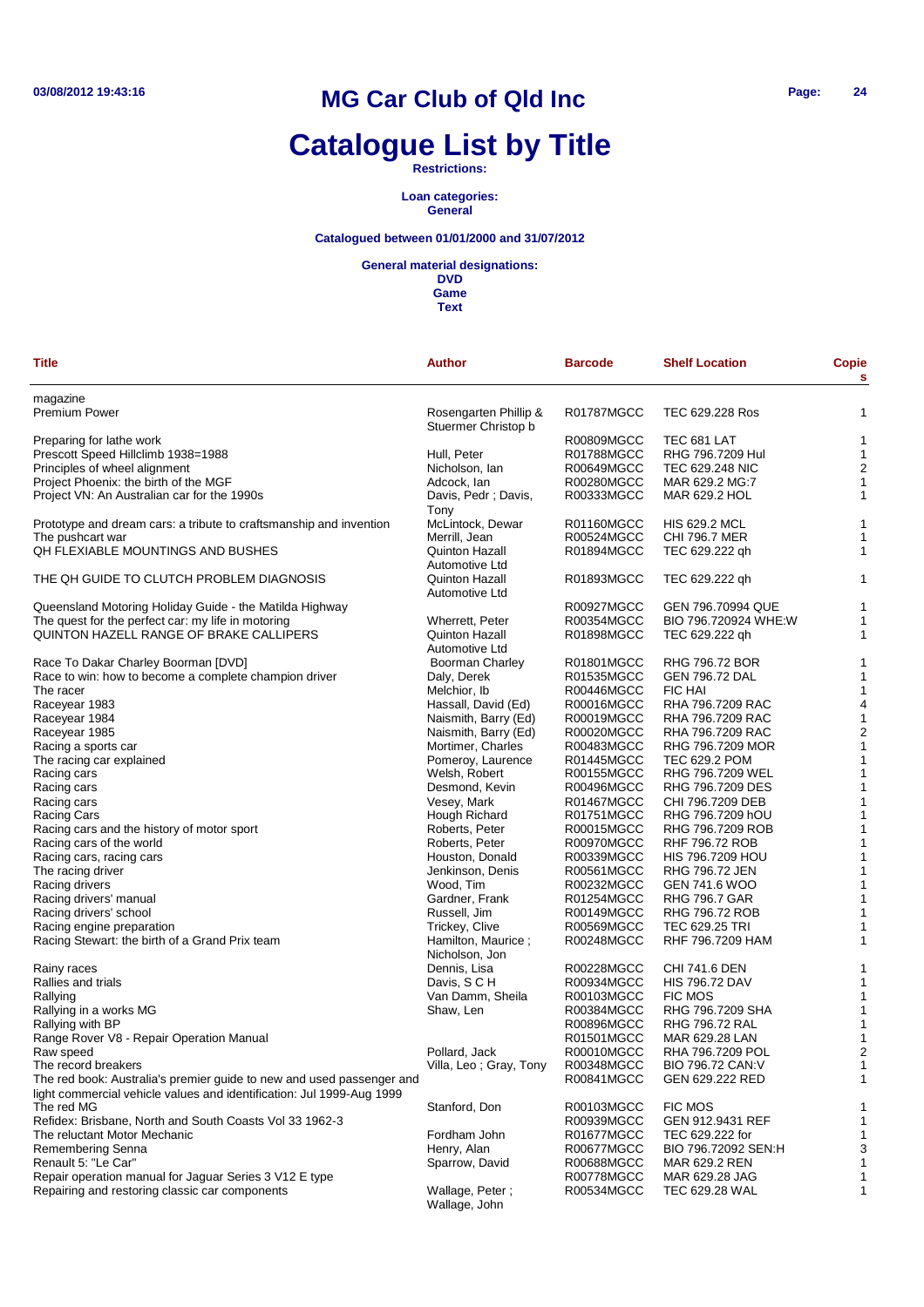# MG Car Club of Qld Inc

# Catalogue List by Title

**Restrictions:**

**Loan categories:**
**General**

**Catalogued between 01/01/2000 and 31/07/2012**

**General material designations:**
**DVD**
**Game**
**Text**

| Title | Author | Barcode | Shelf Location | Copies |
|---|---|---|---|---|
| magazine | | | | |
| Premium Power | Rosengarten Phillip & Stuermer Christop b | R01787MGCC | TEC 629.228 Ros | 1 |
| Preparing for lathe work | | R00809MGCC | TEC 681 LAT | 1 |
| Prescott Speed Hillclimb 1938=1988 | Hull, Peter | R01788MGCC | RHG 796.7209 Hul | 1 |
| Principles of wheel alignment | Nicholson, Ian | R00649MGCC | TEC 629.248 NIC | 2 |
| Project Phoenix: the birth of the MGF | Adcock, Ian | R00280MGCC | MAR 629.2 MG:7 | 1 |
| Project VN: An Australian car for the 1990s | Davis, Pedr ; Davis, Tony | R00333MGCC | MAR 629.2 HOL | 1 |
| Prototype and dream cars: a tribute to craftsmanship and invention | McLintock, Dewar | R01160MGCC | HIS 629.2 MCL | 1 |
| The pushcart war | Merrill, Jean | R00524MGCC | CHI 796.7 MER | 1 |
| QH FLEXIABLE MOUNTINGS AND BUSHES | Quinton Hazall Automotive Ltd | R01894MGCC | TEC 629.222 qh | 1 |
| THE QH GUIDE TO CLUTCH PROBLEM DIAGNOSIS | Quinton Hazall Automotive Ltd | R01893MGCC | TEC 629.222 qh | 1 |
| Queensland Motoring Holiday Guide - the Matilda Highway | | R00927MGCC | GEN 796.70994 QUE | 1 |
| The quest for the perfect car: my life in motoring | Wherrett, Peter | R00354MGCC | BIO 796.720924 WHE:W | 1 |
| QUINTON HAZELL RANGE OF BRAKE CALLIPERS | Quinton Hazall Automotive Ltd | R01898MGCC | TEC 629.222 qh | 1 |
| Race To Dakar Charley Boorman [DVD] | Boorman Charley | R01801MGCC | RHG 796.72 BOR | 1 |
| Race to win: how to become a complete champion driver | Daly, Derek | R01535MGCC | GEN 796.72 DAL | 1 |
| The racer | Melchior, Ib | R00446MGCC | FIC HAI | 1 |
| Raceyear 1983 | Hassall, David (Ed) | R00016MGCC | RHA 796.7209 RAC | 4 |
| Raceyear 1984 | Naismith, Barry (Ed) | R00019MGCC | RHA 796.7209 RAC | 1 |
| Raceyear 1985 | Naismith, Barry (Ed) | R00020MGCC | RHA 796.7209 RAC | 2 |
| Racing a sports car | Mortimer, Charles | R00483MGCC | RHG 796.7209 MOR | 1 |
| The racing car explained | Pomeroy, Laurence | R01445MGCC | TEC 629.2 POM | 1 |
| Racing cars | Welsh, Robert | R00155MGCC | RHG 796.7209 WEL | 1 |
| Racing cars | Desmond, Kevin | R00496MGCC | RHG 796.7209 DES | 1 |
| Racing cars | Vesey, Mark | R01467MGCC | CHI 796.7209 DEB | 1 |
| Racing Cars | Hough Richard | R01751MGCC | RHG 796.7209 hOU | 1 |
| Racing cars and the history of motor sport | Roberts, Peter | R00015MGCC | RHG 796.7209 ROB | 1 |
| Racing cars of the world | Roberts, Peter | R00970MGCC | RHF 796.72 ROB | 1 |
| Racing cars, racing cars | Houston, Donald | R00339MGCC | HIS 796.7209 HOU | 1 |
| The racing driver | Jenkinson, Denis | R00561MGCC | RHG 796.72 JEN | 1 |
| Racing drivers | Wood, Tim | R00232MGCC | GEN 741.6 WOO | 1 |
| Racing drivers' manual | Gardner, Frank | R01254MGCC | RHG 796.7 GAR | 1 |
| Racing drivers' school | Russell, Jim | R00149MGCC | RHG 796.72 ROB | 1 |
| Racing engine preparation | Trickey, Clive | R00569MGCC | TEC 629.25 TRI | 1 |
| Racing Stewart: the birth of a Grand Prix team | Hamilton, Maurice ; Nicholson, Jon | R00248MGCC | RHF 796.7209 HAM | 1 |
| Rainy races | Dennis, Lisa | R00228MGCC | CHI 741.6 DEN | 1 |
| Rallies and trials | Davis, S C H | R00934MGCC | HIS 796.72 DAV | 1 |
| Rallying | Van Damm, Sheila | R00103MGCC | FIC MOS | 1 |
| Rallying in a works MG | Shaw, Len | R00384MGCC | RHG 796.7209 SHA | 1 |
| Rallying with BP | | R00896MGCC | RHG 796.72 RAL | 1 |
| Range Rover V8 - Repair Operation Manual | | R01501MGCC | MAR 629.28 LAN | 1 |
| Raw speed | Pollard, Jack | R00010MGCC | RHA 796.7209 POL | 2 |
| The record breakers | Villa, Leo ; Gray, Tony | R00348MGCC | BIO 796.72 CAN:V | 1 |
| The red book: Australia's premier guide to new and used passenger and light commercial vehicle values and identification: Jul 1999-Aug 1999 | | R00841MGCC | GEN 629.222 RED | 1 |
| The red MG | Stanford, Don | R00103MGCC | FIC MOS | 1 |
| Refidex: Brisbane, North and South Coasts Vol 33 1962-3 | | R00939MGCC | GEN 912.9431 REF | 1 |
| The reluctant Motor Mechanic | Fordham John | R01677MGCC | TEC 629.222 for | 1 |
| Remembering Senna | Henry, Alan | R00677MGCC | BIO 796.72092 SEN:H | 3 |
| Renault 5: "Le Car" | Sparrow, David | R00688MGCC | MAR 629.2 REN | 1 |
| Repair operation manual for Jaguar Series 3 V12 E type | | R00778MGCC | MAR 629.28 JAG | 1 |
| Repairing and restoring classic car components | Wallage, Peter ; Wallage, John | R00534MGCC | TEC 629.28 WAL | 1 |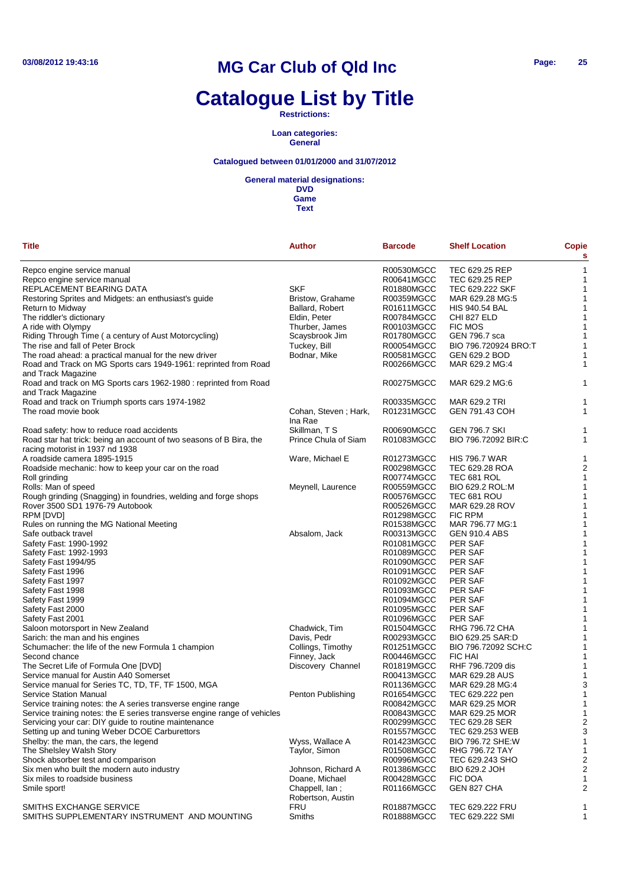# MG Car Club of Qld Inc

# Catalogue List by Title

**Restrictions:**

**Loan categories:**
**General**

**Catalogued between 01/01/2000 and 31/07/2012**

**General material designations:**
**DVD**
**Game**
**Text**

| Title | Author | Barcode | Shelf Location | Copies |
|---|---|---|---|---|
| Repco engine service manual | | R00530MGCC | TEC 629.25 REP | 1 |
| Repco engine service manual | | R00641MGCC | TEC 629.25 REP | 1 |
| REPLACEMENT BEARING DATA | SKF | R01880MGCC | TEC 629.222 SKF | 1 |
| Restoring Sprites and Midgets: an enthusiast's guide | Bristow, Grahame | R00359MGCC | MAR 629.28 MG:5 | 1 |
| Return to Midway | Ballard, Robert | R01611MGCC | HIS 940.54 BAL | 1 |
| The riddler's dictionary | Eldin, Peter | R00784MGCC | CHI 827 ELD | 1 |
| A ride with Olympy | Thurber, James | R00103MGCC | FIC MOS | 1 |
| Riding Through Time ( a century of Aust Motorcycling) | Scaysbrook Jim | R01780MGCC | GEN 796.7 sca | 1 |
| The rise and fall of Peter Brock | Tuckey, Bill | R00054MGCC | BIO 796.720924 BRO:T | 1 |
| The road ahead: a practical manual for the new driver | Bodnar, Mike | R00581MGCC | GEN 629.2 BOD | 1 |
| Road and Track on MG Sports cars 1949-1961: reprinted from Road and Track Magazine | | R00266MGCC | MAR 629.2 MG:4 | 1 |
| Road and track on MG Sports cars 1962-1980 : reprinted from Road and Track Magazine | | R00275MGCC | MAR 629.2 MG:6 | 1 |
| Road and track on Triumph sports cars 1974-1982 | | R00335MGCC | MAR 629.2 TRI | 1 |
| The road movie book | Cohan, Steven ; Hark, Ina Rae | R01231MGCC | GEN 791.43 COH | 1 |
| Road safety: how to reduce road accidents | Skillman, T S | R00690MGCC | GEN 796.7 SKI | 1 |
| Road star hat trick: being an account of two seasons of B Bira, the racing motorist in 1937 nd 1938 | Prince Chula of Siam | R01083MGCC | BIO 796.72092 BIR:C | 1 |
| A roadside camera 1895-1915 | Ware, Michael E | R01273MGCC | HIS 796.7 WAR | 1 |
| Roadside mechanic: how to keep your car on the road | | R00298MGCC | TEC 629.28 ROA | 2 |
| Roll grinding | | R00774MGCC | TEC 681 ROL | 1 |
| Rolls: Man of speed | Meynell, Laurence | R00559MGCC | BIO 629.2 ROL:M | 1 |
| Rough grinding (Snagging) in foundries, welding and forge shops | | R00576MGCC | TEC 681 ROU | 1 |
| Rover 3500 SD1 1976-79 Autobook | | R00526MGCC | MAR 629.28 ROV | 1 |
| RPM [DVD] | | R01298MGCC | FIC RPM | 1 |
| Rules on running the MG National Meeting | | R01538MGCC | MAR 796.77 MG:1 | 1 |
| Safe outback travel | Absalom, Jack | R00313MGCC | GEN 910.4 ABS | 1 |
| Safety Fast: 1990-1992 | | R01081MGCC | PER SAF | 1 |
| Safety Fast: 1992-1993 | | R01089MGCC | PER SAF | 1 |
| Safety Fast 1994/95 | | R01090MGCC | PER SAF | 1 |
| Safety Fast 1996 | | R01091MGCC | PER SAF | 1 |
| Safety Fast 1997 | | R01092MGCC | PER SAF | 1 |
| Safety Fast 1998 | | R01093MGCC | PER SAF | 1 |
| Safety Fast 1999 | | R01094MGCC | PER SAF | 1 |
| Safety Fast 2000 | | R01095MGCC | PER SAF | 1 |
| Safety Fast 2001 | | R01096MGCC | PER SAF | 1 |
| Saloon motorsport in New Zealand | Chadwick, Tim | R01504MGCC | RHG 796.72 CHA | 1 |
| Sarich: the man and his engines | Davis, Pedr | R00293MGCC | BIO 629.25 SAR:D | 1 |
| Schumacher: the life of the new Formula 1 champion | Collings, Timothy | R01251MGCC | BIO 796.72092 SCH:C | 1 |
| Second chance | Finney, Jack | R00446MGCC | FIC HAI | 1 |
| The Secret Life of Formula One [DVD] | Discovery Channel | R01819MGCC | RHF 796.7209 dis | 1 |
| Service manual for Austin A40 Somerset | | R00413MGCC | MAR 629.28 AUS | 1 |
| Service manual for Series TC, TD, TF, TF 1500, MGA | | R01136MGCC | MAR 629.28 MG:4 | 3 |
| Service Station Manual | Penton Publishing | R01654MGCC | TEC 629.222 pen | 1 |
| Service training notes: the A series transverse engine range | | R00842MGCC | MAR 629.25 MOR | 1 |
| Service training notes: the E series transverse engine range of vehicles | | R00843MGCC | MAR 629.25 MOR | 1 |
| Servicing your car: DIY guide to routine maintenance | | R00299MGCC | TEC 629.28 SER | 2 |
| Setting up and tuning Weber DCOE Carburettors | | R01557MGCC | TEC 629.253 WEB | 3 |
| Shelby: the man, the cars, the legend | Wyss, Wallace A | R01423MGCC | BIO 796.72 SHE:W | 1 |
| The Shelsley Walsh Story | Taylor, Simon | R01508MGCC | RHG 796.72 TAY | 1 |
| Shock absorber test and comparison | | R00996MGCC | TEC 629.243 SHO | 2 |
| Six men who built the modern auto industry | Johnson, Richard A | R01386MGCC | BIO 629.2 JOH | 2 |
| Six miles to roadside business | Doane, Michael | R00428MGCC | FIC DOA | 1 |
| Smile sport! | Chappell, Ian ; Robertson, Austin | R01166MGCC | GEN 827 CHA | 2 |
| SMITHS EXCHANGE SERVICE | FRU | R01887MGCC | TEC 629.222 FRU | 1 |
| SMITHS SUPPLEMENTARY INSTRUMENT AND MOUNTING | Smiths | R01888MGCC | TEC 629.222 SMI | 1 |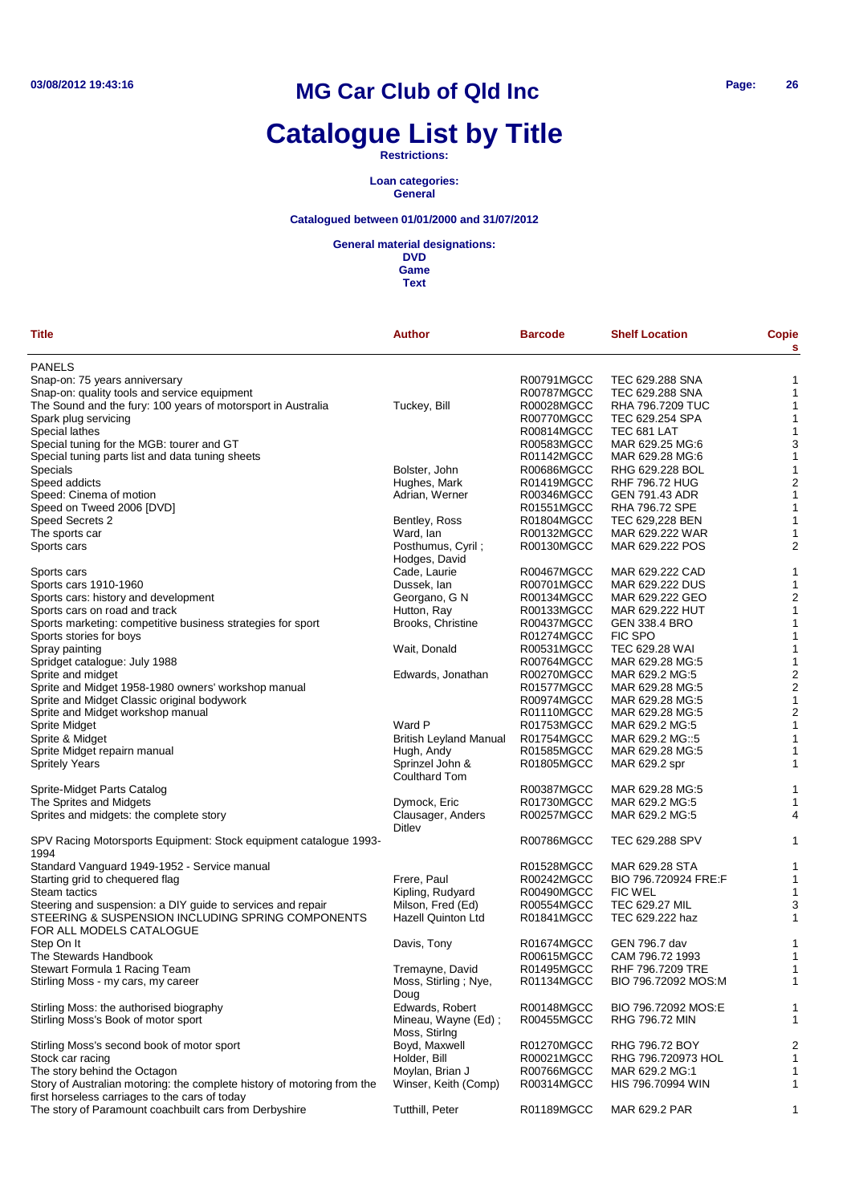# MG Car Club of Qld Inc

# Catalogue List by Title

**Restrictions:**

**Loan categories:**
**General**

**Catalogued between 01/01/2000 and 31/07/2012**

**General material designations:**
**DVD**
**Game**
**Text**

| Title | Author | Barcode | Shelf Location | Copies |
|---|---|---|---|---|
| PANELS | | | | |
| Snap-on: 75 years anniversary | | R00791MGCC | TEC 629.288 SNA | 1 |
| Snap-on: quality tools and service equipment | | R00787MGCC | TEC 629.288 SNA | 1 |
| The Sound and the fury: 100 years of motorsport in Australia | Tuckey, Bill | R00028MGCC | RHA 796.7209 TUC | 1 |
| Spark plug servicing | | R00770MGCC | TEC 629.254 SPA | 1 |
| Special lathes | | R00814MGCC | TEC 681 LAT | 1 |
| Special tuning for the MGB: tourer and GT | | R00583MGCC | MAR 629.25 MG:6 | 3 |
| Special tuning parts list and data tuning sheets | | R01142MGCC | MAR 629.28 MG:6 | 1 |
| Specials | Bolster, John | R00686MGCC | RHG 629.228 BOL | 1 |
| Speed addicts | Hughes, Mark | R01419MGCC | RHF 796.72 HUG | 2 |
| Speed: Cinema of motion | Adrian, Werner | R00346MGCC | GEN 791.43 ADR | 1 |
| Speed on Tweed 2006 [DVD] | | R01551MGCC | RHA 796.72 SPE | 1 |
| Speed Secrets 2 | Bentley, Ross | R01804MGCC | TEC 629,228 BEN | 1 |
| The sports car | Ward, Ian | R00132MGCC | MAR 629.222 WAR | 1 |
| Sports cars | Posthumus, Cyril ; Hodges, David | R00130MGCC | MAR 629.222 POS | 2 |
| Sports cars | Cade, Laurie | R00467MGCC | MAR 629.222 CAD | 1 |
| Sports cars 1910-1960 | Dussek, Ian | R00701MGCC | MAR 629.222 DUS | 1 |
| Sports cars: history and development | Georgano, G N | R00134MGCC | MAR 629.222 GEO | 2 |
| Sports cars on road and track | Hutton, Ray | R00133MGCC | MAR 629.222 HUT | 1 |
| Sports marketing: competitive business strategies for sport | Brooks, Christine | R00437MGCC | GEN 338.4 BRO | 1 |
| Sports stories for boys | | R01274MGCC | FIC SPO | 1 |
| Spray painting | Wait, Donald | R00531MGCC | TEC 629.28 WAI | 1 |
| Spridget catalogue: July 1988 | | R00764MGCC | MAR 629.28 MG:5 | 1 |
| Sprite and midget | Edwards, Jonathan | R00270MGCC | MAR 629.2 MG:5 | 2 |
| Sprite and Midget 1958-1980 owners' workshop manual | | R01577MGCC | MAR 629.28 MG:5 | 2 |
| Sprite and Midget Classic original bodywork | | R00974MGCC | MAR 629.28 MG:5 | 1 |
| Sprite and Midget workshop manual | | R01110MGCC | MAR 629.28 MG:5 | 2 |
| Sprite Midget | Ward P | R01753MGCC | MAR 629.2 MG:5 | 1 |
| Sprite & Midget | British Leyland Manual | R01754MGCC | MAR 629.2 MG::5 | 1 |
| Sprite Midget repairn manual | Hugh, Andy | R01585MGCC | MAR 629.28 MG:5 | 1 |
| Spritely Years | Sprinzel John & Coulthard Tom | R01805MGCC | MAR 629.2 spr | 1 |
| Sprite-Midget Parts Catalog | | R00387MGCC | MAR 629.28 MG:5 | 1 |
| The Sprites and Midgets | Dymock, Eric | R01730MGCC | MAR 629.2 MG:5 | 1 |
| Sprites and midgets: the complete story | Clausager, Anders Ditlev | R00257MGCC | MAR 629.2 MG:5 | 4 |
| SPV Racing Motorsports Equipment: Stock equipment catalogue 1993-1994 | | R00786MGCC | TEC 629.288 SPV | 1 |
| Standard Vanguard 1949-1952 - Service manual | | R01528MGCC | MAR 629.28 STA | 1 |
| Starting grid to chequered flag | Frere, Paul | R00242MGCC | BIO 796.720924 FRE:F | 1 |
| Steam tactics | Kipling, Rudyard | R00490MGCC | FIC WEL | 1 |
| Steering and suspension: a DIY guide to services and repair | Milson, Fred (Ed) | R00554MGCC | TEC 629.27 MIL | 3 |
| STEERING & SUSPENSION INCLUDING SPRING COMPONENTS FOR ALL MODELS CATALOGUE | Hazell Quinton Ltd | R01841MGCC | TEC 629.222 haz | 1 |
| Step On It | Davis, Tony | R01674MGCC | GEN 796.7 dav | 1 |
| The Stewards Handbook | | R00615MGCC | CAM 796.72 1993 | 1 |
| Stewart Formula 1 Racing Team | Tremayne, David | R01495MGCC | RHF 796.7209 TRE | 1 |
| Stirling Moss - my cars, my career | Moss, Stirling ; Nye, Doug | R01134MGCC | BIO 796.72092 MOS:M | 1 |
| Stirling Moss: the authorised biography | Edwards, Robert | R00148MGCC | BIO 796.72092 MOS:E | 1 |
| Stirling Moss's Book of motor sport | Mineau, Wayne (Ed) ; Moss, Stirlng | R00455MGCC | RHG 796.72 MIN | 1 |
| Stirling Moss's second book of motor sport | Boyd, Maxwell | R01270MGCC | RHG 796.72 BOY | 2 |
| Stock car racing | Holder, Bill | R00021MGCC | RHG 796.720973 HOL | 1 |
| The story behind the Octagon | Moylan, Brian J | R00766MGCC | MAR 629.2 MG:1 | 1 |
| Story of Australian motoring: the complete history of motoring from the first horseless carriages to the cars of today | Winser, Keith (Comp) | R00314MGCC | HIS 796.70994 WIN | 1 |
| The story of Paramount coachbuilt cars from Derbyshire | Tutthill, Peter | R01189MGCC | MAR 629.2 PAR | 1 |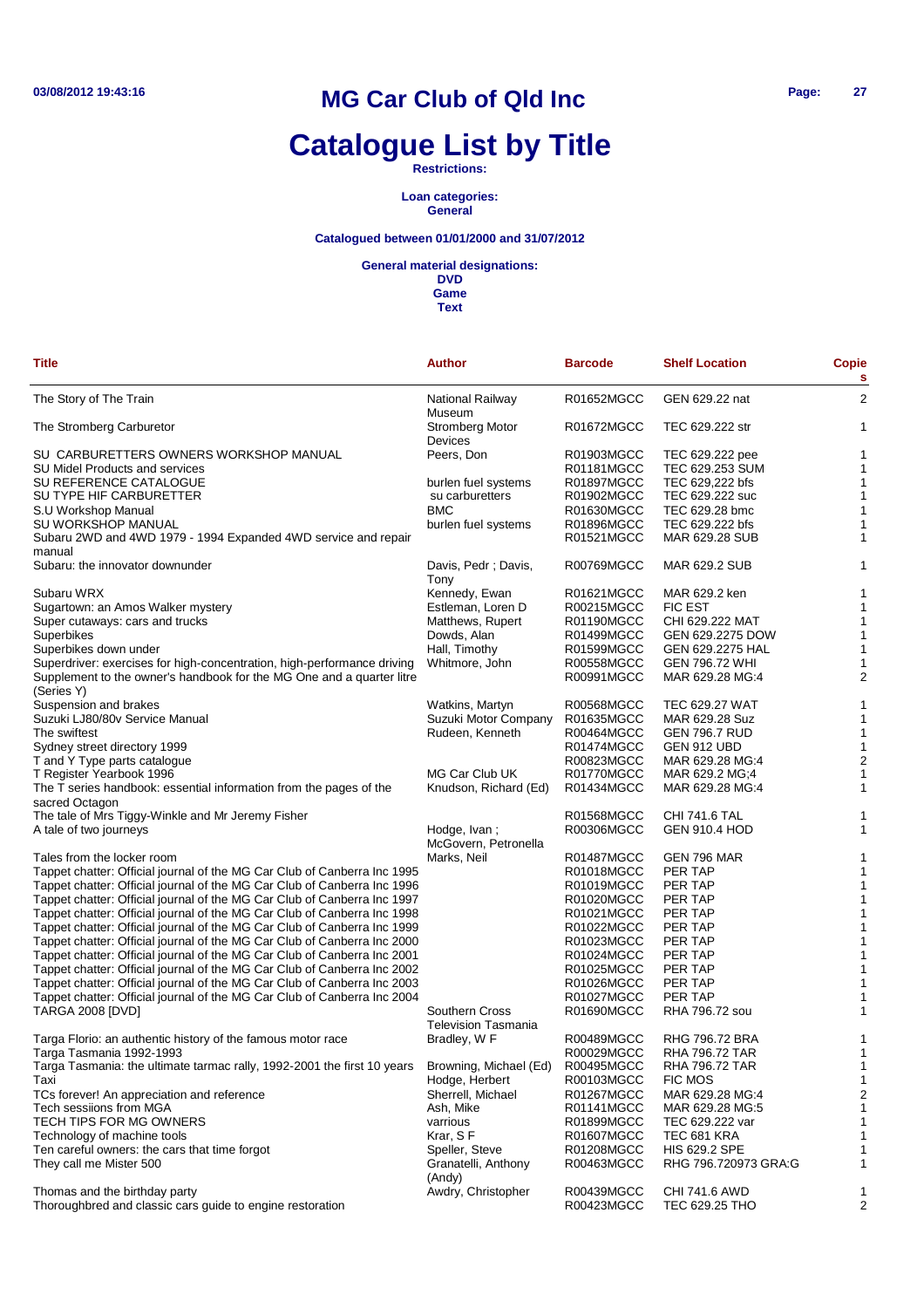# MG Car Club of Qld Inc

# Catalogue List by Title

**Restrictions:**

**Loan categories:**
**General**

**Catalogued between 01/01/2000 and 31/07/2012**

**General material designations:**
**DVD**
**Game**
**Text**

| Title | Author | Barcode | Shelf Location | Copies |
|---|---|---|---|---|
| The Story of The Train | National Railway Museum | R01652MGCC | GEN 629.22 nat | 2 |
| The Stromberg Carburetor | Stromberg Motor Devices | R01672MGCC | TEC 629.222 str | 1 |
| SU CARBURETTERS OWNERS WORKSHOP MANUAL | Peers, Don | R01903MGCC | TEC 629.222 pee | 1 |
| SU Midel Products and services | | R01181MGCC | TEC 629.253 SUM | 1 |
| SU REFERENCE CATALOGUE | burlen fuel systems | R01897MGCC | TEC 629,222 bfs | 1 |
| SU TYPE HIF CARBURETTER | su carburetters | R01902MGCC | TEC 629.222 suc | 1 |
| S.U Workshop Manual | BMC | R01630MGCC | TEC 629.28 bmc | 1 |
| SU WORKSHOP MANUAL | burlen fuel systems | R01896MGCC | TEC 629.222 bfs | 1 |
| Subaru 2WD and 4WD 1979 - 1994 Expanded 4WD service and repair manual | | R01521MGCC | MAR 629.28 SUB | 1 |
| Subaru: the innovator downunder | Davis, Pedr ; Davis, Tony | R00769MGCC | MAR 629.2 SUB | 1 |
| Subaru WRX | Kennedy, Ewan | R01621MGCC | MAR 629.2 ken | 1 |
| Sugartown: an Amos Walker mystery | Estleman, Loren D | R00215MGCC | FIC EST | 1 |
| Super cutaways: cars and trucks | Matthews, Rupert | R01190MGCC | CHI 629.222 MAT | 1 |
| Superbikes | Dowds, Alan | R01499MGCC | GEN 629.2275 DOW | 1 |
| Superbikes down under | Hall, Timothy | R01599MGCC | GEN 629.2275 HAL | 1 |
| Superdriver: exercises for high-concentration, high-performance driving | Whitmore, John | R00558MGCC | GEN 796.72 WHI | 1 |
| Supplement to the owner's handbook for the MG One and a quarter litre (Series Y) | | R00991MGCC | MAR 629.28 MG:4 | 2 |
| Suspension and brakes | Watkins, Martyn | R00568MGCC | TEC 629.27 WAT | 1 |
| Suzuki LJ80/80v Service Manual | Suzuki Motor Company | R01635MGCC | MAR 629.28 Suz | 1 |
| The swiftest | Rudeen, Kenneth | R00464MGCC | GEN 796.7 RUD | 1 |
| Sydney street directory 1999 | | R01474MGCC | GEN 912 UBD | 1 |
| T and Y Type parts catalogue | | R00823MGCC | MAR 629.28 MG:4 | 2 |
| T Register Yearbook 1996 | MG Car Club UK | R01770MGCC | MAR 629.2 MG;4 | 1 |
| The T series handbook: essential information from the pages of the sacred Octagon | Knudson, Richard (Ed) | R01434MGCC | MAR 629.28 MG:4 | 1 |
| The tale of Mrs Tiggy-Winkle and Mr Jeremy Fisher | | R01568MGCC | CHI 741.6 TAL | 1 |
| A tale of two journeys | Hodge, Ivan ; McGovern, Petronella | R00306MGCC | GEN 910.4 HOD | 1 |
| Tales from the locker room | Marks, Neil | R01487MGCC | GEN 796 MAR | 1 |
| Tappet chatter: Official journal of the MG Car Club of Canberra Inc 1995 | | R01018MGCC | PER TAP | 1 |
| Tappet chatter: Official journal of the MG Car Club of Canberra Inc 1996 | | R01019MGCC | PER TAP | 1 |
| Tappet chatter: Official journal of the MG Car Club of Canberra Inc 1997 | | R01020MGCC | PER TAP | 1 |
| Tappet chatter: Official journal of the MG Car Club of Canberra Inc 1998 | | R01021MGCC | PER TAP | 1 |
| Tappet chatter: Official journal of the MG Car Club of Canberra Inc 1999 | | R01022MGCC | PER TAP | 1 |
| Tappet chatter: Official journal of the MG Car Club of Canberra Inc 2000 | | R01023MGCC | PER TAP | 1 |
| Tappet chatter: Official journal of the MG Car Club of Canberra Inc 2001 | | R01024MGCC | PER TAP | 1 |
| Tappet chatter: Official journal of the MG Car Club of Canberra Inc 2002 | | R01025MGCC | PER TAP | 1 |
| Tappet chatter: Official journal of the MG Car Club of Canberra Inc 2003 | | R01026MGCC | PER TAP | 1 |
| Tappet chatter: Official journal of the MG Car Club of Canberra Inc 2004 | | R01027MGCC | PER TAP | 1 |
| TARGA 2008 [DVD] | Southern Cross Television Tasmania | R01690MGCC | RHA 796.72 sou | 1 |
| Targa Florio: an authentic history of the famous motor race | Bradley, W F | R00489MGCC | RHG 796.72 BRA | 1 |
| Targa Tasmania 1992-1993 | | R00029MGCC | RHA 796.72 TAR | 1 |
| Targa Tasmania: the ultimate tarmac rally, 1992-2001 the first 10 years | Browning, Michael (Ed) | R00495MGCC | RHA 796.72 TAR | 1 |
| Taxi | Hodge, Herbert | R00103MGCC | FIC MOS | 1 |
| TCs forever! An appreciation and reference | Sherrell, Michael | R01267MGCC | MAR 629.28 MG:4 | 2 |
| Tech sessiions from MGA | Ash, Mike | R01141MGCC | MAR 629.28 MG:5 | 1 |
| TECH TIPS FOR MG OWNERS | varrious | R01899MGCC | TEC 629.222 var | 1 |
| Technology of machine tools | Krar, S F | R01607MGCC | TEC 681 KRA | 1 |
| Ten careful owners: the cars that time forgot | Speller, Steve | R01208MGCC | HIS 629.2 SPE | 1 |
| They call me Mister 500 | Granatelli, Anthony (Andy) | R00463MGCC | RHG 796.720973 GRA:G | 1 |
| Thomas and the birthday party | Awdry, Christopher | R00439MGCC | CHI 741.6 AWD | 1 |
| Thoroughbred and classic cars guide to engine restoration | | R00423MGCC | TEC 629.25 THO | 2 |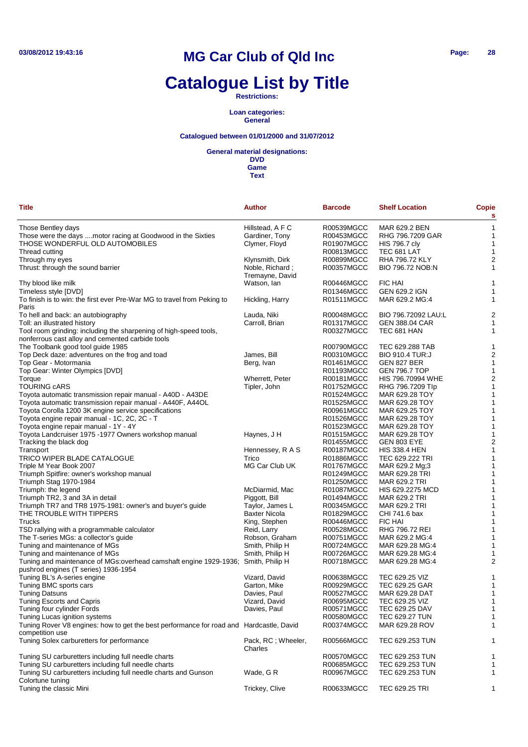# MG Car Club of Qld Inc

# Catalogue List by Title

**Restrictions:**

**Loan categories:**
**General**

**Catalogued between 01/01/2000 and 31/07/2012**

**General material designations:**
**DVD**
**Game**
**Text**

| Title | Author | Barcode | Shelf Location | Copies |
|---|---|---|---|---|
| Those Bentley days | Hillstead, A F C | R00539MGCC | MAR 629.2 BEN | 1 |
| Those were the days ....motor racing at Goodwood in the Sixties | Gardiner, Tony | R00453MGCC | RHG 796.7209 GAR | 1 |
| THOSE WONDERFUL OLD AUTOMOBILES | Clymer, Floyd | R01907MGCC | HIS 796.7 cly | 1 |
| Thread cutting | | R00813MGCC | TEC 681 LAT | 1 |
| Through my eyes | Klynsmith, Dirk | R00899MGCC | RHA 796.72 KLY | 2 |
| Thrust: through the sound barrier | Noble, Richard ; Tremayne, David | R00357MGCC | BIO 796.72 NOB:N | 1 |
| Thy blood like milk | Watson, Ian | R00446MGCC | FIC HAI | 1 |
| Timeless style [DVD] | | R01346MGCC | GEN 629.2 IGN | 1 |
| To finish is to win: the first ever Pre-War MG to travel from Peking to Paris | Hickling, Harry | R01511MGCC | MAR 629.2 MG:4 | 1 |
| To hell and back: an autobiography | Lauda, Niki | R00048MGCC | BIO 796.72092 LAU:L | 2 |
| Toll: an illustrated history | Carroll, Brian | R01317MGCC | GEN 388.04 CAR | 1 |
| Tool room grinding: including the sharpening of high-speed tools, nonferrous cast alloy and cemented carbide tools | | R00327MGCC | TEC 681 HAN | 1 |
| The Toolbank good tool guide 1985 | | R00790MGCC | TEC 629.288 TAB | 1 |
| Top Deck daze: adventures on the frog and toad | James, Bill | R00310MGCC | BIO 910.4 TUR:J | 2 |
| Top Gear - Motormania | Berg, Ivan | R01461MGCC | GEN 827 BER | 1 |
| Top Gear: Winter Olympics [DVD] | | R01193MGCC | GEN 796.7 TOP | 1 |
| Torque | Wherrett, Peter | R00181MGCC | HIS 796.70994 WHE | 2 |
| TOURING cARS | Tipler, John | R01752MGCC | RHG 796.7209 TIp | 1 |
| Toyota automatic transmission repair manual - A40D - A43DE | | R01524MGCC | MAR 629.28 TOY | 1 |
| Toyota automatic transmission repair manual - A440F, A44OL | | R01525MGCC | MAR 629.28 TOY | 1 |
| Toyota Corolla 1200 3K engine service specifications | | R00961MGCC | MAR 629.25 TOY | 1 |
| Toyota engine repair manual - 1C, 2C, 2C - T | | R01526MGCC | MAR 629.28 TOY | 1 |
| Toyota engine repair manual - 1Y - 4Y | | R01523MGCC | MAR 629.28 TOY | 1 |
| Toyota Landcruiser 1975 -1977 Owners workshop manual | Haynes, J H | R01515MGCC | MAR 629.28 TOY | 1 |
| Tracking the black dog | | R01455MGCC | GEN 803 EYE | 2 |
| Transport | Hennessey, R A S | R00187MGCC | HIS 338.4 HEN | 1 |
| TRICO WIPER BLADE CATALOGUE | Trico | R01886MGCC | TEC 629.222 TRI | 1 |
| Triple M Year Book 2007 | MG Car Club UK | R01767MGCC | MAR 629.2 Mg;3 | 1 |
| Triumph Spitfire: owner's workshop manual | | R01249MGCC | MAR 629.28 TRI | 1 |
| Triumph Stag 1970-1984 | | R01250MGCC | MAR 629.2 TRI | 1 |
| Triumph: the legend | McDiarmid, Mac | R01087MGCC | HIS 629.2275 MCD | 1 |
| Triumph TR2, 3 and 3A in detail | Piggott, Bill | R01494MGCC | MAR 629.2 TRI | 1 |
| Triumph TR7 and TR8 1975-1981: owner's and buyer's guide | Taylor, James L | R00345MGCC | MAR 629.2 TRI | 1 |
| THE TROUBLE WITH TIPPERS | Baxter Nicola | R01829MGCC | CHI 741.6 bax | 1 |
| Trucks | King, Stephen | R00446MGCC | FIC HAI | 1 |
| TSD rallying with a programmable calculator | Reid, Larry | R00528MGCC | RHG 796.72 REI | 1 |
| The T-series MGs: a collector's guide | Robson, Graham | R00751MGCC | MAR 629.2 MG:4 | 1 |
| Tuning and maintenance of MGs | Smith, Philip H | R00724MGCC | MAR 629.28 MG:4 | 1 |
| Tuning and maintenance of MGs | Smith, Philip H | R00726MGCC | MAR 629.28 MG:4 | 1 |
| Tuning and maintenance of MGs:overhead camshaft engine 1929-1936; pushrod engines (T series) 1936-1954 | Smith, Philip H | R00718MGCC | MAR 629.28 MG:4 | 2 |
| Tuning BL's A-series engine | Vizard, David | R00638MGCC | TEC 629.25 VIZ | 1 |
| Tuning BMC sports cars | Garton, Mike | R00929MGCC | TEC 629.25 GAR | 1 |
| Tuning Datsuns | Davies, Paul | R00527MGCC | MAR 629.28 DAT | 1 |
| Tuning Escorts and Capris | Vizard, David | R00695MGCC | TEC 629.25 VIZ | 1 |
| Tuning four cylinder Fords | Davies, Paul | R00571MGCC | TEC 629.25 DAV | 1 |
| Tuning Lucas ignition systems | | R00580MGCC | TEC 629.27 TUN | 1 |
| Tuning Rover V8 engines: how to get the best performance for road and competition use | Hardcastle, David | R00374MGCC | MAR 629.28 ROV | 1 |
| Tuning Solex carburetters for performance | Pack, RC ; Wheeler, Charles | R00566MGCC | TEC 629.253 TUN | 1 |
| Tuning SU carburetters including full needle charts | | R00570MGCC | TEC 629.253 TUN | 1 |
| Tuning SU carburetters including full needle charts | | R00685MGCC | TEC 629.253 TUN | 1 |
| Tuning SU carburetters including full needle charts and Gunson Colortune tuning | Wade, G R | R00967MGCC | TEC 629.253 TUN | 1 |
| Tuning the classic Mini | Trickey, Clive | R00633MGCC | TEC 629.25 TRI | 1 |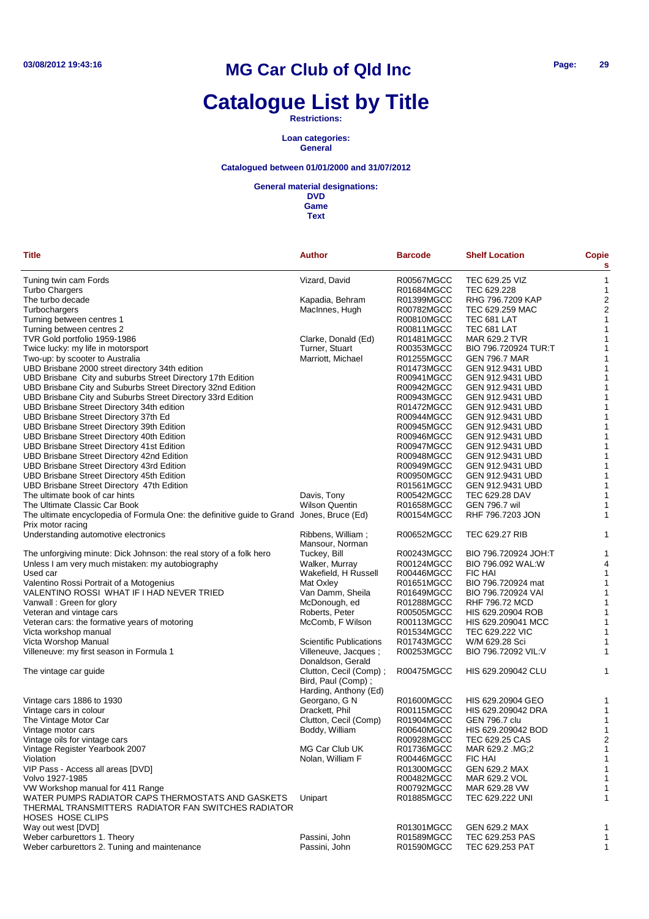# MG Car Club of Qld Inc

# Catalogue List by Title

**Restrictions:**

**Loan categories:**
**General**

**Catalogued between 01/01/2000 and 31/07/2012**

**General material designations:**
**DVD**
**Game**
**Text**

| Title | Author | Barcode | Shelf Location | Copies |
|---|---|---|---|---|
| Tuning twin cam Fords | Vizard, David | R00567MGCC | TEC 629.25 VIZ | 1 |
| Turbo Chargers | | R01684MGCC | TEC 629.228 | 1 |
| The turbo decade | Kapadia, Behram | R01399MGCC | RHG 796.7209 KAP | 2 |
| Turbochargers | MacInnes, Hugh | R00782MGCC | TEC 629.259 MAC | 2 |
| Turning between centres 1 | | R00810MGCC | TEC 681 LAT | 1 |
| Turning between centres 2 | | R00811MGCC | TEC 681 LAT | 1 |
| TVR Gold portfolio 1959-1986 | Clarke, Donald (Ed) | R01481MGCC | MAR 629.2 TVR | 1 |
| Twice lucky: my life in motorsport | Turner, Stuart | R00353MGCC | BIO 796.720924 TUR:T | 1 |
| Two-up: by scooter to Australia | Marriott, Michael | R01255MGCC | GEN 796.7 MAR | 1 |
| UBD Brisbane 2000 street directory 34th edition | | R01473MGCC | GEN 912.9431 UBD | 1 |
| UBD Brisbane City and suburbs Street Directory 17th Edition | | R00941MGCC | GEN 912.9431 UBD | 1 |
| UBD Brisbane City and Suburbs Street Directory 32nd Edition | | R00942MGCC | GEN 912.9431 UBD | 1 |
| UBD Brisbane City and Suburbs Street Directory 33rd Edition | | R00943MGCC | GEN 912.9431 UBD | 1 |
| UBD Brisbane Street Directory 34th edition | | R01472MGCC | GEN 912.9431 UBD | 1 |
| UBD Brisbane Street Directory 37th Ed | | R00944MGCC | GEN 912.9431 UBD | 1 |
| UBD Brisbane Street Directory 39th Edition | | R00945MGCC | GEN 912.9431 UBD | 1 |
| UBD Brisbane Street Directory 40th Edition | | R00946MGCC | GEN 912.9431 UBD | 1 |
| UBD Brisbane Street Directory 41st Edition | | R00947MGCC | GEN 912.9431 UBD | 1 |
| UBD Brisbane Street Directory 42nd Edition | | R00948MGCC | GEN 912.9431 UBD | 1 |
| UBD Brisbane Street Directory 43rd Edition | | R00949MGCC | GEN 912.9431 UBD | 1 |
| UBD Brisbane Street Directory 45th Edition | | R00950MGCC | GEN 912.9431 UBD | 1 |
| UBD Brisbane Street Directory 47th Edition | | R01561MGCC | GEN 912.9431 UBD | 1 |
| The ultimate book of car hints | Davis, Tony | R00542MGCC | TEC 629.28 DAV | 1 |
| The Ultimate Classic Car Book | Wilson Quentin | R01658MGCC | GEN 796.7 wil | 1 |
| The ultimate encyclopedia of Formula One: the definitive guide to Grand Prix motor racing | Jones, Bruce (Ed) | R00154MGCC | RHF 796.7203 JON | 1 |
| Understanding automotive electronics | Ribbens, William ; Mansour, Norman | R00652MGCC | TEC 629.27 RIB | 1 |
| The unforgiving minute: Dick Johnson: the real story of a folk hero | Tuckey, Bill | R00243MGCC | BIO 796.720924 JOH:T | 1 |
| Unless I am very much mistaken: my autobiography | Walker, Murray | R00124MGCC | BIO 796.092 WAL:W | 4 |
| Used car | Wakefield, H Russell | R00446MGCC | FIC HAI | 1 |
| Valentino Rossi Portrait of a Motogenius | Mat Oxley | R01651MGCC | BIO 796.720924 mat | 1 |
| VALENTINO ROSSI WHAT IF I HAD NEVER TRIED | Van Damm, Sheila | R01649MGCC | BIO 796.720924 VAl | 1 |
| Vanwall : Green for glory | McDonough, ed | R01288MGCC | RHF 796.72 MCD | 1 |
| Veteran and vintage cars | Roberts, Peter | R00505MGCC | HIS 629.20904 ROB | 1 |
| Veteran cars: the formative years of motoring | McComb, F Wilson | R00113MGCC | HIS 629.209041 MCC | 1 |
| Victa workshop manual | | R01534MGCC | TEC 629.222 VIC | 1 |
| Victa Worshop Manual | Scientific Publications | R01743MGCC | W/M 629.28 Sci | 1 |
| Villeneuve: my first season in Formula 1 | Villeneuve, Jacques ; Donaldson, Gerald | R00253MGCC | BIO 796.72092 VIL:V | 1 |
| The vintage car guide | Clutton, Cecil (Comp) ; Bird, Paul (Comp) ; Harding, Anthony (Ed) | R00475MGCC | HIS 629.209042 CLU | 1 |
| Vintage cars 1886 to 1930 | Georgano, G N | R01600MGCC | HIS 629.20904 GEO | 1 |
| Vintage cars in colour | Drackett, Phil | R00115MGCC | HIS 629.209042 DRA | 1 |
| The Vintage Motor Car | Clutton, Cecil (Comp) | R01904MGCC | GEN 796.7 clu | 1 |
| Vintage motor cars | Boddy, William | R00640MGCC | HIS 629.209042 BOD | 1 |
| Vintage oils for vintage cars | | R00928MGCC | TEC 629.25 CAS | 2 |
| Vintage Register Yearbook 2007 | MG Car Club UK | R01736MGCC | MAR 629.2 .MG;2 | 1 |
| Violation | Nolan, William F | R00446MGCC | FIC HAI | 1 |
| VIP Pass - Access all areas [DVD] | | R01300MGCC | GEN 629.2 MAX | 1 |
| Volvo 1927-1985 | | R00482MGCC | MAR 629.2 VOL | 1 |
| VW Workshop manual for 411 Range | | R00792MGCC | MAR 629.28 VW | 1 |
| WATER PUMPS RADIATOR CAPS THERMOSTATS AND GASKETS THERMAL TRANSMITTERS RADIATOR FAN SWITCHES RADIATOR HOSES HOSE CLIPS | Unipart | R01885MGCC | TEC 629.222 UNI | 1 |
| Way out west [DVD] | | R01301MGCC | GEN 629.2 MAX | 1 |
| Weber carburettors 1. Theory | Passini, John | R01589MGCC | TEC 629.253 PAS | 1 |
| Weber carburettors 2. Tuning and maintenance | Passini, John | R01590MGCC | TEC 629.253 PAT | 1 |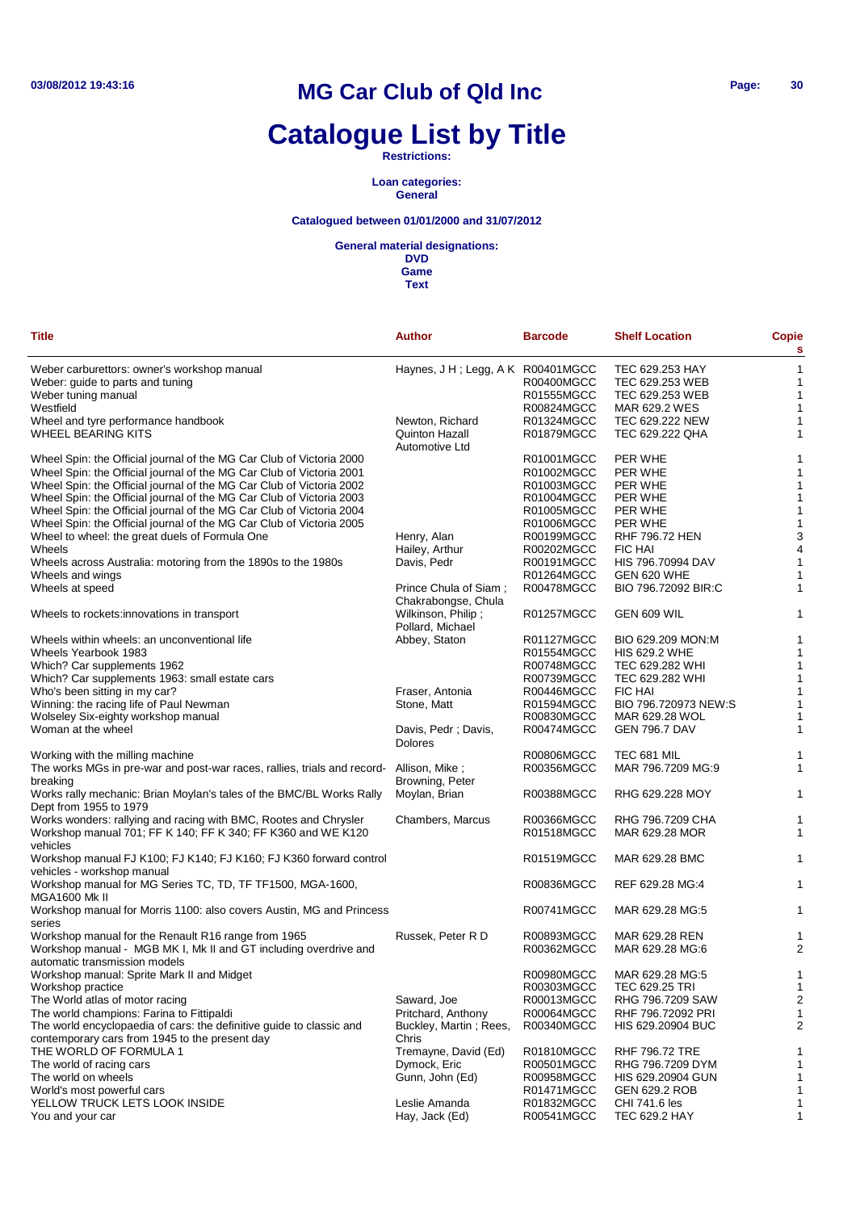# MG Car Club of Qld Inc

# Catalogue List by Title

**Restrictions:**

**Loan categories:**
**General**

**Catalogued between 01/01/2000 and 31/07/2012**

**General material designations:**
**DVD**
**Game**
**Text**

| Title | Author | Barcode | Shelf Location | Copies |
|---|---|---|---|---|
| Weber carburettors: owner's workshop manual | Haynes, J H ; Legg, A K | R00401MGCC | TEC 629.253 HAY | 1 |
| Weber: guide to parts and tuning | | R00400MGCC | TEC 629.253 WEB | 1 |
| Weber tuning manual | | R01555MGCC | TEC 629.253 WEB | 1 |
| Westfield | | R00824MGCC | MAR 629.2 WES | 1 |
| Wheel and tyre performance handbook | Newton, Richard | R01324MGCC | TEC 629.222 NEW | 1 |
| WHEEL BEARING KITS | Quinton Hazall Automotive Ltd | R01879MGCC | TEC 629.222 QHA | 1 |
| Wheel Spin: the Official journal of the MG Car Club of Victoria 2000 | | R01001MGCC | PER WHE | 1 |
| Wheel Spin: the Official journal of the MG Car Club of Victoria 2001 | | R01002MGCC | PER WHE | 1 |
| Wheel Spin: the Official journal of the MG Car Club of Victoria 2002 | | R01003MGCC | PER WHE | 1 |
| Wheel Spin: the Official journal of the MG Car Club of Victoria 2003 | | R01004MGCC | PER WHE | 1 |
| Wheel Spin: the Official journal of the MG Car Club of Victoria 2004 | | R01005MGCC | PER WHE | 1 |
| Wheel Spin: the Official journal of the MG Car Club of Victoria 2005 | | R01006MGCC | PER WHE | 1 |
| Wheel to wheel: the great duels of Formula One | Henry, Alan | R00199MGCC | RHF 796.72 HEN | 3 |
| Wheels | Hailey, Arthur | R00202MGCC | FIC HAI | 4 |
| Wheels across Australia: motoring from the 1890s to the 1980s | Davis, Pedr | R00191MGCC | HIS 796.70994 DAV | 1 |
| Wheels and wings | | R01264MGCC | GEN 620 WHE | 1 |
| Wheels at speed | Prince Chula of Siam ; Chakrabongse, Chula | R00478MGCC | BIO 796.72092 BIR:C | 1 |
| Wheels to rockets:innovations in transport | Wilkinson, Philip ; Pollard, Michael | R01257MGCC | GEN 609 WIL | 1 |
| Wheels within wheels: an unconventional life | Abbey, Staton | R01127MGCC | BIO 629.209 MON:M | 1 |
| Wheels Yearbook 1983 | | R01554MGCC | HIS 629.2 WHE | 1 |
| Which? Car supplements 1962 | | R00748MGCC | TEC 629.282 WHI | 1 |
| Which? Car supplements 1963: small estate cars | | R00739MGCC | TEC 629.282 WHI | 1 |
| Who's been sitting in my car? | Fraser, Antonia | R00446MGCC | FIC HAI | 1 |
| Winning: the racing life of Paul Newman | Stone, Matt | R01594MGCC | BIO 796.720973 NEW:S | 1 |
| Wolseley Six-eighty workshop manual | | R00830MGCC | MAR 629.28 WOL | 1 |
| Woman at the wheel | Davis, Pedr ; Davis, Dolores | R00474MGCC | GEN 796.7 DAV | 1 |
| Working with the milling machine | | R00806MGCC | TEC 681 MIL | 1 |
| The works MGs in pre-war and post-war races, rallies, trials and record-breaking | Allison, Mike ; Browning, Peter | R00356MGCC | MAR 796.7209 MG:9 | 1 |
| Works rally mechanic: Brian Moylan's tales of the BMC/BL Works Rally Dept from 1955 to 1979 | Moylan, Brian | R00388MGCC | RHG 629.228 MOY | 1 |
| Works wonders: rallying and racing with BMC, Rootes and Chrysler | Chambers, Marcus | R00366MGCC | RHG 796.7209 CHA | 1 |
| Workshop manual 701; FF K 140; FF K 340; FF K360 and WE K120 vehicles | | R01518MGCC | MAR 629.28 MOR | 1 |
| Workshop manual FJ K100; FJ K140; FJ K160; FJ K360 forward control vehicles - workshop manual | | R01519MGCC | MAR 629.28 BMC | 1 |
| Workshop manual for MG Series TC, TD, TF TF1500, MGA-1600, MGA1600 Mk II | | R00836MGCC | REF 629.28 MG:4 | 1 |
| Workshop manual for Morris 1100: also covers Austin, MG and Princess series | | R00741MGCC | MAR 629.28 MG:5 | 1 |
| Workshop manual for the Renault R16 range from 1965 | Russek, Peter R D | R00893MGCC | MAR 629.28 REN | 1 |
| Workshop manual - MGB MK I, Mk II and GT including overdrive and automatic transmission models | | R00362MGCC | MAR 629.28 MG:6 | 2 |
| Workshop manual: Sprite Mark II and Midget | | R00980MGCC | MAR 629.28 MG:5 | 1 |
| Workshop practice | | R00303MGCC | TEC 629.25 TRI | 1 |
| The World atlas of motor racing | Saward, Joe | R00013MGCC | RHG 796.7209 SAW | 2 |
| The world champions: Farina to Fittipaldi | Pritchard, Anthony | R00064MGCC | RHF 796.72092 PRI | 1 |
| The world encyclopaedia of cars: the definitive guide to classic and contemporary cars from 1945 to the present day | Buckley, Martin ; Rees, Chris | R00340MGCC | HIS 629.20904 BUC | 2 |
| THE WORLD OF FORMULA 1 | Tremayne, David (Ed) | R01810MGCC | RHF 796.72 TRE | 1 |
| The world of racing cars | Dymock, Eric | R00501MGCC | RHG 796.7209 DYM | 1 |
| The world on wheels | Gunn, John (Ed) | R00958MGCC | HIS 629.20904 GUN | 1 |
| World's most powerful cars | | R01471MGCC | GEN 629.2 ROB | 1 |
| YELLOW TRUCK LETS LOOK INSIDE | Leslie Amanda | R01832MGCC | CHI 741.6 les | 1 |
| You and your car | Hay, Jack (Ed) | R00541MGCC | TEC 629.2 HAY | 1 |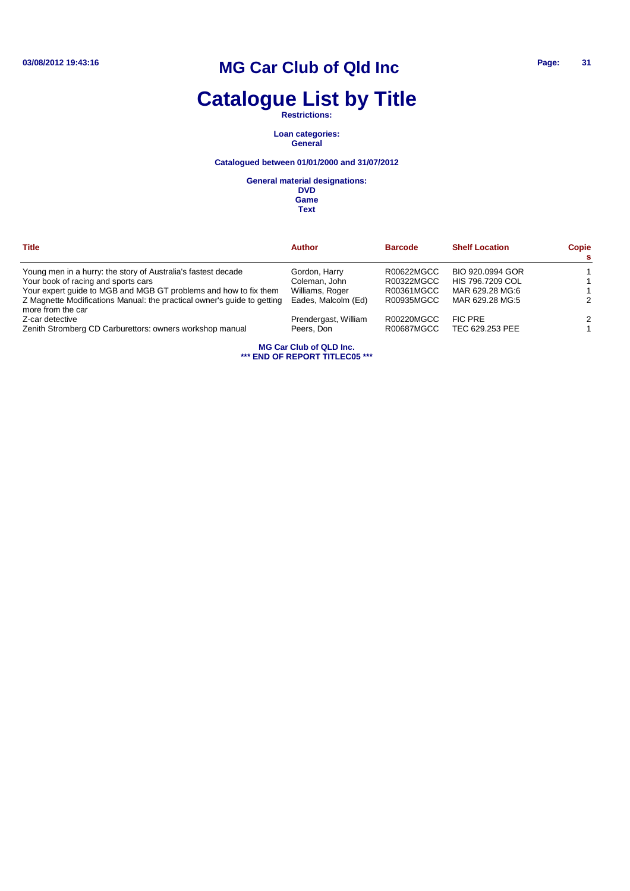# MG Car Club of Qld Inc

# Catalogue List by Title

**Restrictions:**

**Loan categories:**
**General**

**Catalogued between 01/01/2000 and 31/07/2012**

**General material designations:**
**DVD**
**Game**
**Text**

| Title | Author | Barcode | Shelf Location | Copies |
|---|---|---|---|---|
| Young men in a hurry: the story of Australia's fastest decade | Gordon, Harry | R00622MGCC | BIO 920.0994 GOR | 1 |
| Your book of racing and sports cars | Coleman, John | R00322MGCC | HIS 796.7209 COL | 1 |
| Your expert guide to MGB and MGB GT problems and how to fix them | Williams, Roger | R00361MGCC | MAR 629.28 MG:6 | 1 |
| Z Magnette Modifications Manual: the practical owner's guide to getting more from the car | Eades, Malcolm (Ed) | R00935MGCC | MAR 629.28 MG:5 | 2 |
| Z-car detective | Prendergast, William | R00220MGCC | FIC PRE | 2 |
| Zenith Stromberg CD Carburettors: owners workshop manual | Peers, Don | R00687MGCC | TEC 629.253 PEE | 1 |

**MG Car Club of QLD Inc.**
**\*\*\* END OF REPORT TITLEC05 \*\*\***